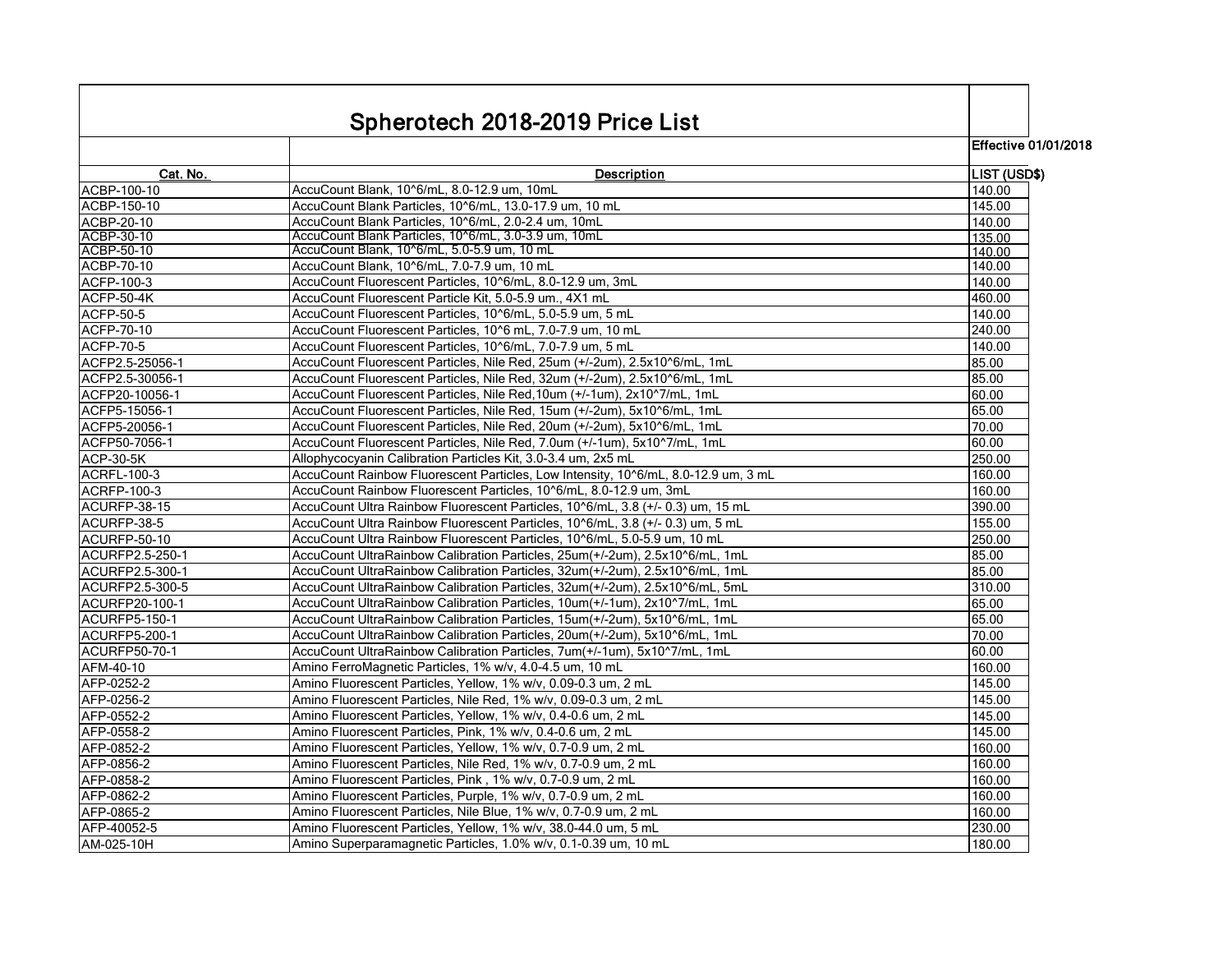# Spherotech 2018-2019 Price List

**Effective 01/01/2018**

| Cat. No. | Description | LIST (USD$) |
|---|---|---|
| ACBP-100-10 | AccuCount Blank, 10^6/mL, 8.0-12.9 um, 10mL | 140.00 |
| ACBP-150-10 | AccuCount Blank Particles, 10^6/mL, 13.0-17.9 um, 10 mL | 145.00 |
| ACBP-20-10 | AccuCount Blank Particles, 10^6/mL, 2.0-2.4 um, 10mL | 140.00 |
| ACBP-30-10 | AccuCount Blank Particles, 10^6/mL, 3.0-3.9 um, 10mL | 135.00 |
| ACBP-50-10 | AccuCount Blank, 10^6/mL, 5.0-5.9 um, 10 mL | 140.00 |
| ACBP-70-10 | AccuCount Blank, 10^6/mL, 7.0-7.9 um, 10 mL | 140.00 |
| ACFP-100-3 | AccuCount Fluorescent Particles, 10^6/mL, 8.0-12.9 um, 3mL | 140.00 |
| ACFP-50-4K | AccuCount Fluorescent Particle Kit, 5.0-5.9 um., 4X1 mL | 460.00 |
| ACFP-50-5 | AccuCount Fluorescent Particles, 10^6/mL, 5.0-5.9 um, 5 mL | 140.00 |
| ACFP-70-10 | AccuCount Fluorescent Particles, 10^6 mL, 7.0-7.9 um, 10 mL | 240.00 |
| ACFP-70-5 | AccuCount Fluorescent Particles, 10^6/mL, 7.0-7.9 um, 5 mL | 140.00 |
| ACFP2.5-25056-1 | AccuCount Fluorescent Particles, Nile Red, 25um (+/-2um), 2.5x10^6/mL, 1mL | 85.00 |
| ACFP2.5-30056-1 | AccuCount Fluorescent Particles, Nile Red, 32um (+/-2um), 2.5x10^6/mL, 1mL | 85.00 |
| ACFP20-10056-1 | AccuCount Fluorescent Particles, Nile Red,10um (+/-1um), 2x10^7/mL, 1mL | 60.00 |
| ACFP5-15056-1 | AccuCount Fluorescent Particles, Nile Red, 15um (+/-2um), 5x10^6/mL, 1mL | 65.00 |
| ACFP5-20056-1 | AccuCount Fluorescent Particles, Nile Red, 20um (+/-2um), 5x10^6/mL, 1mL | 70.00 |
| ACFP50-7056-1 | AccuCount Fluorescent Particles, Nile Red, 7.0um (+/-1um), 5x10^7/mL, 1mL | 60.00 |
| ACP-30-5K | Allophycocyanin Calibration Particles Kit, 3.0-3.4 um, 2x5 mL | 250.00 |
| ACRFL-100-3 | AccuCount Rainbow Fluorescent Particles, Low Intensity, 10^6/mL, 8.0-12.9 um, 3 mL | 160.00 |
| ACRFP-100-3 | AccuCount Rainbow Fluorescent Particles, 10^6/mL, 8.0-12.9 um, 3mL | 160.00 |
| ACURFP-38-15 | AccuCount Ultra Rainbow Fluorescent Particles, 10^6/mL, 3.8 (+/- 0.3) um, 15 mL | 390.00 |
| ACURFP-38-5 | AccuCount Ultra Rainbow Fluorescent Particles, 10^6/mL, 3.8 (+/- 0.3) um, 5 mL | 155.00 |
| ACURFP-50-10 | AccuCount Ultra Rainbow Fluorescent Particles, 10^6/mL, 5.0-5.9 um, 10 mL | 250.00 |
| ACURFP2.5-250-1 | AccuCount UltraRainbow Calibration Particles, 25um(+/-2um), 2.5x10^6/mL, 1mL | 85.00 |
| ACURFP2.5-300-1 | AccuCount UltraRainbow Calibration Particles, 32um(+/-2um), 2.5x10^6/mL, 1mL | 85.00 |
| ACURFP2.5-300-5 | AccuCount UltraRainbow Calibration Particles, 32um(+/-2um), 2.5x10^6/mL, 5mL | 310.00 |
| ACURFP20-100-1 | AccuCount UltraRainbow Calibration Particles, 10um(+/-1um), 2x10^7/mL, 1mL | 65.00 |
| ACURFP5-150-1 | AccuCount UltraRainbow Calibration Particles, 15um(+/-2um), 5x10^6/mL, 1mL | 65.00 |
| ACURFP5-200-1 | AccuCount UltraRainbow Calibration Particles, 20um(+/-2um), 5x10^6/mL, 1mL | 70.00 |
| ACURFP50-70-1 | AccuCount UltraRainbow Calibration Particles, 7um(+/-1um), 5x10^7/mL, 1mL | 60.00 |
| AFM-40-10 | Amino FerroMagnetic Particles, 1% w/v, 4.0-4.5 um, 10 mL | 160.00 |
| AFP-0252-2 | Amino Fluorescent Particles, Yellow, 1% w/v, 0.09-0.3 um, 2 mL | 145.00 |
| AFP-0256-2 | Amino Fluorescent Particles, Nile Red, 1% w/v, 0.09-0.3 um, 2 mL | 145.00 |
| AFP-0552-2 | Amino Fluorescent Particles, Yellow, 1% w/v, 0.4-0.6 um, 2 mL | 145.00 |
| AFP-0558-2 | Amino Fluorescent Particles, Pink, 1% w/v, 0.4-0.6 um, 2 mL | 145.00 |
| AFP-0852-2 | Amino Fluorescent Particles, Yellow, 1% w/v, 0.7-0.9 um, 2 mL | 160.00 |
| AFP-0856-2 | Amino Fluorescent Particles, Nile Red, 1% w/v, 0.7-0.9 um, 2 mL | 160.00 |
| AFP-0858-2 | Amino Fluorescent Particles, Pink , 1% w/v, 0.7-0.9 um, 2 mL | 160.00 |
| AFP-0862-2 | Amino Fluorescent Particles, Purple, 1% w/v, 0.7-0.9 um, 2 mL | 160.00 |
| AFP-0865-2 | Amino Fluorescent Particles, Nile Blue, 1% w/v, 0.7-0.9 um, 2 mL | 160.00 |
| AFP-40052-5 | Amino Fluorescent Particles, Yellow, 1% w/v, 38.0-44.0 um, 5 mL | 230.00 |
| AM-025-10H | Amino Superparamagnetic Particles, 1.0% w/v, 0.1-0.39 um, 10 mL | 180.00 |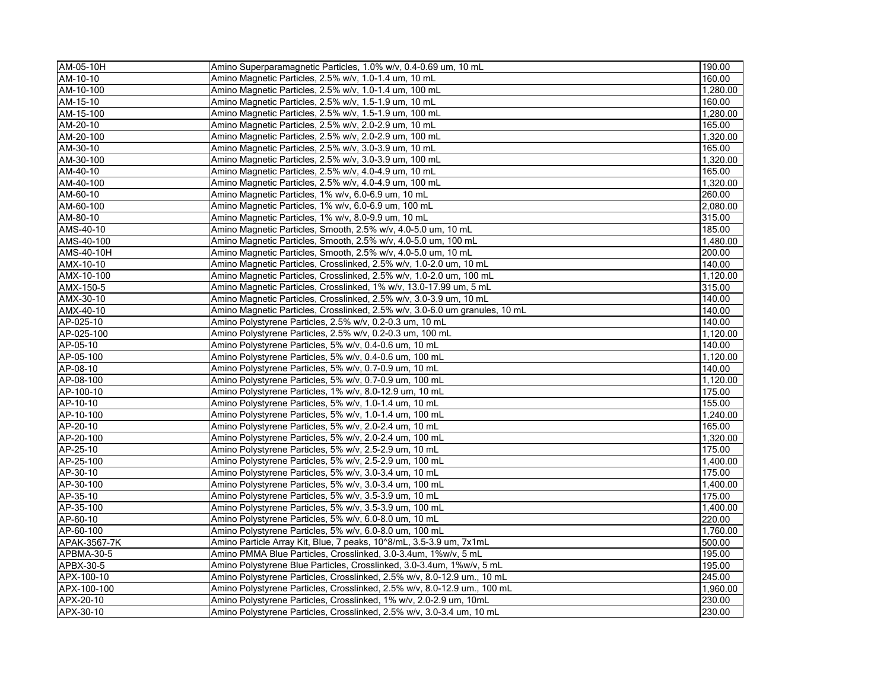| | | |
|---|---|---|
| AM-05-10H | Amino Superparamagnetic Particles, 1.0% w/v, 0.4-0.69 um, 10 mL | 190.00 |
| AM-10-10 | Amino Magnetic Particles, 2.5% w/v, 1.0-1.4 um, 10 mL | 160.00 |
| AM-10-100 | Amino Magnetic Particles, 2.5% w/v, 1.0-1.4 um, 100 mL | 1,280.00 |
| AM-15-10 | Amino Magnetic Particles, 2.5% w/v, 1.5-1.9 um, 10 mL | 160.00 |
| AM-15-100 | Amino Magnetic Particles, 2.5% w/v, 1.5-1.9 um, 100 mL | 1,280.00 |
| AM-20-10 | Amino Magnetic Particles, 2.5% w/v, 2.0-2.9 um, 10 mL | 165.00 |
| AM-20-100 | Amino Magnetic Particles, 2.5% w/v, 2.0-2.9 um, 100 mL | 1,320.00 |
| AM-30-10 | Amino Magnetic Particles, 2.5% w/v, 3.0-3.9 um, 10 mL | 165.00 |
| AM-30-100 | Amino Magnetic Particles, 2.5% w/v, 3.0-3.9 um, 100 mL | 1,320.00 |
| AM-40-10 | Amino Magnetic Particles, 2.5% w/v, 4.0-4.9 um, 10 mL | 165.00 |
| AM-40-100 | Amino Magnetic Particles, 2.5% w/v, 4.0-4.9 um, 100 mL | 1,320.00 |
| AM-60-10 | Amino Magnetic Particles, 1% w/v, 6.0-6.9 um, 10 mL | 260.00 |
| AM-60-100 | Amino Magnetic Particles, 1% w/v, 6.0-6.9 um, 100 mL | 2,080.00 |
| AM-80-10 | Amino Magnetic Particles, 1% w/v, 8.0-9.9 um, 10 mL | 315.00 |
| AMS-40-10 | Amino Magnetic Particles, Smooth, 2.5% w/v, 4.0-5.0 um, 10 mL | 185.00 |
| AMS-40-100 | Amino Magnetic Particles, Smooth, 2.5% w/v, 4.0-5.0 um, 100 mL | 1,480.00 |
| AMS-40-10H | Amino Magnetic Particles, Smooth, 2.5% w/v, 4.0-5.0 um, 10 mL | 200.00 |
| AMX-10-10 | Amino Magnetic Particles, Crosslinked, 2.5% w/v, 1.0-2.0 um, 10 mL | 140.00 |
| AMX-10-100 | Amino Magnetic Particles, Crosslinked, 2.5% w/v, 1.0-2.0 um, 100 mL | 1,120.00 |
| AMX-150-5 | Amino Magnetic Particles, Crosslinked, 1% w/v, 13.0-17.99 um, 5 mL | 315.00 |
| AMX-30-10 | Amino Magnetic Particles, Crosslinked, 2.5% w/v, 3.0-3.9 um, 10 mL | 140.00 |
| AMX-40-10 | Amino Magnetic Particles, Crosslinked, 2.5% w/v, 3.0-6.0 um granules, 10 mL | 140.00 |
| AP-025-10 | Amino Polystyrene Particles, 2.5% w/v, 0.2-0.3 um, 10 mL | 140.00 |
| AP-025-100 | Amino Polystyrene Particles, 2.5% w/v, 0.2-0.3 um, 100 mL | 1,120.00 |
| AP-05-10 | Amino Polystyrene Particles, 5% w/v, 0.4-0.6 um, 10 mL | 140.00 |
| AP-05-100 | Amino Polystyrene Particles, 5% w/v, 0.4-0.6 um, 100 mL | 1,120.00 |
| AP-08-10 | Amino Polystyrene Particles, 5% w/v, 0.7-0.9 um, 10 mL | 140.00 |
| AP-08-100 | Amino Polystyrene Particles, 5% w/v, 0.7-0.9 um, 100 mL | 1,120.00 |
| AP-100-10 | Amino Polystyrene Particles, 1% w/v, 8.0-12.9 um, 10 mL | 175.00 |
| AP-10-10 | Amino Polystyrene Particles, 5% w/v, 1.0-1.4 um, 10 mL | 155.00 |
| AP-10-100 | Amino Polystyrene Particles, 5% w/v, 1.0-1.4 um, 100 mL | 1,240.00 |
| AP-20-10 | Amino Polystyrene Particles, 5% w/v, 2.0-2.4 um, 10 mL | 165.00 |
| AP-20-100 | Amino Polystyrene Particles, 5% w/v, 2.0-2.4 um, 100 mL | 1,320.00 |
| AP-25-10 | Amino Polystyrene Particles, 5% w/v, 2.5-2.9 um, 10 mL | 175.00 |
| AP-25-100 | Amino Polystyrene Particles, 5% w/v, 2.5-2.9 um, 100 mL | 1,400.00 |
| AP-30-10 | Amino Polystyrene Particles, 5% w/v, 3.0-3.4 um, 10 mL | 175.00 |
| AP-30-100 | Amino Polystyrene Particles, 5% w/v, 3.0-3.4 um, 100 mL | 1,400.00 |
| AP-35-10 | Amino Polystyrene Particles, 5% w/v, 3.5-3.9 um, 10 mL | 175.00 |
| AP-35-100 | Amino Polystyrene Particles, 5% w/v, 3.5-3.9 um, 100 mL | 1,400.00 |
| AP-60-10 | Amino Polystyrene Particles, 5% w/v, 6.0-8.0 um, 10 mL | 220.00 |
| AP-60-100 | Amino Polystyrene Particles, 5% w/v, 6.0-8.0 um, 100 mL | 1,760.00 |
| APAK-3567-7K | Amino Particle Array Kit, Blue, 7 peaks, 10^8/mL, 3.5-3.9 um, 7x1mL | 500.00 |
| APBMA-30-5 | Amino PMMA Blue Particles, Crosslinked, 3.0-3.4um, 1%w/v, 5 mL | 195.00 |
| APBX-30-5 | Amino Polystyrene Blue Particles, Crosslinked, 3.0-3.4um, 1%w/v, 5 mL | 195.00 |
| APX-100-10 | Amino Polystyrene Particles, Crosslinked, 2.5% w/v, 8.0-12.9 um., 10 mL | 245.00 |
| APX-100-100 | Amino Polystyrene Particles, Crosslinked, 2.5% w/v, 8.0-12.9 um., 100 mL | 1,960.00 |
| APX-20-10 | Amino Polystyrene Particles, Crosslinked, 1% w/v, 2.0-2.9 um, 10mL | 230.00 |
| APX-30-10 | Amino Polystyrene Particles, Crosslinked, 2.5% w/v, 3.0-3.4 um, 10 mL | 230.00 |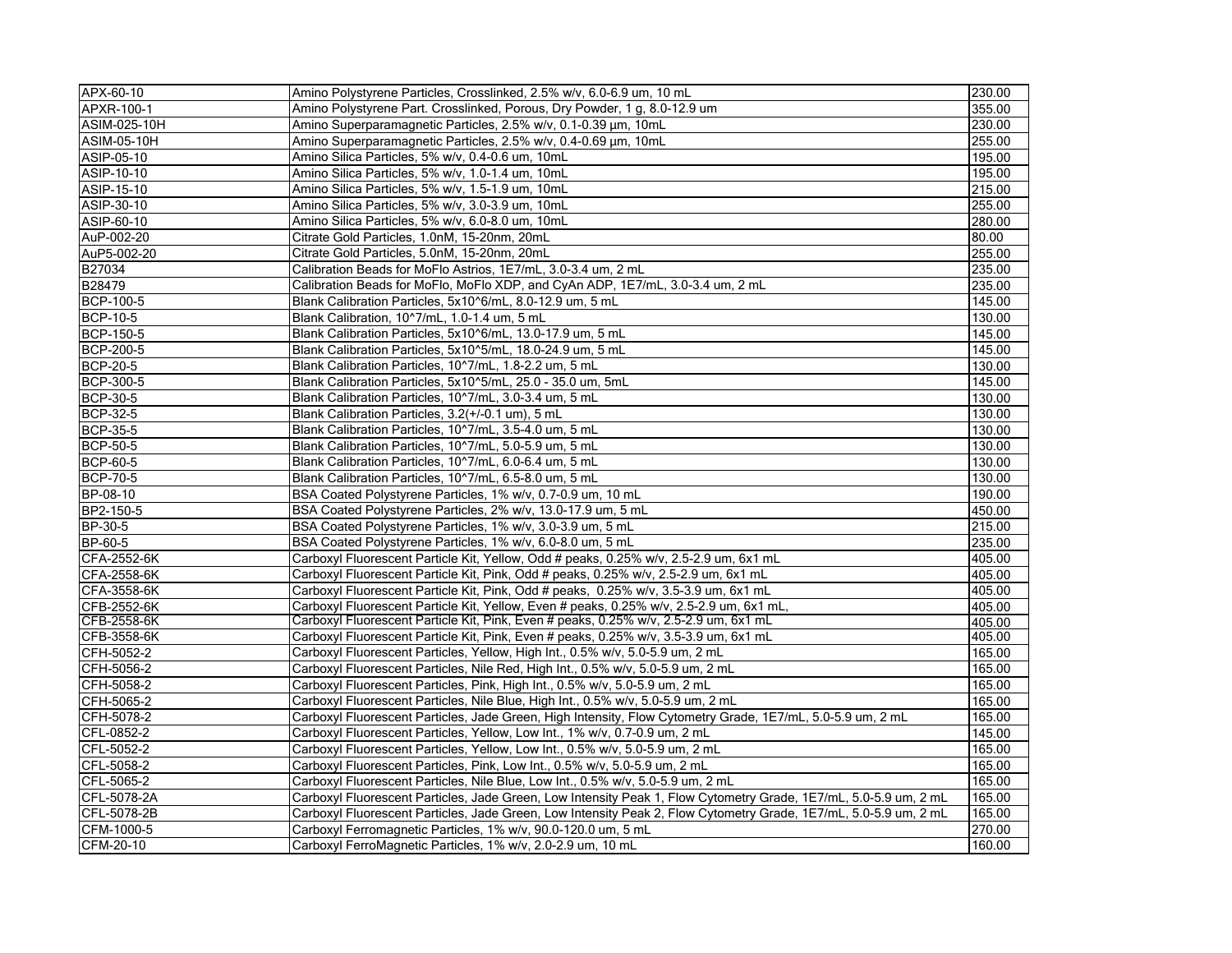| APX-60-10 | Amino Polystyrene Particles, Crosslinked, 2.5% w/v, 6.0-6.9 um, 10 mL | 230.00 |
|---|---|---|
| APXR-100-1 | Amino Polystyrene Part. Crosslinked, Porous, Dry Powder, 1 g, 8.0-12.9 um | 355.00 |
| ASIM-025-10H | Amino Superparamagnetic Particles, 2.5% w/v, 0.1-0.39 µm, 10mL | 230.00 |
| ASIM-05-10H | Amino Superparamagnetic Particles, 2.5% w/v, 0.4-0.69 µm, 10mL | 255.00 |
| ASIP-05-10 | Amino Silica Particles, 5% w/v, 0.4-0.6 um, 10mL | 195.00 |
| ASIP-10-10 | Amino Silica Particles, 5% w/v, 1.0-1.4 um, 10mL | 195.00 |
| ASIP-15-10 | Amino Silica Particles, 5% w/v, 1.5-1.9 um, 10mL | 215.00 |
| ASIP-30-10 | Amino Silica Particles, 5% w/v, 3.0-3.9 um, 10mL | 255.00 |
| ASIP-60-10 | Amino Silica Particles, 5% w/v, 6.0-8.0 um, 10mL | 280.00 |
| AuP-002-20 | Citrate Gold Particles, 1.0nM, 15-20nm, 20mL | 80.00 |
| AuP5-002-20 | Citrate Gold Particles, 5.0nM, 15-20nm, 20mL | 255.00 |
| B27034 | Calibration Beads for MoFlo Astrios, 1E7/mL, 3.0-3.4 um, 2 mL | 235.00 |
| B28479 | Calibration Beads for MoFlo, MoFlo XDP, and CyAn ADP, 1E7/mL, 3.0-3.4 um, 2 mL | 235.00 |
| BCP-100-5 | Blank Calibration Particles, 5x10^6/mL, 8.0-12.9 um, 5 mL | 145.00 |
| BCP-10-5 | Blank Calibration, 10^7/mL, 1.0-1.4 um, 5 mL | 130.00 |
| BCP-150-5 | Blank Calibration Particles, 5x10^6/mL, 13.0-17.9 um, 5 mL | 145.00 |
| BCP-200-5 | Blank Calibration Particles, 5x10^5/mL, 18.0-24.9 um, 5 mL | 145.00 |
| BCP-20-5 | Blank Calibration Particles, 10^7/mL, 1.8-2.2 um, 5 mL | 130.00 |
| BCP-300-5 | Blank Calibration Particles, 5x10^5/mL, 25.0 - 35.0 um, 5mL | 145.00 |
| BCP-30-5 | Blank Calibration Particles, 10^7/mL, 3.0-3.4 um, 5 mL | 130.00 |
| BCP-32-5 | Blank Calibration Particles, 3.2(+/-0.1 um), 5 mL | 130.00 |
| BCP-35-5 | Blank Calibration Particles, 10^7/mL, 3.5-4.0 um, 5 mL | 130.00 |
| BCP-50-5 | Blank Calibration Particles, 10^7/mL, 5.0-5.9 um, 5 mL | 130.00 |
| BCP-60-5 | Blank Calibration Particles, 10^7/mL, 6.0-6.4 um, 5 mL | 130.00 |
| BCP-70-5 | Blank Calibration Particles, 10^7/mL, 6.5-8.0 um, 5 mL | 130.00 |
| BP-08-10 | BSA Coated Polystyrene Particles, 1% w/v, 0.7-0.9 um, 10 mL | 190.00 |
| BP2-150-5 | BSA Coated Polystyrene Particles, 2% w/v, 13.0-17.9 um, 5 mL | 450.00 |
| BP-30-5 | BSA Coated Polystyrene Particles, 1% w/v, 3.0-3.9 um, 5 mL | 215.00 |
| BP-60-5 | BSA Coated Polystyrene Particles, 1% w/v, 6.0-8.0 um, 5 mL | 235.00 |
| CFA-2552-6K | Carboxyl Fluorescent Particle Kit, Yellow, Odd # peaks, 0.25% w/v, 2.5-2.9 um, 6x1 mL | 405.00 |
| CFA-2558-6K | Carboxyl Fluorescent Particle Kit, Pink, Odd # peaks, 0.25% w/v, 2.5-2.9 um, 6x1 mL | 405.00 |
| CFA-3558-6K | Carboxyl Fluorescent Particle Kit, Pink, Odd # peaks, 0.25% w/v, 3.5-3.9 um, 6x1 mL | 405.00 |
| CFB-2552-6K | Carboxyl Fluorescent Particle Kit, Yellow, Even # peaks, 0.25% w/v, 2.5-2.9 um, 6x1 mL, | 405.00 |
| CFB-2558-6K | Carboxyl Fluorescent Particle Kit, Pink, Even # peaks, 0.25% w/v, 2.5-2.9 um, 6x1 mL | 405.00 |
| CFB-3558-6K | Carboxyl Fluorescent Particle Kit, Pink, Even # peaks, 0.25% w/v, 3.5-3.9 um, 6x1 mL | 405.00 |
| CFH-5052-2 | Carboxyl Fluorescent Particles, Yellow, High Int., 0.5% w/v, 5.0-5.9 um, 2 mL | 165.00 |
| CFH-5056-2 | Carboxyl Fluorescent Particles, Nile Red, High Int., 0.5% w/v, 5.0-5.9 um, 2 mL | 165.00 |
| CFH-5058-2 | Carboxyl Fluorescent Particles, Pink, High Int., 0.5% w/v, 5.0-5.9 um, 2 mL | 165.00 |
| CFH-5065-2 | Carboxyl Fluorescent Particles, Nile Blue, High Int., 0.5% w/v, 5.0-5.9 um, 2 mL | 165.00 |
| CFH-5078-2 | Carboxyl Fluorescent Particles, Jade Green, High Intensity, Flow Cytometry Grade, 1E7/mL, 5.0-5.9 um, 2 mL | 165.00 |
| CFL-0852-2 | Carboxyl Fluorescent Particles, Yellow, Low Int., 1% w/v, 0.7-0.9 um, 2 mL | 145.00 |
| CFL-5052-2 | Carboxyl Fluorescent Particles, Yellow, Low Int., 0.5% w/v, 5.0-5.9 um, 2 mL | 165.00 |
| CFL-5058-2 | Carboxyl Fluorescent Particles, Pink, Low Int., 0.5% w/v, 5.0-5.9 um, 2 mL | 165.00 |
| CFL-5065-2 | Carboxyl Fluorescent Particles, Nile Blue, Low Int., 0.5% w/v, 5.0-5.9 um, 2 mL | 165.00 |
| CFL-5078-2A | Carboxyl Fluorescent Particles, Jade Green, Low Intensity Peak 1, Flow Cytometry Grade, 1E7/mL, 5.0-5.9 um, 2 mL | 165.00 |
| CFL-5078-2B | Carboxyl Fluorescent Particles, Jade Green, Low Intensity Peak 2, Flow Cytometry Grade, 1E7/mL, 5.0-5.9 um, 2 mL | 165.00 |
| CFM-1000-5 | Carboxyl Ferromagnetic Particles, 1% w/v, 90.0-120.0 um, 5 mL | 270.00 |
| CFM-20-10 | Carboxyl FerroMagnetic Particles, 1% w/v, 2.0-2.9 um, 10 mL | 160.00 |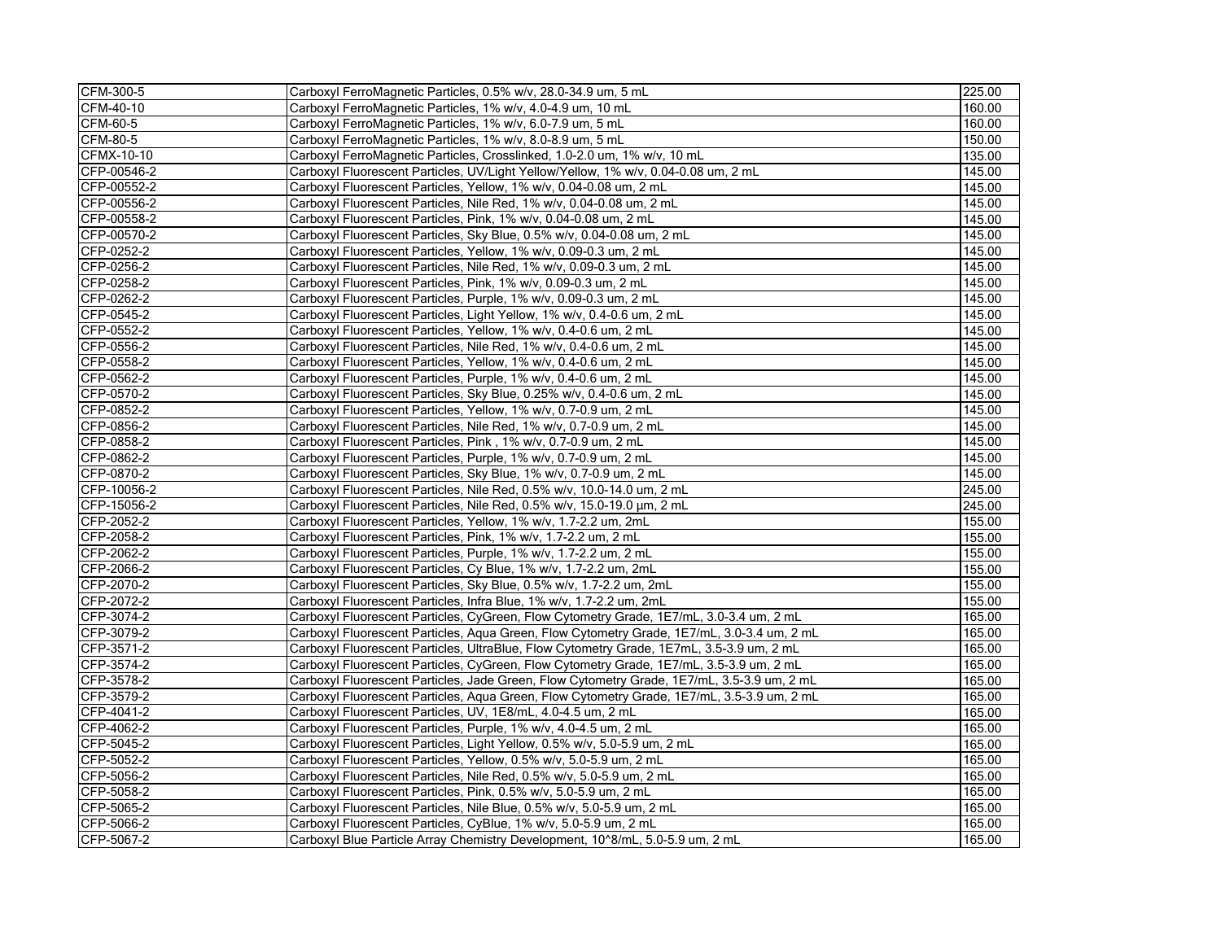| CFM-300-5 | Carboxyl FerroMagnetic Particles, 0.5% w/v, 28.0-34.9 um, 5 mL | 225.00 |
|---|---|---|
| CFM-40-10 | Carboxyl FerroMagnetic Particles, 1% w/v, 4.0-4.9 um, 10 mL | 160.00 |
| CFM-60-5 | Carboxyl FerroMagnetic Particles, 1% w/v, 6.0-7.9 um, 5 mL | 160.00 |
| CFM-80-5 | Carboxyl FerroMagnetic Particles, 1% w/v, 8.0-8.9 um, 5 mL | 150.00 |
| CFMX-10-10 | Carboxyl FerroMagnetic Particles, Crosslinked, 1.0-2.0 um, 1% w/v, 10 mL | 135.00 |
| CFP-00546-2 | Carboxyl Fluorescent Particles, UV/Light Yellow/Yellow, 1% w/v, 0.04-0.08 um, 2 mL | 145.00 |
| CFP-00552-2 | Carboxyl Fluorescent Particles, Yellow, 1% w/v, 0.04-0.08 um, 2 mL | 145.00 |
| CFP-00556-2 | Carboxyl Fluorescent Particles, Nile Red, 1% w/v, 0.04-0.08 um, 2 mL | 145.00 |
| CFP-00558-2 | Carboxyl Fluorescent Particles, Pink, 1% w/v, 0.04-0.08 um, 2 mL | 145.00 |
| CFP-00570-2 | Carboxyl Fluorescent Particles, Sky Blue, 0.5% w/v, 0.04-0.08 um, 2 mL | 145.00 |
| CFP-0252-2 | Carboxyl Fluorescent Particles, Yellow, 1% w/v, 0.09-0.3 um, 2 mL | 145.00 |
| CFP-0256-2 | Carboxyl Fluorescent Particles, Nile Red, 1% w/v, 0.09-0.3 um, 2 mL | 145.00 |
| CFP-0258-2 | Carboxyl Fluorescent Particles, Pink, 1% w/v, 0.09-0.3 um, 2 mL | 145.00 |
| CFP-0262-2 | Carboxyl Fluorescent Particles, Purple, 1% w/v, 0.09-0.3 um, 2 mL | 145.00 |
| CFP-0545-2 | Carboxyl Fluorescent Particles, Light Yellow, 1% w/v, 0.4-0.6 um, 2 mL | 145.00 |
| CFP-0552-2 | Carboxyl Fluorescent Particles, Yellow, 1% w/v, 0.4-0.6 um, 2 mL | 145.00 |
| CFP-0556-2 | Carboxyl Fluorescent Particles, Nile Red, 1% w/v, 0.4-0.6 um, 2 mL | 145.00 |
| CFP-0558-2 | Carboxyl Fluorescent Particles, Yellow, 1% w/v, 0.4-0.6 um, 2 mL | 145.00 |
| CFP-0562-2 | Carboxyl Fluorescent Particles, Purple, 1% w/v, 0.4-0.6 um, 2 mL | 145.00 |
| CFP-0570-2 | Carboxyl Fluorescent Particles, Sky Blue, 0.25% w/v, 0.4-0.6 um, 2 mL | 145.00 |
| CFP-0852-2 | Carboxyl Fluorescent Particles, Yellow, 1% w/v, 0.7-0.9 um, 2 mL | 145.00 |
| CFP-0856-2 | Carboxyl Fluorescent Particles, Nile Red, 1% w/v, 0.7-0.9 um, 2 mL | 145.00 |
| CFP-0858-2 | Carboxyl Fluorescent Particles, Pink , 1% w/v, 0.7-0.9 um, 2 mL | 145.00 |
| CFP-0862-2 | Carboxyl Fluorescent Particles, Purple, 1% w/v, 0.7-0.9 um, 2 mL | 145.00 |
| CFP-0870-2 | Carboxyl Fluorescent Particles, Sky Blue, 1% w/v, 0.7-0.9 um, 2 mL | 145.00 |
| CFP-10056-2 | Carboxyl Fluorescent Particles, Nile Red, 0.5% w/v, 10.0-14.0 um, 2 mL | 245.00 |
| CFP-15056-2 | Carboxyl Fluorescent Particles, Nile Red, 0.5% w/v, 15.0-19.0 µm, 2 mL | 245.00 |
| CFP-2052-2 | Carboxyl Fluorescent Particles, Yellow, 1% w/v, 1.7-2.2 um, 2mL | 155.00 |
| CFP-2058-2 | Carboxyl Fluorescent Particles, Pink, 1% w/v, 1.7-2.2 um, 2 mL | 155.00 |
| CFP-2062-2 | Carboxyl Fluorescent Particles, Purple, 1% w/v, 1.7-2.2 um, 2 mL | 155.00 |
| CFP-2066-2 | Carboxyl Fluorescent Particles, Cy Blue, 1% w/v, 1.7-2.2 um, 2mL | 155.00 |
| CFP-2070-2 | Carboxyl Fluorescent Particles, Sky Blue, 0.5% w/v, 1.7-2.2 um, 2mL | 155.00 |
| CFP-2072-2 | Carboxyl Fluorescent Particles, Infra Blue, 1% w/v, 1.7-2.2 um, 2mL | 155.00 |
| CFP-3074-2 | Carboxyl Fluorescent Particles, CyGreen, Flow Cytometry Grade, 1E7/mL, 3.0-3.4 um, 2 mL | 165.00 |
| CFP-3079-2 | Carboxyl Fluorescent Particles, Aqua Green, Flow Cytometry Grade, 1E7/mL, 3.0-3.4 um, 2 mL | 165.00 |
| CFP-3571-2 | Carboxyl Fluorescent Particles, UltraBlue, Flow Cytometry Grade, 1E7mL, 3.5-3.9 um, 2 mL | 165.00 |
| CFP-3574-2 | Carboxyl Fluorescent Particles, CyGreen, Flow Cytometry Grade, 1E7/mL, 3.5-3.9 um, 2 mL | 165.00 |
| CFP-3578-2 | Carboxyl Fluorescent Particles, Jade Green, Flow Cytometry Grade, 1E7/mL, 3.5-3.9 um, 2 mL | 165.00 |
| CFP-3579-2 | Carboxyl Fluorescent Particles, Aqua Green, Flow Cytometry Grade, 1E7/mL, 3.5-3.9 um, 2 mL | 165.00 |
| CFP-4041-2 | Carboxyl Fluorescent Particles, UV, 1E8/mL, 4.0-4.5 um, 2 mL | 165.00 |
| CFP-4062-2 | Carboxyl Fluorescent Particles, Purple, 1% w/v, 4.0-4.5 um, 2 mL | 165.00 |
| CFP-5045-2 | Carboxyl Fluorescent Particles, Light Yellow, 0.5% w/v, 5.0-5.9 um, 2 mL | 165.00 |
| CFP-5052-2 | Carboxyl Fluorescent Particles, Yellow, 0.5% w/v, 5.0-5.9 um, 2 mL | 165.00 |
| CFP-5056-2 | Carboxyl Fluorescent Particles, Nile Red, 0.5% w/v, 5.0-5.9 um, 2 mL | 165.00 |
| CFP-5058-2 | Carboxyl Fluorescent Particles, Pink, 0.5% w/v, 5.0-5.9 um, 2 mL | 165.00 |
| CFP-5065-2 | Carboxyl Fluorescent Particles, Nile Blue, 0.5% w/v, 5.0-5.9 um, 2 mL | 165.00 |
| CFP-5066-2 | Carboxyl Fluorescent Particles, CyBlue, 1% w/v, 5.0-5.9 um, 2 mL | 165.00 |
| CFP-5067-2 | Carboxyl Blue Particle Array Chemistry Development, 10^8/mL, 5.0-5.9 um, 2 mL | 165.00 |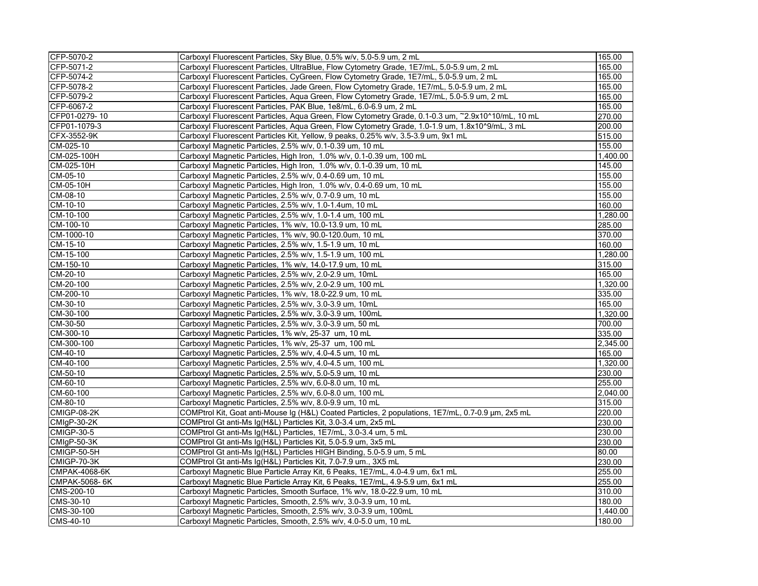| | | |
|---|---|---|
| CFP-5070-2 | Carboxyl Fluorescent Particles, Sky Blue, 0.5% w/v, 5.0-5.9 um, 2 mL | 165.00 |
| CFP-5071-2 | Carboxyl Fluorescent Particles, UltraBlue, Flow Cytometry Grade, 1E7/mL, 5.0-5.9 um, 2 mL | 165.00 |
| CFP-5074-2 | Carboxyl Fluorescent Particles, CyGreen, Flow Cytometry Grade, 1E7/mL, 5.0-5.9 um, 2 mL | 165.00 |
| CFP-5078-2 | Carboxyl Fluorescent Particles, Jade Green, Flow Cytometry Grade, 1E7/mL, 5.0-5.9 um, 2 mL | 165.00 |
| CFP-5079-2 | Carboxyl Fluorescent Particles, Aqua Green, Flow Cytometry Grade, 1E7/mL, 5.0-5.9 um, 2 mL | 165.00 |
| CFP-6067-2 | Carboxyl Fluorescent Particles, PAK Blue, 1e8/mL, 6.0-6.9 um, 2 mL | 165.00 |
| CFP01-0279- 10 | Carboxyl Fluorescent Particles, Aqua Green, Flow Cytometry Grade, 0.1-0.3 um, ~2.9x10^10/mL, 10 mL | 270.00 |
| CFP01-1079-3 | Carboxyl Fluorescent Particles, Aqua Green, Flow Cytometry Grade, 1.0-1.9 um, 1.8x10^9/mL, 3 mL | 200.00 |
| CFX-3552-9K | Carboxyl Fluorescent Particles Kit, Yellow, 9 peaks, 0.25% w/v, 3.5-3.9 um, 9x1 mL | 515.00 |
| CM-025-10 | Carboxyl Magnetic Particles, 2.5% w/v, 0.1-0.39 um, 10 mL | 155.00 |
| CM-025-100H | Carboxyl Magnetic Particles, High Iron, 1.0% w/v, 0.1-0.39 um, 100 mL | 1,400.00 |
| CM-025-10H | Carboxyl Magnetic Particles, High Iron, 1.0% w/v, 0.1-0.39 um, 10 mL | 145.00 |
| CM-05-10 | Carboxyl Magnetic Particles, 2.5% w/v, 0.4-0.69 um, 10 mL | 155.00 |
| CM-05-10H | Carboxyl Magnetic Particles, High Iron, 1.0% w/v, 0.4-0.69 um, 10 mL | 155.00 |
| CM-08-10 | Carboxyl Magnetic Particles, 2.5% w/v, 0.7-0.9 um, 10 mL | 155.00 |
| CM-10-10 | Carboxyl Magnetic Particles, 2.5% w/v, 1.0-1.4um, 10 mL | 160.00 |
| CM-10-100 | Carboxyl Magnetic Particles, 2.5% w/v, 1.0-1.4 um, 100 mL | 1,280.00 |
| CM-100-10 | Carboxyl Magnetic Particles, 1% w/v, 10.0-13.9 um, 10 mL | 285.00 |
| CM-1000-10 | Carboxyl Magnetic Particles, 1% w/v, 90.0-120.0um, 10 mL | 370.00 |
| CM-15-10 | Carboxyl Magnetic Particles, 2.5% w/v, 1.5-1.9 um, 10 mL | 160.00 |
| CM-15-100 | Carboxyl Magnetic Particles, 2.5% w/v, 1.5-1.9 um, 100 mL | 1,280.00 |
| CM-150-10 | Carboxyl Magnetic Particles, 1% w/v, 14.0-17.9 um, 10 mL | 315.00 |
| CM-20-10 | Carboxyl Magnetic Particles, 2.5% w/v, 2.0-2.9 um, 10mL | 165.00 |
| CM-20-100 | Carboxyl Magnetic Particles, 2.5% w/v, 2.0-2.9 um, 100 mL | 1,320.00 |
| CM-200-10 | Carboxyl Magnetic Particles, 1% w/v, 18.0-22.9 um, 10 mL | 335.00 |
| CM-30-10 | Carboxyl Magnetic Particles, 2.5% w/v, 3.0-3.9 um, 10mL | 165.00 |
| CM-30-100 | Carboxyl Magnetic Particles, 2.5% w/v, 3.0-3.9 um, 100mL | 1,320.00 |
| CM-30-50 | Carboxyl Magnetic Particles, 2.5% w/v, 3.0-3.9 um, 50 mL | 700.00 |
| CM-300-10 | Carboxyl Magnetic Particles, 1% w/v, 25-37 um, 10 mL | 335.00 |
| CM-300-100 | Carboxyl Magnetic Particles, 1% w/v, 25-37 um, 100 mL | 2,345.00 |
| CM-40-10 | Carboxyl Magnetic Particles, 2.5% w/v, 4.0-4.5 um, 10 mL | 165.00 |
| CM-40-100 | Carboxyl Magnetic Particles, 2.5% w/v, 4.0-4.5 um, 100 mL | 1,320.00 |
| CM-50-10 | Carboxyl Magnetic Particles, 2.5% w/v, 5.0-5.9 um, 10 mL | 230.00 |
| CM-60-10 | Carboxyl Magnetic Particles, 2.5% w/v, 6.0-8.0 um, 10 mL | 255.00 |
| CM-60-100 | Carboxyl Magnetic Particles, 2.5% w/v, 6.0-8.0 um, 100 mL | 2,040.00 |
| CM-80-10 | Carboxyl Magnetic Particles, 2.5% w/v, 8.0-9.9 um, 10 mL | 315.00 |
| CMIGP-08-2K | COMPtrol Kit, Goat anti-Mouse Ig (H&L) Coated Particles, 2 populations, 1E7/mL, 0.7-0.9 µm, 2x5 mL | 220.00 |
| CMIgP-30-2K | COMPtrol Gt anti-Ms Ig(H&L) Particles Kit, 3.0-3.4 um, 2x5 mL | 230.00 |
| CMIGP-30-5 | COMPtrol Gt anti-Ms Ig(H&L) Particles, 1E7/mL, 3.0-3.4 um, 5 mL | 230.00 |
| CMIgP-50-3K | COMPtrol Gt anti-Ms Ig(H&L) Particles Kit, 5.0-5.9 um, 3x5 mL | 230.00 |
| CMIGP-50-5H | COMPtrol Gt anti-Ms Ig(H&L) Particles HIGH Binding, 5.0-5.9 um, 5 mL | 80.00 |
| CMIGP-70-3K | COMPtrol Gt anti-Ms Ig(H&L) Particles Kit, 7.0-7.9 um., 3X5 mL | 230.00 |
| CMPAK-4068-6K | Carboxyl Magnetic Blue Particle Array Kit, 6 Peaks, 1E7/mL, 4.0-4.9 um, 6x1 mL | 255.00 |
| CMPAK-5068- 6K | Carboxyl Magnetic Blue Particle Array Kit, 6 Peaks, 1E7/mL, 4.9-5.9 um, 6x1 mL | 255.00 |
| CMS-200-10 | Carboxyl Magnetic Particles, Smooth Surface, 1% w/v, 18.0-22.9 um, 10 mL | 310.00 |
| CMS-30-10 | Carboxyl Magnetic Particles, Smooth, 2.5% w/v, 3.0-3.9 um, 10 mL | 180.00 |
| CMS-30-100 | Carboxyl Magnetic Particles, Smooth, 2.5% w/v, 3.0-3.9 um, 100mL | 1,440.00 |
| CMS-40-10 | Carboxyl Magnetic Particles, Smooth, 2.5% w/v, 4.0-5.0 um, 10 mL | 180.00 |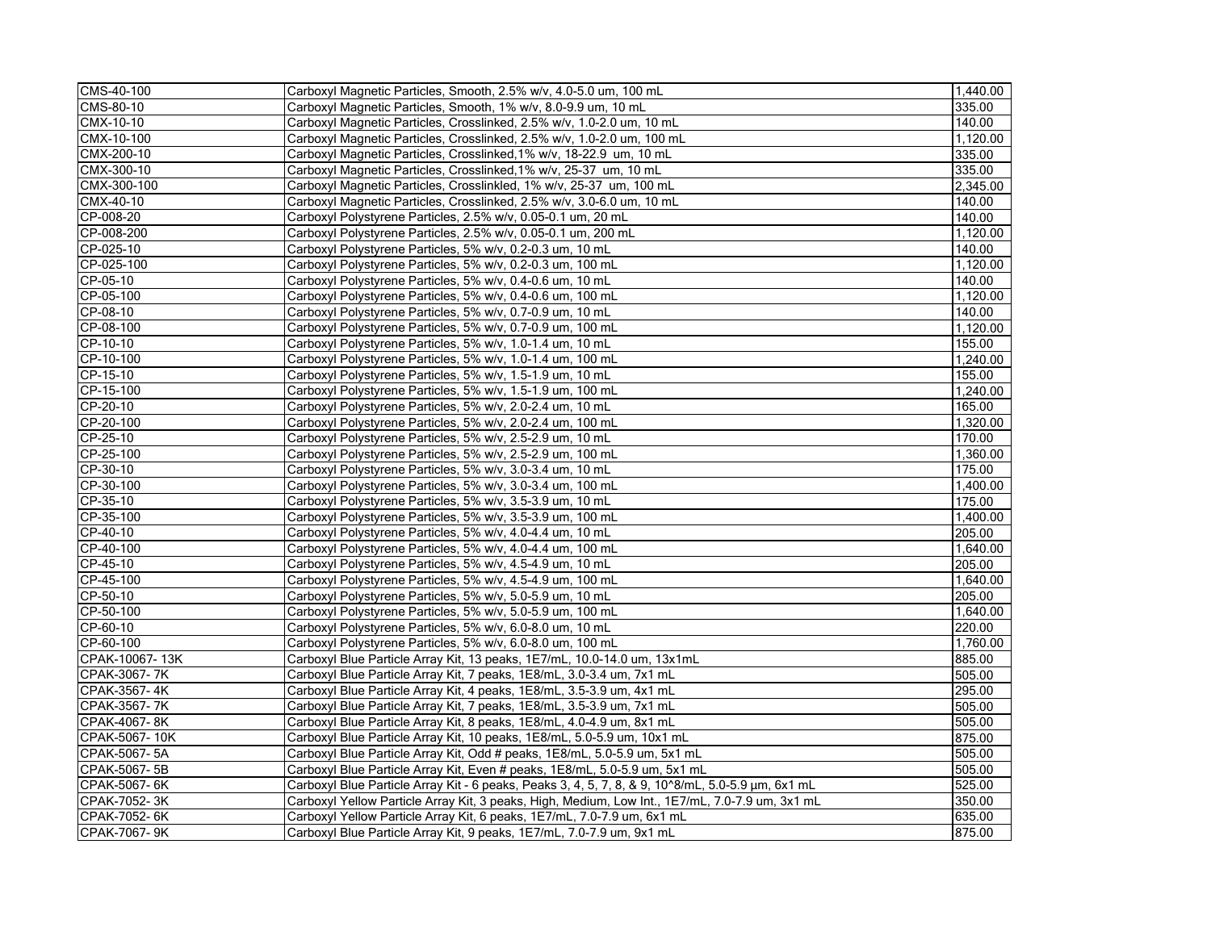| CMS-40-100 | Carboxyl Magnetic Particles, Smooth, 2.5% w/v, 4.0-5.0 um, 100 mL | 1,440.00 |
|---|---|---|
| CMS-80-10 | Carboxyl Magnetic Particles, Smooth, 1% w/v, 8.0-9.9 um, 10 mL | 335.00 |
| CMX-10-10 | Carboxyl Magnetic Particles, Crosslinked, 2.5% w/v, 1.0-2.0 um, 10 mL | 140.00 |
| CMX-10-100 | Carboxyl Magnetic Particles, Crosslinked, 2.5% w/v, 1.0-2.0 um, 100 mL | 1,120.00 |
| CMX-200-10 | Carboxyl Magnetic Particles, Crosslinked,1% w/v, 18-22.9 um, 10 mL | 335.00 |
| CMX-300-10 | Carboxyl Magnetic Particles, Crosslinked,1% w/v, 25-37 um, 10 mL | 335.00 |
| CMX-300-100 | Carboxyl Magnetic Particles, Crosslinkled, 1% w/v, 25-37 um, 100 mL | 2,345.00 |
| CMX-40-10 | Carboxyl Magnetic Particles, Crosslinked, 2.5% w/v, 3.0-6.0 um, 10 mL | 140.00 |
| CP-008-20 | Carboxyl Polystyrene Particles, 2.5% w/v, 0.05-0.1 um, 20 mL | 140.00 |
| CP-008-200 | Carboxyl Polystyrene Particles, 2.5% w/v, 0.05-0.1 um, 200 mL | 1,120.00 |
| CP-025-10 | Carboxyl Polystyrene Particles, 5% w/v, 0.2-0.3 um, 10 mL | 140.00 |
| CP-025-100 | Carboxyl Polystyrene Particles, 5% w/v, 0.2-0.3 um, 100 mL | 1,120.00 |
| CP-05-10 | Carboxyl Polystyrene Particles, 5% w/v, 0.4-0.6 um, 10 mL | 140.00 |
| CP-05-100 | Carboxyl Polystyrene Particles, 5% w/v, 0.4-0.6 um, 100 mL | 1,120.00 |
| CP-08-10 | Carboxyl Polystyrene Particles, 5% w/v, 0.7-0.9 um, 10 mL | 140.00 |
| CP-08-100 | Carboxyl Polystyrene Particles, 5% w/v, 0.7-0.9 um, 100 mL | 1,120.00 |
| CP-10-10 | Carboxyl Polystyrene Particles, 5% w/v, 1.0-1.4 um, 10 mL | 155.00 |
| CP-10-100 | Carboxyl Polystyrene Particles, 5% w/v, 1.0-1.4 um, 100 mL | 1,240.00 |
| CP-15-10 | Carboxyl Polystyrene Particles, 5% w/v, 1.5-1.9 um, 10 mL | 155.00 |
| CP-15-100 | Carboxyl Polystyrene Particles, 5% w/v, 1.5-1.9 um, 100 mL | 1,240.00 |
| CP-20-10 | Carboxyl Polystyrene Particles, 5% w/v, 2.0-2.4 um, 10 mL | 165.00 |
| CP-20-100 | Carboxyl Polystyrene Particles, 5% w/v, 2.0-2.4 um, 100 mL | 1,320.00 |
| CP-25-10 | Carboxyl Polystyrene Particles, 5% w/v, 2.5-2.9 um, 10 mL | 170.00 |
| CP-25-100 | Carboxyl Polystyrene Particles, 5% w/v, 2.5-2.9 um, 100 mL | 1,360.00 |
| CP-30-10 | Carboxyl Polystyrene Particles, 5% w/v, 3.0-3.4 um, 10 mL | 175.00 |
| CP-30-100 | Carboxyl Polystyrene Particles, 5% w/v, 3.0-3.4 um, 100 mL | 1,400.00 |
| CP-35-10 | Carboxyl Polystyrene Particles, 5% w/v, 3.5-3.9 um, 10 mL | 175.00 |
| CP-35-100 | Carboxyl Polystyrene Particles, 5% w/v, 3.5-3.9 um, 100 mL | 1,400.00 |
| CP-40-10 | Carboxyl Polystyrene Particles, 5% w/v, 4.0-4.4 um, 10 mL | 205.00 |
| CP-40-100 | Carboxyl Polystyrene Particles, 5% w/v, 4.0-4.4 um, 100 mL | 1,640.00 |
| CP-45-10 | Carboxyl Polystyrene Particles, 5% w/v, 4.5-4.9 um, 10 mL | 205.00 |
| CP-45-100 | Carboxyl Polystyrene Particles, 5% w/v, 4.5-4.9 um, 100 mL | 1,640.00 |
| CP-50-10 | Carboxyl Polystyrene Particles, 5% w/v, 5.0-5.9 um, 10 mL | 205.00 |
| CP-50-100 | Carboxyl Polystyrene Particles, 5% w/v, 5.0-5.9 um, 100 mL | 1,640.00 |
| CP-60-10 | Carboxyl Polystyrene Particles, 5% w/v, 6.0-8.0 um, 10 mL | 220.00 |
| CP-60-100 | Carboxyl Polystyrene Particles, 5% w/v, 6.0-8.0 um, 100 mL | 1,760.00 |
| CPAK-10067- 13K | Carboxyl Blue Particle Array Kit, 13 peaks, 1E7/mL, 10.0-14.0 um, 13x1mL | 885.00 |
| CPAK-3067- 7K | Carboxyl Blue Particle Array Kit, 7 peaks, 1E8/mL, 3.0-3.4 um, 7x1 mL | 505.00 |
| CPAK-3567- 4K | Carboxyl Blue Particle Array Kit, 4 peaks, 1E8/mL, 3.5-3.9 um, 4x1 mL | 295.00 |
| CPAK-3567- 7K | Carboxyl Blue Particle Array Kit, 7 peaks, 1E8/mL, 3.5-3.9 um, 7x1 mL | 505.00 |
| CPAK-4067- 8K | Carboxyl Blue Particle Array Kit, 8 peaks, 1E8/mL, 4.0-4.9 um, 8x1 mL | 505.00 |
| CPAK-5067- 10K | Carboxyl Blue Particle Array Kit, 10 peaks, 1E8/mL, 5.0-5.9 um, 10x1 mL | 875.00 |
| CPAK-5067- 5A | Carboxyl Blue Particle Array Kit, Odd # peaks, 1E8/mL, 5.0-5.9 um, 5x1 mL | 505.00 |
| CPAK-5067- 5B | Carboxyl Blue Particle Array Kit, Even # peaks, 1E8/mL, 5.0-5.9 um, 5x1 mL | 505.00 |
| CPAK-5067- 6K | Carboxyl Blue Particle Array Kit - 6 peaks, Peaks 3, 4, 5, 7, 8, & 9, 10^8/mL, 5.0-5.9 µm, 6x1 mL | 525.00 |
| CPAK-7052- 3K | Carboxyl Yellow Particle Array Kit, 3 peaks, High, Medium, Low Int., 1E7/mL, 7.0-7.9 um, 3x1 mL | 350.00 |
| CPAK-7052- 6K | Carboxyl Yellow Particle Array Kit, 6 peaks, 1E7/mL, 7.0-7.9 um, 6x1 mL | 635.00 |
| CPAK-7067- 9K | Carboxyl Blue Particle Array Kit, 9 peaks, 1E7/mL, 7.0-7.9 um, 9x1 mL | 875.00 |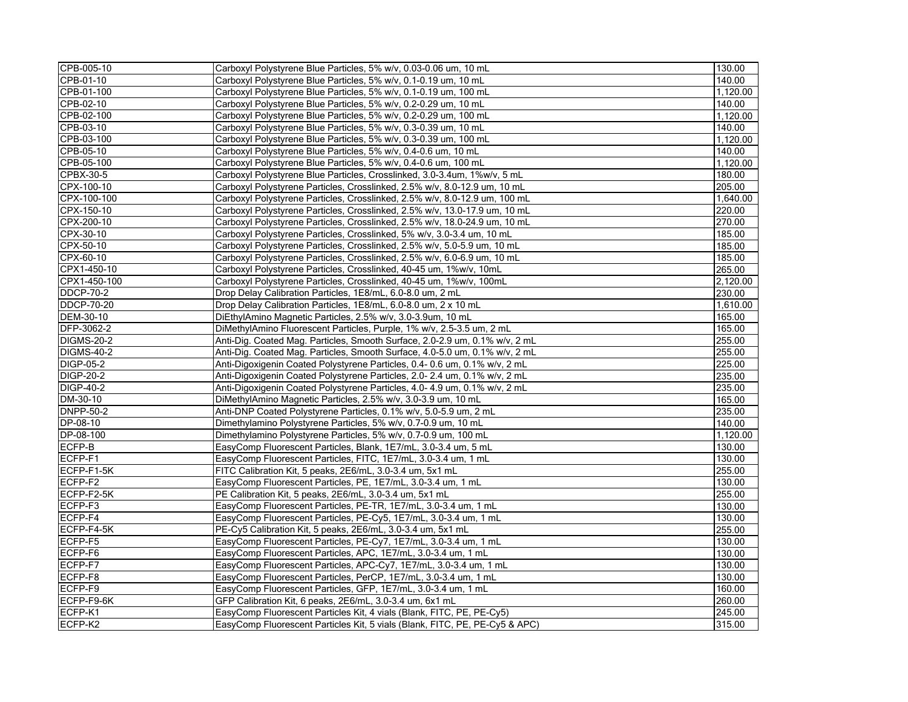| | | |
|---|---|---|
| CPB-005-10 | Carboxyl Polystyrene Blue Particles, 5% w/v, 0.03-0.06 um, 10 mL | 130.00 |
| CPB-01-10 | Carboxyl Polystyrene Blue Particles, 5% w/v, 0.1-0.19 um, 10 mL | 140.00 |
| CPB-01-100 | Carboxyl Polystyrene Blue Particles, 5% w/v, 0.1-0.19 um, 100 mL | 1,120.00 |
| CPB-02-10 | Carboxyl Polystyrene Blue Particles, 5% w/v, 0.2-0.29 um, 10 mL | 140.00 |
| CPB-02-100 | Carboxyl Polystyrene Blue Particles, 5% w/v, 0.2-0.29 um, 100 mL | 1,120.00 |
| CPB-03-10 | Carboxyl Polystyrene Blue Particles, 5% w/v, 0.3-0.39 um, 10 mL | 140.00 |
| CPB-03-100 | Carboxyl Polystyrene Blue Particles, 5% w/v, 0.3-0.39 um, 100 mL | 1,120.00 |
| CPB-05-10 | Carboxyl Polystyrene Blue Particles, 5% w/v, 0.4-0.6 um, 10 mL | 140.00 |
| CPB-05-100 | Carboxyl Polystyrene Blue Particles, 5% w/v, 0.4-0.6 um, 100 mL | 1,120.00 |
| CPBX-30-5 | Carboxyl Polystyrene Blue Particles, Crosslinked, 3.0-3.4um, 1%w/v, 5 mL | 180.00 |
| CPX-100-10 | Carboxyl Polystyrene Particles, Crosslinked, 2.5% w/v, 8.0-12.9 um, 10 mL | 205.00 |
| CPX-100-100 | Carboxyl Polystyrene Particles, Crosslinked, 2.5% w/v, 8.0-12.9 um, 100 mL | 1,640.00 |
| CPX-150-10 | Carboxyl Polystyrene Particles, Crosslinked, 2.5% w/v, 13.0-17.9 um, 10 mL | 220.00 |
| CPX-200-10 | Carboxyl Polystyrene Particles, Crosslinked, 2.5% w/v, 18.0-24.9 um, 10 mL | 270.00 |
| CPX-30-10 | Carboxyl Polystyrene Particles, Crosslinked, 5% w/v, 3.0-3.4 um, 10 mL | 185.00 |
| CPX-50-10 | Carboxyl Polystyrene Particles, Crosslinked, 2.5% w/v, 5.0-5.9 um, 10 mL | 185.00 |
| CPX-60-10 | Carboxyl Polystyrene Particles, Crosslinked, 2.5% w/v, 6.0-6.9 um, 10 mL | 185.00 |
| CPX1-450-10 | Carboxyl Polystyrene Particles, Crosslinked, 40-45 um, 1%w/v, 10mL | 265.00 |
| CPX1-450-100 | Carboxyl Polystyrene Particles, Crosslinked, 40-45 um, 1%w/v, 100mL | 2,120.00 |
| DDCP-70-2 | Drop Delay Calibration Particles, 1E8/mL, 6.0-8.0 um, 2 mL | 230.00 |
| DDCP-70-20 | Drop Delay Calibration Particles, 1E8/mL, 6.0-8.0 um, 2 x 10 mL | 1,610.00 |
| DEM-30-10 | DiEthylAmino Magnetic Particles, 2.5% w/v, 3.0-3.9um, 10 mL | 165.00 |
| DFP-3062-2 | DiMethylAmino Fluorescent Particles, Purple, 1% w/v, 2.5-3.5 um, 2 mL | 165.00 |
| DIGMS-20-2 | Anti-Dig. Coated Mag. Particles, Smooth Surface, 2.0-2.9 um, 0.1% w/v, 2 mL | 255.00 |
| DIGMS-40-2 | Anti-Dig. Coated Mag. Particles, Smooth Surface, 4.0-5.0 um, 0.1% w/v, 2 mL | 255.00 |
| DIGP-05-2 | Anti-Digoxigenin Coated Polystyrene Particles, 0.4- 0.6 um, 0.1% w/v, 2 mL | 225.00 |
| DIGP-20-2 | Anti-Digoxigenin Coated Polystyrene Particles, 2.0- 2.4 um, 0.1% w/v, 2 mL | 235.00 |
| DIGP-40-2 | Anti-Digoxigenin Coated Polystyrene Particles, 4.0- 4.9 um, 0.1% w/v, 2 mL | 235.00 |
| DM-30-10 | DiMethylAmino Magnetic Particles, 2.5% w/v, 3.0-3.9 um, 10 mL | 165.00 |
| DNPP-50-2 | Anti-DNP Coated Polystyrene Particles, 0.1% w/v, 5.0-5.9 um, 2 mL | 235.00 |
| DP-08-10 | Dimethylamino Polystyrene Particles, 5% w/v, 0.7-0.9 um, 10 mL | 140.00 |
| DP-08-100 | Dimethylamino Polystyrene Particles, 5% w/v, 0.7-0.9 um, 100 mL | 1,120.00 |
| ECFP-B | EasyComp Fluorescent Particles, Blank, 1E7/mL, 3.0-3.4 um, 5 mL | 130.00 |
| ECFP-F1 | EasyComp Fluorescent Particles, FITC, 1E7/mL, 3.0-3.4 um, 1 mL | 130.00 |
| ECFP-F1-5K | FITC Calibration Kit, 5 peaks, 2E6/mL, 3.0-3.4 um, 5x1 mL | 255.00 |
| ECFP-F2 | EasyComp Fluorescent Particles, PE, 1E7/mL, 3.0-3.4 um, 1 mL | 130.00 |
| ECFP-F2-5K | PE Calibration Kit, 5 peaks, 2E6/mL, 3.0-3.4 um, 5x1 mL | 255.00 |
| ECFP-F3 | EasyComp Fluorescent Particles, PE-TR, 1E7/mL, 3.0-3.4 um, 1 mL | 130.00 |
| ECFP-F4 | EasyComp Fluorescent Particles, PE-Cy5, 1E7/mL, 3.0-3.4 um, 1 mL | 130.00 |
| ECFP-F4-5K | PE-Cy5 Calibration Kit, 5 peaks, 2E6/mL, 3.0-3.4 um, 5x1 mL | 255.00 |
| ECFP-F5 | EasyComp Fluorescent Particles, PE-Cy7, 1E7/mL, 3.0-3.4 um, 1 mL | 130.00 |
| ECFP-F6 | EasyComp Fluorescent Particles, APC, 1E7/mL, 3.0-3.4 um, 1 mL | 130.00 |
| ECFP-F7 | EasyComp Fluorescent Particles, APC-Cy7, 1E7/mL, 3.0-3.4 um, 1 mL | 130.00 |
| ECFP-F8 | EasyComp Fluorescent Particles, PerCP, 1E7/mL, 3.0-3.4 um, 1 mL | 130.00 |
| ECFP-F9 | EasyComp Fluorescent Particles, GFP, 1E7/mL, 3.0-3.4 um, 1 mL | 160.00 |
| ECFP-F9-6K | GFP Calibration Kit, 6 peaks, 2E6/mL, 3.0-3.4 um, 6x1 mL | 260.00 |
| ECFP-K1 | EasyComp Fluorescent Particles Kit, 4 vials (Blank, FITC, PE, PE-Cy5) | 245.00 |
| ECFP-K2 | EasyComp Fluorescent Particles Kit, 5 vials (Blank, FITC, PE, PE-Cy5 & APC) | 315.00 |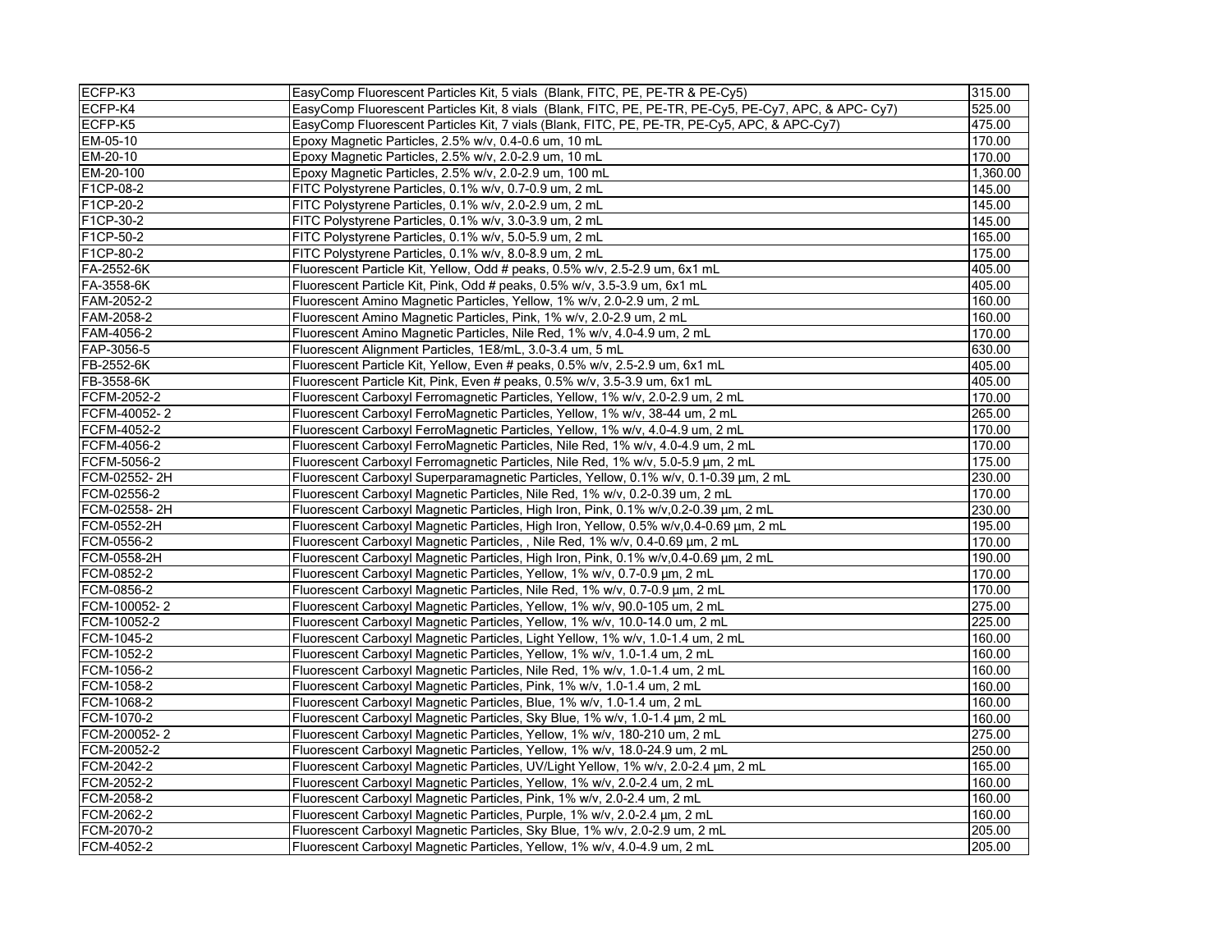| | | |
|---|---|---|
| ECFP-K3 | EasyComp Fluorescent Particles Kit, 5 vials (Blank, FITC, PE, PE-TR & PE-Cy5) | 315.00 |
| ECFP-K4 | EasyComp Fluorescent Particles Kit, 8 vials (Blank, FITC, PE, PE-TR, PE-Cy5, PE-Cy7, APC, & APC- Cy7) | 525.00 |
| ECFP-K5 | EasyComp Fluorescent Particles Kit, 7 vials (Blank, FITC, PE, PE-TR, PE-Cy5, APC, & APC-Cy7) | 475.00 |
| EM-05-10 | Epoxy Magnetic Particles, 2.5% w/v, 0.4-0.6 um, 10 mL | 170.00 |
| EM-20-10 | Epoxy Magnetic Particles, 2.5% w/v, 2.0-2.9 um, 10 mL | 170.00 |
| EM-20-100 | Epoxy Magnetic Particles, 2.5% w/v, 2.0-2.9 um, 100 mL | 1,360.00 |
| F1CP-08-2 | FITC Polystyrene Particles, 0.1% w/v, 0.7-0.9 um, 2 mL | 145.00 |
| F1CP-20-2 | FITC Polystyrene Particles, 0.1% w/v, 2.0-2.9 um, 2 mL | 145.00 |
| F1CP-30-2 | FITC Polystyrene Particles, 0.1% w/v, 3.0-3.9 um, 2 mL | 145.00 |
| F1CP-50-2 | FITC Polystyrene Particles, 0.1% w/v, 5.0-5.9 um, 2 mL | 165.00 |
| F1CP-80-2 | FITC Polystyrene Particles, 0.1% w/v, 8.0-8.9 um, 2 mL | 175.00 |
| FA-2552-6K | Fluorescent Particle Kit, Yellow, Odd # peaks, 0.5% w/v, 2.5-2.9 um, 6x1 mL | 405.00 |
| FA-3558-6K | Fluorescent Particle Kit, Pink, Odd # peaks, 0.5% w/v, 3.5-3.9 um, 6x1 mL | 405.00 |
| FAM-2052-2 | Fluorescent Amino Magnetic Particles, Yellow, 1% w/v, 2.0-2.9 um, 2 mL | 160.00 |
| FAM-2058-2 | Fluorescent Amino Magnetic Particles, Pink, 1% w/v, 2.0-2.9 um, 2 mL | 160.00 |
| FAM-4056-2 | Fluorescent Amino Magnetic Particles, Nile Red, 1% w/v, 4.0-4.9 um, 2 mL | 170.00 |
| FAP-3056-5 | Fluorescent Alignment Particles, 1E8/mL, 3.0-3.4 um, 5 mL | 630.00 |
| FB-2552-6K | Fluorescent Particle Kit, Yellow, Even # peaks, 0.5% w/v, 2.5-2.9 um, 6x1 mL | 405.00 |
| FB-3558-6K | Fluorescent Particle Kit, Pink, Even # peaks, 0.5% w/v, 3.5-3.9 um, 6x1 mL | 405.00 |
| FCFM-2052-2 | Fluorescent Carboxyl Ferromagnetic Particles, Yellow, 1% w/v, 2.0-2.9 um, 2 mL | 170.00 |
| FCFM-40052- 2 | Fluorescent Carboxyl FerroMagnetic Particles, Yellow, 1% w/v, 38-44 um, 2 mL | 265.00 |
| FCFM-4052-2 | Fluorescent Carboxyl FerroMagnetic Particles, Yellow, 1% w/v, 4.0-4.9 um, 2 mL | 170.00 |
| FCFM-4056-2 | Fluorescent Carboxyl FerroMagnetic Particles, Nile Red, 1% w/v, 4.0-4.9 um, 2 mL | 170.00 |
| FCFM-5056-2 | Fluorescent Carboxyl Ferromagnetic Particles, Nile Red, 1% w/v, 5.0-5.9 µm, 2 mL | 175.00 |
| FCM-02552- 2H | Fluorescent Carboxyl Superparamagnetic Particles, Yellow, 0.1% w/v, 0.1-0.39 µm, 2 mL | 230.00 |
| FCM-02556-2 | Fluorescent Carboxyl Magnetic Particles, Nile Red, 1% w/v, 0.2-0.39 um, 2 mL | 170.00 |
| FCM-02558- 2H | Fluorescent Carboxyl Magnetic Particles, High Iron, Pink, 0.1% w/v,0.2-0.39 µm, 2 mL | 230.00 |
| FCM-0552-2H | Fluorescent Carboxyl Magnetic Particles, High Iron, Yellow, 0.5% w/v,0.4-0.69 µm, 2 mL | 195.00 |
| FCM-0556-2 | Fluorescent Carboxyl Magnetic Particles, , Nile Red, 1% w/v, 0.4-0.69 µm, 2 mL | 170.00 |
| FCM-0558-2H | Fluorescent Carboxyl Magnetic Particles, High Iron, Pink, 0.1% w/v,0.4-0.69 µm, 2 mL | 190.00 |
| FCM-0852-2 | Fluorescent Carboxyl Magnetic Particles, Yellow, 1% w/v, 0.7-0.9 µm, 2 mL | 170.00 |
| FCM-0856-2 | Fluorescent Carboxyl Magnetic Particles, Nile Red, 1% w/v, 0.7-0.9 µm, 2 mL | 170.00 |
| FCM-100052- 2 | Fluorescent Carboxyl Magnetic Particles, Yellow, 1% w/v, 90.0-105 um, 2 mL | 275.00 |
| FCM-10052-2 | Fluorescent Carboxyl Magnetic Particles, Yellow, 1% w/v, 10.0-14.0 um, 2 mL | 225.00 |
| FCM-1045-2 | Fluorescent Carboxyl Magnetic Particles, Light Yellow, 1% w/v, 1.0-1.4 um, 2 mL | 160.00 |
| FCM-1052-2 | Fluorescent Carboxyl Magnetic Particles, Yellow, 1% w/v, 1.0-1.4 um, 2 mL | 160.00 |
| FCM-1056-2 | Fluorescent Carboxyl Magnetic Particles, Nile Red, 1% w/v, 1.0-1.4 um, 2 mL | 160.00 |
| FCM-1058-2 | Fluorescent Carboxyl Magnetic Particles, Pink, 1% w/v, 1.0-1.4 um, 2 mL | 160.00 |
| FCM-1068-2 | Fluorescent Carboxyl Magnetic Particles, Blue, 1% w/v, 1.0-1.4 um, 2 mL | 160.00 |
| FCM-1070-2 | Fluorescent Carboxyl Magnetic Particles, Sky Blue, 1% w/v, 1.0-1.4 µm, 2 mL | 160.00 |
| FCM-200052- 2 | Fluorescent Carboxyl Magnetic Particles, Yellow, 1% w/v, 180-210 um, 2 mL | 275.00 |
| FCM-20052-2 | Fluorescent Carboxyl Magnetic Particles, Yellow, 1% w/v, 18.0-24.9 um, 2 mL | 250.00 |
| FCM-2042-2 | Fluorescent Carboxyl Magnetic Particles, UV/Light Yellow, 1% w/v, 2.0-2.4 µm, 2 mL | 165.00 |
| FCM-2052-2 | Fluorescent Carboxyl Magnetic Particles, Yellow, 1% w/v, 2.0-2.4 um, 2 mL | 160.00 |
| FCM-2058-2 | Fluorescent Carboxyl Magnetic Particles, Pink, 1% w/v, 2.0-2.4 um, 2 mL | 160.00 |
| FCM-2062-2 | Fluorescent Carboxyl Magnetic Particles, Purple, 1% w/v, 2.0-2.4 µm, 2 mL | 160.00 |
| FCM-2070-2 | Fluorescent Carboxyl Magnetic Particles, Sky Blue, 1% w/v, 2.0-2.9 um, 2 mL | 205.00 |
| FCM-4052-2 | Fluorescent Carboxyl Magnetic Particles, Yellow, 1% w/v, 4.0-4.9 um, 2 mL | 205.00 |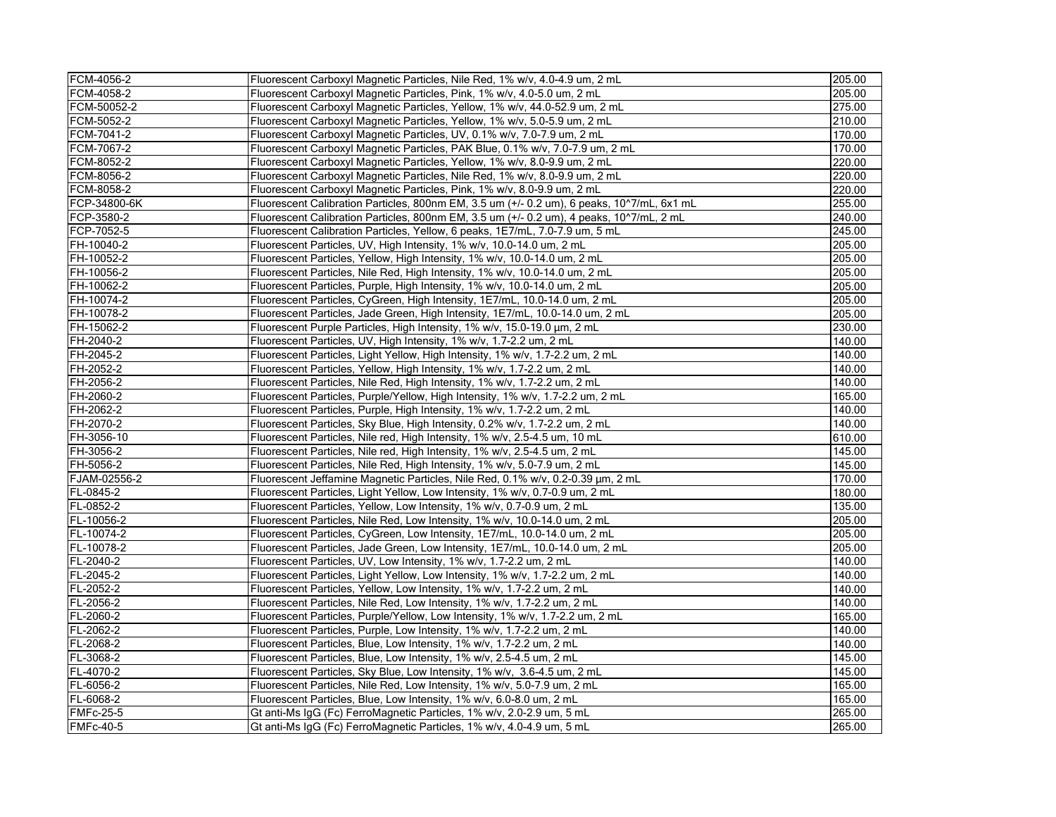| | | |
|---|---|---|
| FCM-4056-2 | Fluorescent Carboxyl Magnetic Particles, Nile Red, 1% w/v, 4.0-4.9 um, 2 mL | 205.00 |
| FCM-4058-2 | Fluorescent Carboxyl Magnetic Particles, Pink, 1% w/v, 4.0-5.0 um, 2 mL | 205.00 |
| FCM-50052-2 | Fluorescent Carboxyl Magnetic Particles, Yellow, 1% w/v, 44.0-52.9 um, 2 mL | 275.00 |
| FCM-5052-2 | Fluorescent Carboxyl Magnetic Particles, Yellow, 1% w/v, 5.0-5.9 um, 2 mL | 210.00 |
| FCM-7041-2 | Fluorescent Carboxyl Magnetic Particles, UV, 0.1% w/v, 7.0-7.9 um, 2 mL | 170.00 |
| FCM-7067-2 | Fluorescent Carboxyl Magnetic Particles, PAK Blue, 0.1% w/v, 7.0-7.9 um, 2 mL | 170.00 |
| FCM-8052-2 | Fluorescent Carboxyl Magnetic Particles, Yellow, 1% w/v, 8.0-9.9 um, 2 mL | 220.00 |
| FCM-8056-2 | Fluorescent Carboxyl Magnetic Particles, Nile Red, 1% w/v, 8.0-9.9 um, 2 mL | 220.00 |
| FCM-8058-2 | Fluorescent Carboxyl Magnetic Particles, Pink, 1% w/v, 8.0-9.9 um, 2 mL | 220.00 |
| FCP-34800-6K | Fluorescent Calibration Particles, 800nm EM, 3.5 um (+/- 0.2 um), 6 peaks, 10^7/mL, 6x1 mL | 255.00 |
| FCP-3580-2 | Fluorescent Calibration Particles, 800nm EM, 3.5 um (+/- 0.2 um), 4 peaks, 10^7/mL, 2 mL | 240.00 |
| FCP-7052-5 | Fluorescent Calibration Particles, Yellow, 6 peaks, 1E7/mL, 7.0-7.9 um, 5 mL | 245.00 |
| FH-10040-2 | Fluorescent Particles, UV, High Intensity, 1% w/v, 10.0-14.0 um, 2 mL | 205.00 |
| FH-10052-2 | Fluorescent Particles, Yellow, High Intensity, 1% w/v, 10.0-14.0 um, 2 mL | 205.00 |
| FH-10056-2 | Fluorescent Particles, Nile Red, High Intensity, 1% w/v, 10.0-14.0 um, 2 mL | 205.00 |
| FH-10062-2 | Fluorescent Particles, Purple, High Intensity, 1% w/v, 10.0-14.0 um, 2 mL | 205.00 |
| FH-10074-2 | Fluorescent Particles, CyGreen, High Intensity, 1E7/mL, 10.0-14.0 um, 2 mL | 205.00 |
| FH-10078-2 | Fluorescent Particles, Jade Green, High Intensity, 1E7/mL, 10.0-14.0 um, 2 mL | 205.00 |
| FH-15062-2 | Fluorescent Purple Particles, High Intensity, 1% w/v, 15.0-19.0 µm, 2 mL | 230.00 |
| FH-2040-2 | Fluorescent Particles, UV, High Intensity, 1% w/v, 1.7-2.2 um, 2 mL | 140.00 |
| FH-2045-2 | Fluorescent Particles, Light Yellow, High Intensity, 1% w/v, 1.7-2.2 um, 2 mL | 140.00 |
| FH-2052-2 | Fluorescent Particles, Yellow, High Intensity, 1% w/v, 1.7-2.2 um, 2 mL | 140.00 |
| FH-2056-2 | Fluorescent Particles, Nile Red, High Intensity, 1% w/v, 1.7-2.2 um, 2 mL | 140.00 |
| FH-2060-2 | Fluorescent Particles, Purple/Yellow, High Intensity, 1% w/v, 1.7-2.2 um, 2 mL | 165.00 |
| FH-2062-2 | Fluorescent Particles, Purple, High Intensity, 1% w/v, 1.7-2.2 um, 2 mL | 140.00 |
| FH-2070-2 | Fluorescent Particles, Sky Blue, High Intensity, 0.2% w/v, 1.7-2.2 um, 2 mL | 140.00 |
| FH-3056-10 | Fluorescent Particles, Nile red, High Intensity, 1% w/v, 2.5-4.5 um, 10 mL | 610.00 |
| FH-3056-2 | Fluorescent Particles, Nile red, High Intensity, 1% w/v, 2.5-4.5 um, 2 mL | 145.00 |
| FH-5056-2 | Fluorescent Particles, Nile Red, High Intensity, 1% w/v, 5.0-7.9 um, 2 mL | 145.00 |
| FJAM-02556-2 | Fluorescent Jeffamine Magnetic Particles, Nile Red, 0.1% w/v, 0.2-0.39 µm, 2 mL | 170.00 |
| FL-0845-2 | Fluorescent Particles, Light Yellow, Low Intensity, 1% w/v, 0.7-0.9 um, 2 mL | 180.00 |
| FL-0852-2 | Fluorescent Particles, Yellow, Low Intensity, 1% w/v, 0.7-0.9 um, 2 mL | 135.00 |
| FL-10056-2 | Fluorescent Particles, Nile Red, Low Intensity, 1% w/v, 10.0-14.0 um, 2 mL | 205.00 |
| FL-10074-2 | Fluorescent Particles, CyGreen, Low Intensity, 1E7/mL, 10.0-14.0 um, 2 mL | 205.00 |
| FL-10078-2 | Fluorescent Particles, Jade Green, Low Intensity, 1E7/mL, 10.0-14.0 um, 2 mL | 205.00 |
| FL-2040-2 | Fluorescent Particles, UV, Low Intensity, 1% w/v, 1.7-2.2 um, 2 mL | 140.00 |
| FL-2045-2 | Fluorescent Particles, Light Yellow, Low Intensity, 1% w/v, 1.7-2.2 um, 2 mL | 140.00 |
| FL-2052-2 | Fluorescent Particles, Yellow, Low Intensity, 1% w/v, 1.7-2.2 um, 2 mL | 140.00 |
| FL-2056-2 | Fluorescent Particles, Nile Red, Low Intensity, 1% w/v, 1.7-2.2 um, 2 mL | 140.00 |
| FL-2060-2 | Fluorescent Particles, Purple/Yellow, Low Intensity, 1% w/v, 1.7-2.2 um, 2 mL | 165.00 |
| FL-2062-2 | Fluorescent Particles, Purple, Low Intensity, 1% w/v, 1.7-2.2 um, 2 mL | 140.00 |
| FL-2068-2 | Fluorescent Particles, Blue, Low Intensity, 1% w/v, 1.7-2.2 um, 2 mL | 140.00 |
| FL-3068-2 | Fluorescent Particles, Blue, Low Intensity, 1% w/v, 2.5-4.5 um, 2 mL | 145.00 |
| FL-4070-2 | Fluorescent Particles, Sky Blue, Low Intensity, 1% w/v,  3.6-4.5 um, 2 mL | 145.00 |
| FL-6056-2 | Fluorescent Particles, Nile Red, Low Intensity, 1% w/v, 5.0-7.9 um, 2 mL | 165.00 |
| FL-6068-2 | Fluorescent Particles, Blue, Low Intensity, 1% w/v, 6.0-8.0 um, 2 mL | 165.00 |
| FMFc-25-5 | Gt anti-Ms IgG (Fc) FerroMagnetic Particles, 1% w/v, 2.0-2.9 um, 5 mL | 265.00 |
| FMFc-40-5 | Gt anti-Ms IgG (Fc) FerroMagnetic Particles, 1% w/v, 4.0-4.9 um, 5 mL | 265.00 |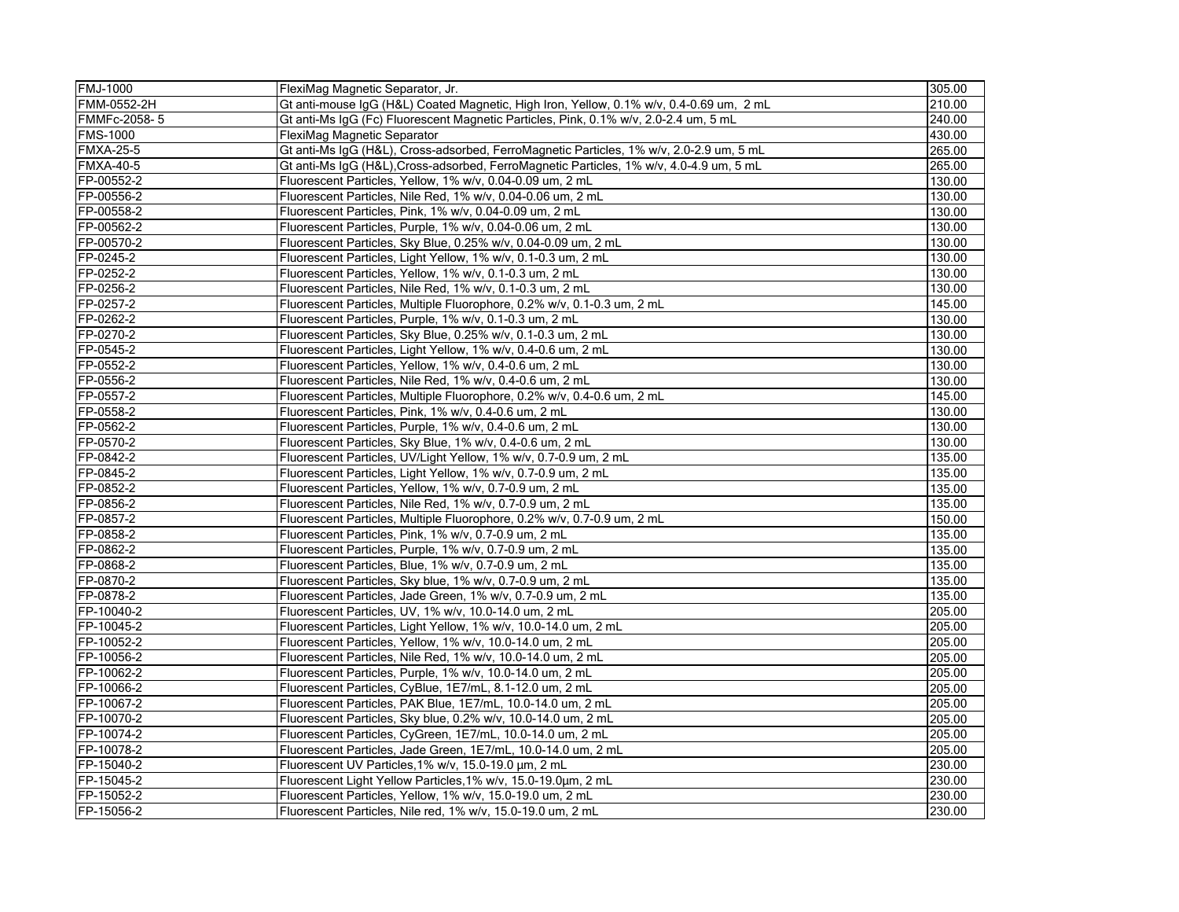| FMJ-1000 | FlexiMag Magnetic Separator, Jr. | 305.00 |
|---|---|---|
| FMM-0552-2H | Gt anti-mouse IgG (H&L) Coated Magnetic, High Iron, Yellow, 0.1% w/v, 0.4-0.69 um, 2 mL | 210.00 |
| FMMFc-2058- 5 | Gt anti-Ms IgG (Fc) Fluorescent Magnetic Particles, Pink, 0.1% w/v, 2.0-2.4 um, 5 mL | 240.00 |
| FMS-1000 | FlexiMag Magnetic Separator | 430.00 |
| FMXA-25-5 | Gt anti-Ms IgG (H&L), Cross-adsorbed, FerroMagnetic Particles, 1% w/v, 2.0-2.9 um, 5 mL | 265.00 |
| FMXA-40-5 | Gt anti-Ms IgG (H&L),Cross-adsorbed, FerroMagnetic Particles, 1% w/v, 4.0-4.9 um, 5 mL | 265.00 |
| FP-00552-2 | Fluorescent Particles, Yellow, 1% w/v, 0.04-0.09 um, 2 mL | 130.00 |
| FP-00556-2 | Fluorescent Particles, Nile Red, 1% w/v, 0.04-0.06 um, 2 mL | 130.00 |
| FP-00558-2 | Fluorescent Particles, Pink, 1% w/v, 0.04-0.09 um, 2 mL | 130.00 |
| FP-00562-2 | Fluorescent Particles, Purple, 1% w/v, 0.04-0.06 um, 2 mL | 130.00 |
| FP-00570-2 | Fluorescent Particles, Sky Blue, 0.25% w/v, 0.04-0.09 um, 2 mL | 130.00 |
| FP-0245-2 | Fluorescent Particles, Light Yellow, 1% w/v, 0.1-0.3 um, 2 mL | 130.00 |
| FP-0252-2 | Fluorescent Particles, Yellow, 1% w/v, 0.1-0.3 um, 2 mL | 130.00 |
| FP-0256-2 | Fluorescent Particles, Nile Red, 1% w/v, 0.1-0.3 um, 2 mL | 130.00 |
| FP-0257-2 | Fluorescent Particles, Multiple Fluorophore, 0.2% w/v, 0.1-0.3 um, 2 mL | 145.00 |
| FP-0262-2 | Fluorescent Particles, Purple, 1% w/v, 0.1-0.3 um, 2 mL | 130.00 |
| FP-0270-2 | Fluorescent Particles, Sky Blue, 0.25% w/v, 0.1-0.3 um, 2 mL | 130.00 |
| FP-0545-2 | Fluorescent Particles, Light Yellow, 1% w/v, 0.4-0.6 um, 2 mL | 130.00 |
| FP-0552-2 | Fluorescent Particles, Yellow, 1% w/v, 0.4-0.6 um, 2 mL | 130.00 |
| FP-0556-2 | Fluorescent Particles, Nile Red, 1% w/v, 0.4-0.6 um, 2 mL | 130.00 |
| FP-0557-2 | Fluorescent Particles, Multiple Fluorophore, 0.2% w/v, 0.4-0.6 um, 2 mL | 145.00 |
| FP-0558-2 | Fluorescent Particles, Pink, 1% w/v, 0.4-0.6 um, 2 mL | 130.00 |
| FP-0562-2 | Fluorescent Particles, Purple, 1% w/v, 0.4-0.6 um, 2 mL | 130.00 |
| FP-0570-2 | Fluorescent Particles, Sky Blue, 1% w/v, 0.4-0.6 um, 2 mL | 130.00 |
| FP-0842-2 | Fluorescent Particles, UV/Light Yellow, 1% w/v, 0.7-0.9 um, 2 mL | 135.00 |
| FP-0845-2 | Fluorescent Particles, Light Yellow, 1% w/v, 0.7-0.9 um, 2 mL | 135.00 |
| FP-0852-2 | Fluorescent Particles, Yellow, 1% w/v, 0.7-0.9 um, 2 mL | 135.00 |
| FP-0856-2 | Fluorescent Particles, Nile Red, 1% w/v, 0.7-0.9 um, 2 mL | 135.00 |
| FP-0857-2 | Fluorescent Particles, Multiple Fluorophore, 0.2% w/v, 0.7-0.9 um, 2 mL | 150.00 |
| FP-0858-2 | Fluorescent Particles, Pink, 1% w/v, 0.7-0.9 um, 2 mL | 135.00 |
| FP-0862-2 | Fluorescent Particles, Purple, 1% w/v, 0.7-0.9 um, 2 mL | 135.00 |
| FP-0868-2 | Fluorescent Particles, Blue, 1% w/v, 0.7-0.9 um, 2 mL | 135.00 |
| FP-0870-2 | Fluorescent Particles, Sky blue, 1% w/v, 0.7-0.9 um, 2 mL | 135.00 |
| FP-0878-2 | Fluorescent Particles, Jade Green, 1% w/v, 0.7-0.9 um, 2 mL | 135.00 |
| FP-10040-2 | Fluorescent Particles, UV, 1% w/v, 10.0-14.0 um, 2 mL | 205.00 |
| FP-10045-2 | Fluorescent Particles, Light Yellow, 1% w/v, 10.0-14.0 um, 2 mL | 205.00 |
| FP-10052-2 | Fluorescent Particles, Yellow, 1% w/v, 10.0-14.0 um, 2 mL | 205.00 |
| FP-10056-2 | Fluorescent Particles, Nile Red, 1% w/v, 10.0-14.0 um, 2 mL | 205.00 |
| FP-10062-2 | Fluorescent Particles, Purple, 1% w/v, 10.0-14.0 um, 2 mL | 205.00 |
| FP-10066-2 | Fluorescent Particles, CyBlue, 1E7/mL, 8.1-12.0 um, 2 mL | 205.00 |
| FP-10067-2 | Fluorescent Particles, PAK Blue, 1E7/mL, 10.0-14.0 um, 2 mL | 205.00 |
| FP-10070-2 | Fluorescent Particles, Sky blue, 0.2% w/v, 10.0-14.0 um, 2 mL | 205.00 |
| FP-10074-2 | Fluorescent Particles, CyGreen, 1E7/mL, 10.0-14.0 um, 2 mL | 205.00 |
| FP-10078-2 | Fluorescent Particles, Jade Green, 1E7/mL, 10.0-14.0 um, 2 mL | 205.00 |
| FP-15040-2 | Fluorescent UV Particles,1% w/v, 15.0-19.0 µm, 2 mL | 230.00 |
| FP-15045-2 | Fluorescent Light Yellow Particles,1% w/v, 15.0-19.0µm, 2 mL | 230.00 |
| FP-15052-2 | Fluorescent Particles, Yellow, 1% w/v, 15.0-19.0 um, 2 mL | 230.00 |
| FP-15056-2 | Fluorescent Particles, Nile red, 1% w/v, 15.0-19.0 um, 2 mL | 230.00 |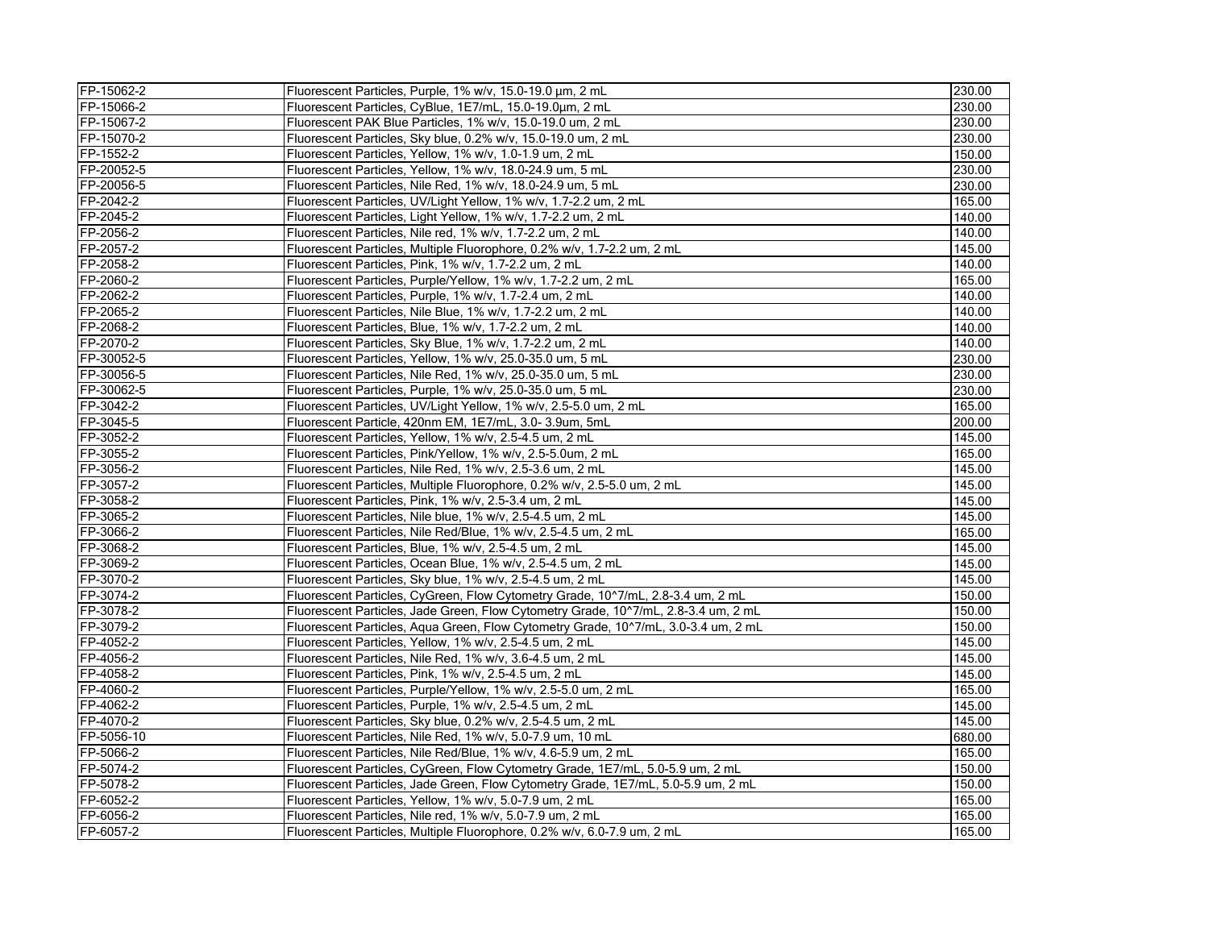| | | |
|---|---|---|
| FP-15062-2 | Fluorescent Particles, Purple, 1% w/v, 15.0-19.0 µm, 2 mL | 230.00 |
| FP-15066-2 | Fluorescent Particles, CyBlue, 1E7/mL, 15.0-19.0µm, 2 mL | 230.00 |
| FP-15067-2 | Fluorescent PAK Blue Particles, 1% w/v, 15.0-19.0 um, 2 mL | 230.00 |
| FP-15070-2 | Fluorescent Particles, Sky blue, 0.2% w/v, 15.0-19.0 um, 2 mL | 230.00 |
| FP-1552-2 | Fluorescent Particles, Yellow, 1% w/v, 1.0-1.9 um, 2 mL | 150.00 |
| FP-20052-5 | Fluorescent Particles, Yellow, 1% w/v, 18.0-24.9 um, 5 mL | 230.00 |
| FP-20056-5 | Fluorescent Particles, Nile Red, 1% w/v, 18.0-24.9 um, 5 mL | 230.00 |
| FP-2042-2 | Fluorescent Particles, UV/Light Yellow, 1% w/v, 1.7-2.2 um, 2 mL | 165.00 |
| FP-2045-2 | Fluorescent Particles, Light Yellow, 1% w/v, 1.7-2.2 um, 2 mL | 140.00 |
| FP-2056-2 | Fluorescent Particles, Nile red, 1% w/v, 1.7-2.2 um, 2 mL | 140.00 |
| FP-2057-2 | Fluorescent Particles, Multiple Fluorophore, 0.2% w/v, 1.7-2.2 um, 2 mL | 145.00 |
| FP-2058-2 | Fluorescent Particles, Pink, 1% w/v, 1.7-2.2 um, 2 mL | 140.00 |
| FP-2060-2 | Fluorescent Particles, Purple/Yellow, 1% w/v, 1.7-2.2 um, 2 mL | 165.00 |
| FP-2062-2 | Fluorescent Particles, Purple, 1% w/v, 1.7-2.4 um, 2 mL | 140.00 |
| FP-2065-2 | Fluorescent Particles, Nile Blue, 1% w/v, 1.7-2.2 um, 2 mL | 140.00 |
| FP-2068-2 | Fluorescent Particles, Blue, 1% w/v, 1.7-2.2 um, 2 mL | 140.00 |
| FP-2070-2 | Fluorescent Particles, Sky Blue, 1% w/v, 1.7-2.2 um, 2 mL | 140.00 |
| FP-30052-5 | Fluorescent Particles, Yellow, 1% w/v, 25.0-35.0 um, 5 mL | 230.00 |
| FP-30056-5 | Fluorescent Particles, Nile Red, 1% w/v, 25.0-35.0 um, 5 mL | 230.00 |
| FP-30062-5 | Fluorescent Particles, Purple, 1% w/v, 25.0-35.0 um, 5 mL | 230.00 |
| FP-3042-2 | Fluorescent Particles, UV/Light Yellow, 1% w/v, 2.5-5.0 um, 2 mL | 165.00 |
| FP-3045-5 | Fluorescent Particle, 420nm EM, 1E7/mL, 3.0- 3.9um, 5mL | 200.00 |
| FP-3052-2 | Fluorescent Particles, Yellow, 1% w/v, 2.5-4.5 um, 2 mL | 145.00 |
| FP-3055-2 | Fluorescent Particles, Pink/Yellow, 1% w/v, 2.5-5.0um, 2 mL | 165.00 |
| FP-3056-2 | Fluorescent Particles, Nile Red, 1% w/v, 2.5-3.6 um, 2 mL | 145.00 |
| FP-3057-2 | Fluorescent Particles, Multiple Fluorophore, 0.2% w/v, 2.5-5.0 um, 2 mL | 145.00 |
| FP-3058-2 | Fluorescent Particles, Pink, 1% w/v, 2.5-3.4 um, 2 mL | 145.00 |
| FP-3065-2 | Fluorescent Particles, Nile blue, 1% w/v, 2.5-4.5 um, 2 mL | 145.00 |
| FP-3066-2 | Fluorescent Particles, Nile Red/Blue, 1% w/v, 2.5-4.5 um, 2 mL | 165.00 |
| FP-3068-2 | Fluorescent Particles, Blue, 1% w/v, 2.5-4.5 um, 2 mL | 145.00 |
| FP-3069-2 | Fluorescent Particles, Ocean Blue, 1% w/v, 2.5-4.5 um, 2 mL | 145.00 |
| FP-3070-2 | Fluorescent Particles, Sky blue, 1% w/v, 2.5-4.5 um, 2 mL | 145.00 |
| FP-3074-2 | Fluorescent Particles, CyGreen, Flow Cytometry Grade, 10^7/mL, 2.8-3.4 um, 2 mL | 150.00 |
| FP-3078-2 | Fluorescent Particles, Jade Green, Flow Cytometry Grade, 10^7/mL, 2.8-3.4 um, 2 mL | 150.00 |
| FP-3079-2 | Fluorescent Particles, Aqua Green, Flow Cytometry Grade, 10^7/mL, 3.0-3.4 um, 2 mL | 150.00 |
| FP-4052-2 | Fluorescent Particles, Yellow, 1% w/v, 2.5-4.5 um, 2 mL | 145.00 |
| FP-4056-2 | Fluorescent Particles, Nile Red, 1% w/v, 3.6-4.5 um, 2 mL | 145.00 |
| FP-4058-2 | Fluorescent Particles, Pink, 1% w/v, 2.5-4.5 um, 2 mL | 145.00 |
| FP-4060-2 | Fluorescent Particles, Purple/Yellow, 1% w/v, 2.5-5.0 um, 2 mL | 165.00 |
| FP-4062-2 | Fluorescent Particles, Purple, 1% w/v, 2.5-4.5 um, 2 mL | 145.00 |
| FP-4070-2 | Fluorescent Particles, Sky blue, 0.2% w/v, 2.5-4.5 um, 2 mL | 145.00 |
| FP-5056-10 | Fluorescent Particles, Nile Red, 1% w/v, 5.0-7.9 um, 10 mL | 680.00 |
| FP-5066-2 | Fluorescent Particles, Nile Red/Blue, 1% w/v, 4.6-5.9 um, 2 mL | 165.00 |
| FP-5074-2 | Fluorescent Particles, CyGreen, Flow Cytometry Grade, 1E7/mL, 5.0-5.9 um, 2 mL | 150.00 |
| FP-5078-2 | Fluorescent Particles, Jade Green, Flow Cytometry Grade, 1E7/mL, 5.0-5.9 um, 2 mL | 150.00 |
| FP-6052-2 | Fluorescent Particles, Yellow, 1% w/v, 5.0-7.9 um, 2 mL | 165.00 |
| FP-6056-2 | Fluorescent Particles, Nile red, 1% w/v, 5.0-7.9 um, 2 mL | 165.00 |
| FP-6057-2 | Fluorescent Particles, Multiple Fluorophore, 0.2% w/v, 6.0-7.9 um, 2 mL | 165.00 |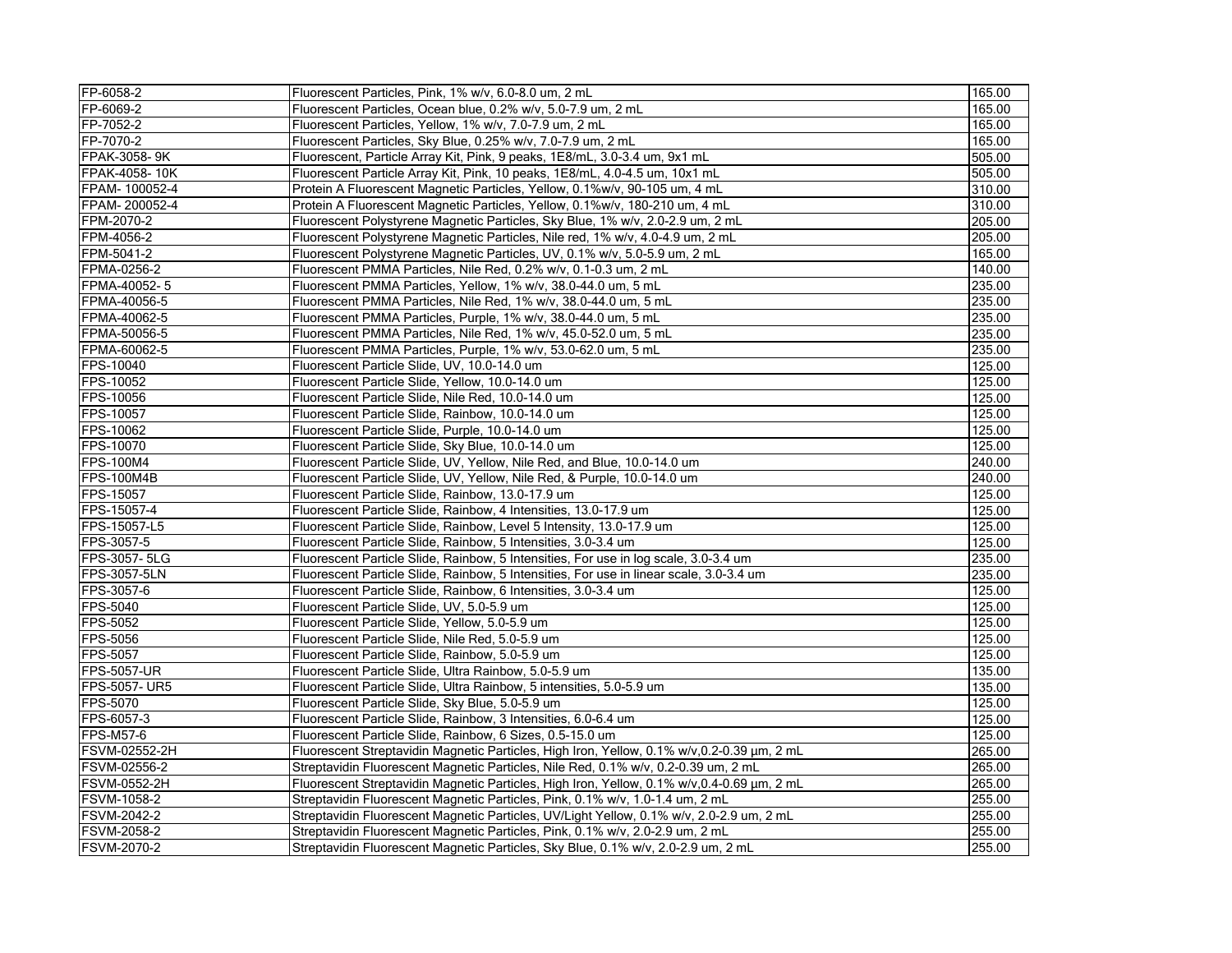| | | |
|---|---|---|
| FP-6058-2 | Fluorescent Particles, Pink, 1% w/v, 6.0-8.0 um, 2 mL | 165.00 |
| FP-6069-2 | Fluorescent Particles, Ocean blue, 0.2% w/v, 5.0-7.9 um, 2 mL | 165.00 |
| FP-7052-2 | Fluorescent Particles, Yellow, 1% w/v, 7.0-7.9 um, 2 mL | 165.00 |
| FP-7070-2 | Fluorescent Particles, Sky Blue, 0.25% w/v, 7.0-7.9 um, 2 mL | 165.00 |
| FPAK-3058- 9K | Fluorescent, Particle Array Kit, Pink, 9 peaks, 1E8/mL, 3.0-3.4 um, 9x1 mL | 505.00 |
| FPAK-4058- 10K | Fluorescent Particle Array Kit, Pink, 10 peaks, 1E8/mL, 4.0-4.5 um, 10x1 mL | 505.00 |
| FPAM- 100052-4 | Protein A Fluorescent Magnetic Particles, Yellow, 0.1%w/v, 90-105 um, 4 mL | 310.00 |
| FPAM- 200052-4 | Protein A Fluorescent Magnetic Particles, Yellow, 0.1%w/v, 180-210 um, 4 mL | 310.00 |
| FPM-2070-2 | Fluorescent Polystyrene Magnetic Particles, Sky Blue, 1% w/v, 2.0-2.9 um, 2 mL | 205.00 |
| FPM-4056-2 | Fluorescent Polystyrene Magnetic Particles, Nile red, 1% w/v, 4.0-4.9 um, 2 mL | 205.00 |
| FPM-5041-2 | Fluorescent Polystyrene Magnetic Particles, UV, 0.1% w/v, 5.0-5.9 um, 2 mL | 165.00 |
| FPMA-0256-2 | Fluorescent PMMA Particles, Nile Red, 0.2% w/v, 0.1-0.3 um, 2 mL | 140.00 |
| FPMA-40052- 5 | Fluorescent PMMA Particles, Yellow, 1% w/v, 38.0-44.0 um, 5 mL | 235.00 |
| FPMA-40056-5 | Fluorescent PMMA Particles, Nile Red, 1% w/v, 38.0-44.0 um, 5 mL | 235.00 |
| FPMA-40062-5 | Fluorescent PMMA Particles, Purple, 1% w/v, 38.0-44.0 um, 5 mL | 235.00 |
| FPMA-50056-5 | Fluorescent PMMA Particles, Nile Red, 1% w/v, 45.0-52.0 um, 5 mL | 235.00 |
| FPMA-60062-5 | Fluorescent PMMA Particles, Purple, 1% w/v, 53.0-62.0 um, 5 mL | 235.00 |
| FPS-10040 | Fluorescent Particle Slide, UV, 10.0-14.0 um | 125.00 |
| FPS-10052 | Fluorescent Particle Slide, Yellow, 10.0-14.0 um | 125.00 |
| FPS-10056 | Fluorescent Particle Slide, Nile Red, 10.0-14.0 um | 125.00 |
| FPS-10057 | Fluorescent Particle Slide, Rainbow, 10.0-14.0 um | 125.00 |
| FPS-10062 | Fluorescent Particle Slide, Purple, 10.0-14.0 um | 125.00 |
| FPS-10070 | Fluorescent Particle Slide, Sky Blue, 10.0-14.0 um | 125.00 |
| FPS-100M4 | Fluorescent Particle Slide, UV, Yellow, Nile Red, and Blue, 10.0-14.0 um | 240.00 |
| FPS-100M4B | Fluorescent Particle Slide, UV, Yellow, Nile Red, & Purple, 10.0-14.0 um | 240.00 |
| FPS-15057 | Fluorescent Particle Slide, Rainbow, 13.0-17.9 um | 125.00 |
| FPS-15057-4 | Fluorescent Particle Slide, Rainbow, 4 Intensities, 13.0-17.9 um | 125.00 |
| FPS-15057-L5 | Fluorescent Particle Slide, Rainbow, Level 5 Intensity, 13.0-17.9 um | 125.00 |
| FPS-3057-5 | Fluorescent Particle Slide, Rainbow, 5 Intensities, 3.0-3.4 um | 125.00 |
| FPS-3057- 5LG | Fluorescent Particle Slide, Rainbow, 5 Intensities, For use in log scale, 3.0-3.4 um | 235.00 |
| FPS-3057-5LN | Fluorescent Particle Slide, Rainbow, 5 Intensities, For use in linear scale, 3.0-3.4 um | 235.00 |
| FPS-3057-6 | Fluorescent Particle Slide, Rainbow, 6 Intensities, 3.0-3.4 um | 125.00 |
| FPS-5040 | Fluorescent Particle Slide, UV, 5.0-5.9 um | 125.00 |
| FPS-5052 | Fluorescent Particle Slide, Yellow, 5.0-5.9 um | 125.00 |
| FPS-5056 | Fluorescent Particle Slide, Nile Red, 5.0-5.9 um | 125.00 |
| FPS-5057 | Fluorescent Particle Slide, Rainbow, 5.0-5.9 um | 125.00 |
| FPS-5057-UR | Fluorescent Particle Slide, Ultra Rainbow, 5.0-5.9 um | 135.00 |
| FPS-5057- UR5 | Fluorescent Particle Slide, Ultra Rainbow, 5 intensities, 5.0-5.9 um | 135.00 |
| FPS-5070 | Fluorescent Particle Slide, Sky Blue, 5.0-5.9 um | 125.00 |
| FPS-6057-3 | Fluorescent Particle Slide, Rainbow, 3 Intensities, 6.0-6.4 um | 125.00 |
| FPS-M57-6 | Fluorescent Particle Slide, Rainbow, 6 Sizes, 0.5-15.0 um | 125.00 |
| FSVM-02552-2H | Fluorescent Streptavidin Magnetic Particles, High Iron, Yellow, 0.1% w/v,0.2-0.39 µm, 2 mL | 265.00 |
| FSVM-02556-2 | Streptavidin Fluorescent Magnetic Particles, Nile Red, 0.1% w/v, 0.2-0.39 um, 2 mL | 265.00 |
| FSVM-0552-2H | Fluorescent Streptavidin Magnetic Particles, High Iron, Yellow, 0.1% w/v,0.4-0.69 µm, 2 mL | 265.00 |
| FSVM-1058-2 | Streptavidin Fluorescent Magnetic Particles, Pink, 0.1% w/v, 1.0-1.4 um, 2 mL | 255.00 |
| FSVM-2042-2 | Streptavidin Fluorescent Magnetic Particles, UV/Light Yellow, 0.1% w/v, 2.0-2.9 um, 2 mL | 255.00 |
| FSVM-2058-2 | Streptavidin Fluorescent Magnetic Particles, Pink, 0.1% w/v, 2.0-2.9 um, 2 mL | 255.00 |
| FSVM-2070-2 | Streptavidin Fluorescent Magnetic Particles, Sky Blue, 0.1% w/v, 2.0-2.9 um, 2 mL | 255.00 |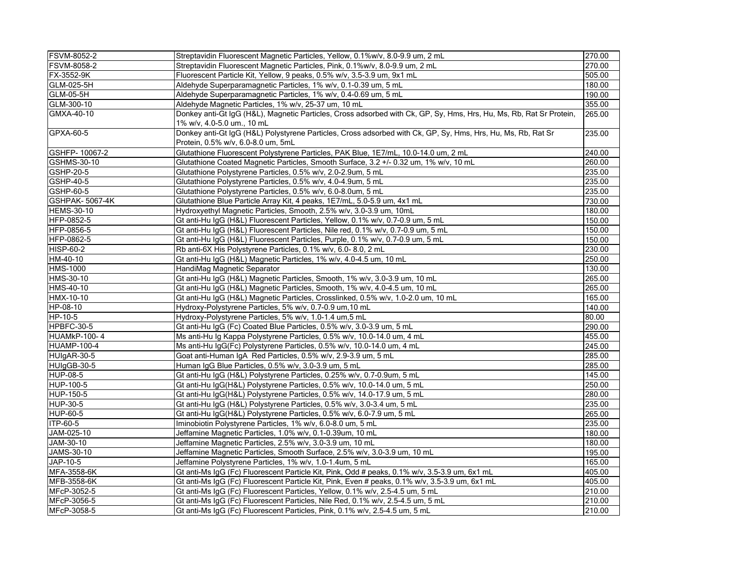| | | |
|---|---|---|
| FSVM-8052-2 | Streptavidin Fluorescent Magnetic Particles, Yellow, 0.1%w/v, 8.0-9.9 um, 2 mL | 270.00 |
| FSVM-8058-2 | Streptavidin Fluorescent Magnetic Particles, Pink, 0.1%w/v, 8.0-9.9 um, 2 mL | 270.00 |
| FX-3552-9K | Fluorescent Particle Kit, Yellow, 9 peaks, 0.5% w/v, 3.5-3.9 um, 9x1 mL | 505.00 |
| GLM-025-5H | Aldehyde Superparamagnetic Particles, 1% w/v, 0.1-0.39 um, 5 mL | 180.00 |
| GLM-05-5H | Aldehyde Superparamagnetic Particles, 1% w/v, 0.4-0.69 um, 5 mL | 190.00 |
| GLM-300-10 | Aldehyde Magnetic Particles, 1% w/v, 25-37 um, 10 mL | 355.00 |
| GMXA-40-10 | Donkey anti-Gt IgG (H&L), Magnetic Particles, Cross adsorbed with Ck, GP, Sy, Hms, Hrs, Hu, Ms, Rb, Rat Sr Protein, 1% w/v, 4.0-5.0 um., 10 mL | 265.00 |
| GPXA-60-5 | Donkey anti-Gt IgG (H&L) Polystyrene Particles, Cross adsorbed with Ck, GP, Sy, Hms, Hrs, Hu, Ms, Rb, Rat Sr Protein, 0.5% w/v, 6.0-8.0 um, 5mL | 235.00 |
| GSHFP- 10067-2 | Glutathione Fluorescent Polystyrene Particles, PAK Blue, 1E7/mL, 10.0-14.0 um, 2 mL | 240.00 |
| GSHMS-30-10 | Glutathione Coated Magnetic Particles, Smooth Surface, 3.2 +/- 0.32 um, 1% w/v, 10 mL | 260.00 |
| GSHP-20-5 | Glutathione Polystyrene Particles, 0.5% w/v, 2.0-2.9um, 5 mL | 235.00 |
| GSHP-40-5 | Glutathione Polystyrene Particles, 0.5% w/v, 4.0-4.9um, 5 mL | 235.00 |
| GSHP-60-5 | Glutathione Polystyrene Particles, 0.5% w/v, 6.0-8.0um, 5 mL | 235.00 |
| GSHPAK- 5067-4K | Glutathione Blue Particle Array Kit, 4 peaks, 1E7/mL, 5.0-5.9 um, 4x1 mL | 730.00 |
| HEMS-30-10 | Hydroxyethyl Magnetic Particles, Smooth, 2.5% w/v, 3.0-3.9 um, 10mL | 180.00 |
| HFP-0852-5 | Gt anti-Hu IgG (H&L) Fluorescent Particles, Yellow, 0.1% w/v, 0.7-0.9 um, 5 mL | 150.00 |
| HFP-0856-5 | Gt anti-Hu IgG (H&L) Fluorescent Particles, Nile red, 0.1% w/v, 0.7-0.9 um, 5 mL | 150.00 |
| HFP-0862-5 | Gt anti-Hu IgG (H&L) Fluorescent Particles, Purple, 0.1% w/v, 0.7-0.9 um, 5 mL | 150.00 |
| HISP-60-2 | Rb anti-6X His Polystyrene Particles, 0.1% w/v, 6.0- 8.0, 2 mL | 230.00 |
| HM-40-10 | Gt anti-Hu IgG (H&L) Magnetic Particles, 1% w/v, 4.0-4.5 um, 10 mL | 250.00 |
| HMS-1000 | HandiMag Magnetic Separator | 130.00 |
| HMS-30-10 | Gt anti-Hu IgG (H&L) Magnetic Particles, Smooth, 1% w/v, 3.0-3.9 um, 10 mL | 265.00 |
| HMS-40-10 | Gt anti-Hu IgG (H&L) Magnetic Particles, Smooth, 1% w/v, 4.0-4.5 um, 10 mL | 265.00 |
| HMX-10-10 | Gt anti-Hu IgG (H&L) Magnetic Particles, Crosslinked, 0.5% w/v, 1.0-2.0 um, 10 mL | 165.00 |
| HP-08-10 | Hydroxy-Polystyrene Particles, 5% w/v, 0.7-0.9 um,10 mL | 140.00 |
| HP-10-5 | Hydroxy-Polystyrene Particles, 5% w/v, 1.0-1.4 um,5 mL | 80.00 |
| HPBFC-30-5 | Gt anti-Hu IgG (Fc) Coated Blue Particles, 0.5% w/v, 3.0-3.9 um, 5 mL | 290.00 |
| HUAMkP-100- 4 | Ms anti-Hu Ig Kappa Polystyrene Particles, 0.5% w/v, 10.0-14.0 um, 4 mL | 455.00 |
| HUAMP-100-4 | Ms anti-Hu IgG(Fc) Polystyrene Particles, 0.5% w/v, 10.0-14.0 um, 4 mL | 245.00 |
| HUIgAR-30-5 | Goat anti-Human IgA Red Particles, 0.5% w/v, 2.9-3.9 um, 5 mL | 285.00 |
| HUIgGB-30-5 | Human IgG Blue Particles, 0.5% w/v, 3.0-3.9 um, 5 mL | 285.00 |
| HUP-08-5 | Gt anti-Hu IgG (H&L) Polystyrene Particles, 0.25% w/v, 0.7-0.9um, 5 mL | 145.00 |
| HUP-100-5 | Gt anti-Hu IgG(H&L) Polystyrene Particles, 0.5% w/v, 10.0-14.0 um, 5 mL | 250.00 |
| HUP-150-5 | Gt anti-Hu IgG(H&L) Polystyrene Particles, 0.5% w/v, 14.0-17.9 um, 5 mL | 280.00 |
| HUP-30-5 | Gt anti-Hu IgG (H&L) Polystyrene Particles, 0.5% w/v, 3.0-3.4 um, 5 mL | 235.00 |
| HUP-60-5 | Gt anti-Hu IgG(H&L) Polystyrene Particles, 0.5% w/v, 6.0-7.9 um, 5 mL | 265.00 |
| ITP-60-5 | Iminobiotin Polystyrene Particles, 1% w/v, 6.0-8.0 um, 5 mL | 235.00 |
| JAM-025-10 | Jeffamine Magnetic Particles, 1.0% w/v, 0.1-0.39um, 10 mL | 180.00 |
| JAM-30-10 | Jeffamine Magnetic Particles, 2.5% w/v, 3.0-3.9 um, 10 mL | 180.00 |
| JAMS-30-10 | Jeffamine Magnetic Particles, Smooth Surface, 2.5% w/v, 3.0-3.9 um, 10 mL | 195.00 |
| JAP-10-5 | Jeffamine Polystyrene Particles, 1% w/v, 1.0-1.4um, 5 mL | 165.00 |
| MFA-3558-6K | Gt anti-Ms IgG (Fc) Fluorescent Particle Kit, Pink, Odd # peaks, 0.1% w/v, 3.5-3.9 um, 6x1 mL | 405.00 |
| MFB-3558-6K | Gt anti-Ms IgG (Fc) Fluorescent Particle Kit, Pink, Even # peaks, 0.1% w/v, 3.5-3.9 um, 6x1 mL | 405.00 |
| MFcP-3052-5 | Gt anti-Ms IgG (Fc) Fluorescent Particles, Yellow, 0.1% w/v, 2.5-4.5 um, 5 mL | 210.00 |
| MFcP-3056-5 | Gt anti-Ms IgG (Fc) Fluorescent Particles, Nile Red, 0.1% w/v, 2.5-4.5 um, 5 mL | 210.00 |
| MFcP-3058-5 | Gt anti-Ms IgG (Fc) Fluorescent Particles, Pink, 0.1% w/v, 2.5-4.5 um, 5 mL | 210.00 |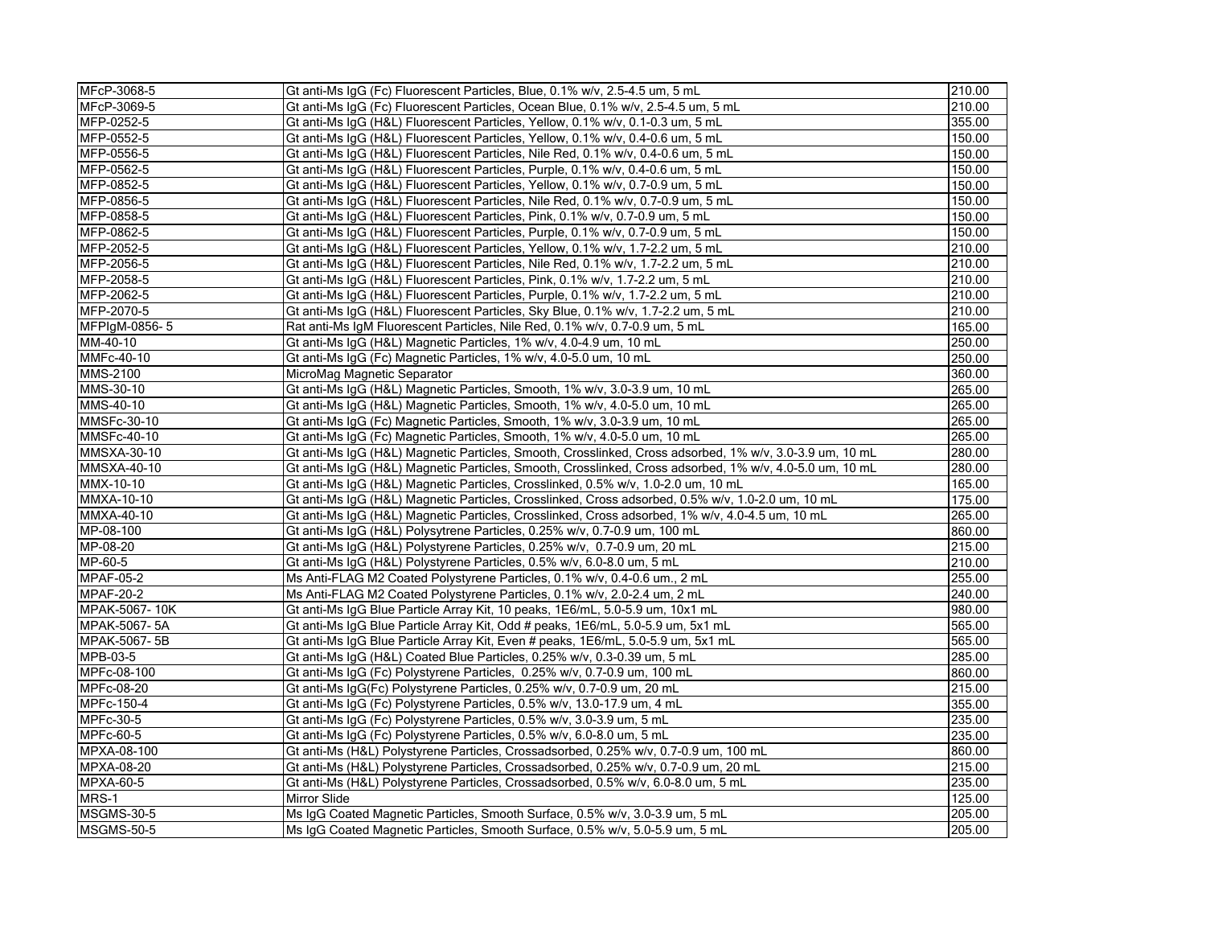| | | |
|---|---|---|
| MFcP-3068-5 | Gt anti-Ms IgG (Fc) Fluorescent Particles, Blue, 0.1% w/v, 2.5-4.5 um, 5 mL | 210.00 |
| MFcP-3069-5 | Gt anti-Ms IgG (Fc) Fluorescent Particles, Ocean Blue, 0.1% w/v, 2.5-4.5 um, 5 mL | 210.00 |
| MFP-0252-5 | Gt anti-Ms IgG (H&L) Fluorescent Particles, Yellow, 0.1% w/v, 0.1-0.3 um, 5 mL | 355.00 |
| MFP-0552-5 | Gt anti-Ms IgG (H&L) Fluorescent Particles, Yellow, 0.1% w/v, 0.4-0.6 um, 5 mL | 150.00 |
| MFP-0556-5 | Gt anti-Ms IgG (H&L) Fluorescent Particles, Nile Red, 0.1% w/v, 0.4-0.6 um, 5 mL | 150.00 |
| MFP-0562-5 | Gt anti-Ms IgG (H&L) Fluorescent Particles, Purple, 0.1% w/v, 0.4-0.6 um, 5 mL | 150.00 |
| MFP-0852-5 | Gt anti-Ms IgG (H&L) Fluorescent Particles, Yellow, 0.1% w/v, 0.7-0.9 um, 5 mL | 150.00 |
| MFP-0856-5 | Gt anti-Ms IgG (H&L) Fluorescent Particles, Nile Red, 0.1% w/v, 0.7-0.9 um, 5 mL | 150.00 |
| MFP-0858-5 | Gt anti-Ms IgG (H&L) Fluorescent Particles, Pink, 0.1% w/v, 0.7-0.9 um, 5 mL | 150.00 |
| MFP-0862-5 | Gt anti-Ms IgG (H&L) Fluorescent Particles, Purple, 0.1% w/v, 0.7-0.9 um, 5 mL | 150.00 |
| MFP-2052-5 | Gt anti-Ms IgG (H&L) Fluorescent Particles, Yellow, 0.1% w/v, 1.7-2.2 um, 5 mL | 210.00 |
| MFP-2056-5 | Gt anti-Ms IgG (H&L) Fluorescent Particles, Nile Red, 0.1% w/v, 1.7-2.2 um, 5 mL | 210.00 |
| MFP-2058-5 | Gt anti-Ms IgG (H&L) Fluorescent Particles, Pink, 0.1% w/v, 1.7-2.2 um, 5 mL | 210.00 |
| MFP-2062-5 | Gt anti-Ms IgG (H&L) Fluorescent Particles, Purple, 0.1% w/v, 1.7-2.2 um, 5 mL | 210.00 |
| MFP-2070-5 | Gt anti-Ms IgG (H&L) Fluorescent Particles, Sky Blue, 0.1% w/v, 1.7-2.2 um, 5 mL | 210.00 |
| MFPIgM-0856- 5 | Rat anti-Ms IgM Fluorescent Particles, Nile Red, 0.1% w/v, 0.7-0.9 um, 5 mL | 165.00 |
| MM-40-10 | Gt anti-Ms IgG (H&L) Magnetic Particles, 1% w/v, 4.0-4.9 um, 10 mL | 250.00 |
| MMFc-40-10 | Gt anti-Ms IgG (Fc) Magnetic Particles, 1% w/v, 4.0-5.0 um, 10 mL | 250.00 |
| MMS-2100 | MicroMag Magnetic Separator | 360.00 |
| MMS-30-10 | Gt anti-Ms IgG (H&L) Magnetic Particles, Smooth, 1% w/v, 3.0-3.9 um, 10 mL | 265.00 |
| MMS-40-10 | Gt anti-Ms IgG (H&L) Magnetic Particles, Smooth, 1% w/v, 4.0-5.0 um, 10 mL | 265.00 |
| MMSFc-30-10 | Gt anti-Ms IgG (Fc) Magnetic Particles, Smooth, 1% w/v, 3.0-3.9 um, 10 mL | 265.00 |
| MMSFc-40-10 | Gt anti-Ms IgG (Fc) Magnetic Particles, Smooth, 1% w/v, 4.0-5.0 um, 10 mL | 265.00 |
| MMSXA-30-10 | Gt anti-Ms IgG (H&L) Magnetic Particles, Smooth, Crosslinked, Cross adsorbed, 1% w/v, 3.0-3.9 um, 10 mL | 280.00 |
| MMSXA-40-10 | Gt anti-Ms IgG (H&L) Magnetic Particles, Smooth, Crosslinked, Cross adsorbed, 1% w/v, 4.0-5.0 um, 10 mL | 280.00 |
| MMX-10-10 | Gt anti-Ms IgG (H&L) Magnetic Particles, Crosslinked, 0.5% w/v, 1.0-2.0 um, 10 mL | 165.00 |
| MMXA-10-10 | Gt anti-Ms IgG (H&L) Magnetic Particles, Crosslinked, Cross adsorbed, 0.5% w/v, 1.0-2.0 um, 10 mL | 175.00 |
| MMXA-40-10 | Gt anti-Ms IgG (H&L) Magnetic Particles, Crosslinked, Cross adsorbed, 1% w/v, 4.0-4.5 um, 10 mL | 265.00 |
| MP-08-100 | Gt anti-Ms IgG (H&L) Polysyrene Particles, 0.25% w/v, 0.7-0.9 um, 100 mL | 860.00 |
| MP-08-20 | Gt anti-Ms IgG (H&L) Polystyrene Particles, 0.25% w/v,  0.7-0.9 um, 20 mL | 215.00 |
| MP-60-5 | Gt anti-Ms IgG (H&L) Polystyrene Particles, 0.5% w/v, 6.0-8.0 um, 5 mL | 210.00 |
| MPAF-05-2 | Ms Anti-FLAG M2 Coated Polystyrene Particles, 0.1% w/v, 0.4-0.6 um., 2 mL | 255.00 |
| MPAF-20-2 | Ms Anti-FLAG M2 Coated Polystyrene Particles, 0.1% w/v, 2.0-2.4 um, 2 mL | 240.00 |
| MPAK-5067- 10K | Gt anti-Ms IgG Blue Particle Array Kit, 10 peaks, 1E6/mL, 5.0-5.9 um, 10x1 mL | 980.00 |
| MPAK-5067- 5A | Gt anti-Ms IgG Blue Particle Array Kit, Odd # peaks, 1E6/mL, 5.0-5.9 um, 5x1 mL | 565.00 |
| MPAK-5067- 5B | Gt anti-Ms IgG Blue Particle Array Kit, Even # peaks, 1E6/mL, 5.0-5.9 um, 5x1 mL | 565.00 |
| MPB-03-5 | Gt anti-Ms IgG (H&L) Coated Blue Particles, 0.25% w/v, 0.3-0.39 um, 5 mL | 285.00 |
| MPFc-08-100 | Gt anti-Ms IgG (Fc) Polystyrene Particles,  0.25% w/v, 0.7-0.9 um, 100 mL | 860.00 |
| MPFc-08-20 | Gt anti-Ms IgG(Fc) Polystyrene Particles, 0.25% w/v, 0.7-0.9 um, 20 mL | 215.00 |
| MPFc-150-4 | Gt anti-Ms IgG (Fc) Polystyrene Particles, 0.5% w/v, 13.0-17.9 um, 4 mL | 355.00 |
| MPFc-30-5 | Gt anti-Ms IgG (Fc) Polystyrene Particles, 0.5% w/v, 3.0-3.9 um, 5 mL | 235.00 |
| MPFc-60-5 | Gt anti-Ms IgG (Fc) Polystyrene Particles, 0.5% w/v, 6.0-8.0 um, 5 mL | 235.00 |
| MPXA-08-100 | Gt anti-Ms (H&L) Polystyrene Particles, Crossadsorbed, 0.25% w/v, 0.7-0.9 um, 100 mL | 860.00 |
| MPXA-08-20 | Gt anti-Ms (H&L) Polystyrene Particles, Crossadsorbed, 0.25% w/v, 0.7-0.9 um, 20 mL | 215.00 |
| MPXA-60-5 | Gt anti-Ms (H&L) Polystyrene Particles, Crossadsorbed, 0.5% w/v, 6.0-8.0 um, 5 mL | 235.00 |
| MRS-1 | Mirror Slide | 125.00 |
| MSGMS-30-5 | Ms IgG Coated Magnetic Particles, Smooth Surface, 0.5% w/v, 3.0-3.9 um, 5 mL | 205.00 |
| MSGMS-50-5 | Ms IgG Coated Magnetic Particles, Smooth Surface, 0.5% w/v, 5.0-5.9 um, 5 mL | 205.00 |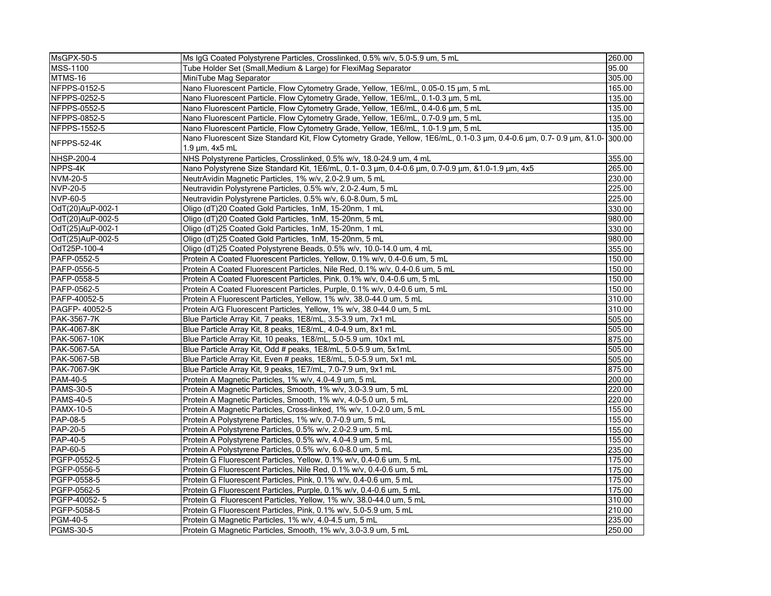| MsGPX-50-5 | Ms IgG Coated Polystyrene Particles, Crosslinked, 0.5% w/v, 5.0-5.9 um, 5 mL | 260.00 |
|---|---|---|
| MSS-1100 | Tube Holder Set (Small,Medium & Large) for FlexiMag Separator | 95.00 |
| MTMS-16 | MiniTube Mag Separator | 305.00 |
| NFPPS-0152-5 | Nano Fluorescent Particle, Flow Cytometry Grade, Yellow, 1E6/mL, 0.05-0.15 µm, 5 mL | 165.00 |
| NFPPS-0252-5 | Nano Fluorescent Particle, Flow Cytometry Grade, Yellow, 1E6/mL, 0.1-0.3 µm, 5 mL | 135.00 |
| NFPPS-0552-5 | Nano Fluorescent Particle, Flow Cytometry Grade, Yellow, 1E6/mL, 0.4-0.6 µm, 5 mL | 135.00 |
| NFPPS-0852-5 | Nano Fluorescent Particle, Flow Cytometry Grade, Yellow, 1E6/mL, 0.7-0.9 µm, 5 mL | 135.00 |
| NFPPS-1552-5 | Nano Fluorescent Particle, Flow Cytometry Grade, Yellow, 1E6/mL, 1.0-1.9 µm, 5 mL | 135.00 |
| NFPPS-52-4K | Nano Fluorescent Size Standard Kit, Flow Cytometry Grade, Yellow, 1E6/mL, 0.1-0.3 µm, 0.4-0.6 µm, 0.7- 0.9 µm, &1.0-1.9 µm, 4x5 mL | 300.00 |
| NHSP-200-4 | NHS Polystyrene Particles, Crosslinked, 0.5% w/v, 18.0-24.9 um, 4 mL | 355.00 |
| NPPS-4K | Nano Polystyrene Size Standard Kit, 1E6/mL, 0.1- 0.3 µm, 0.4-0.6 µm, 0.7-0.9 µm, &1.0-1.9 µm, 4x5 | 265.00 |
| NVM-20-5 | NeutrAvidin Magnetic Particles, 1% w/v, 2.0-2.9 um, 5 mL | 230.00 |
| NVP-20-5 | Neutravidin Polystyrene Particles, 0.5% w/v, 2.0-2.4um, 5 mL | 225.00 |
| NVP-60-5 | Neutravidin Polystyrene Particles, 0.5% w/v, 6.0-8.0um, 5 mL | 225.00 |
| OdT(20)AuP-002-1 | Oligo (dT)20 Coated Gold Particles, 1nM, 15-20nm, 1 mL | 330.00 |
| OdT(20)AuP-002-5 | Oligo (dT)20 Coated Gold Particles, 1nM, 15-20nm, 5 mL | 980.00 |
| OdT(25)AuP-002-1 | Oligo (dT)25 Coated Gold Particles, 1nM, 15-20nm, 1 mL | 330.00 |
| OdT(25)AuP-002-5 | Oligo (dT)25 Coated Gold Particles, 1nM, 15-20nm, 5 mL | 980.00 |
| OdT25P-100-4 | Oligo (dT)25 Coated Polystyrene Beads, 0.5% w/v, 10.0-14.0 um, 4 mL | 355.00 |
| PAFP-0552-5 | Protein A Coated Fluorescent Particles, Yellow, 0.1% w/v, 0.4-0.6 um, 5 mL | 150.00 |
| PAFP-0556-5 | Protein A Coated Fluorescent Particles, Nile Red, 0.1% w/v, 0.4-0.6 um, 5 mL | 150.00 |
| PAFP-0558-5 | Protein A Coated Fluorescent Particles, Pink, 0.1% w/v, 0.4-0.6 um, 5 mL | 150.00 |
| PAFP-0562-5 | Protein A Coated Fluorescent Particles, Purple, 0.1% w/v, 0.4-0.6 um, 5 mL | 150.00 |
| PAFP-40052-5 | Protein A Fluorescent Particles, Yellow, 1% w/v, 38.0-44.0 um, 5 mL | 310.00 |
| PAGFP- 40052-5 | Protein A/G Fluorescent Particles, Yellow, 1% w/v, 38.0-44.0 um, 5 mL | 310.00 |
| PAK-3567-7K | Blue Particle Array Kit, 7 peaks, 1E8/mL, 3.5-3.9 um, 7x1 mL | 505.00 |
| PAK-4067-8K | Blue Particle Array Kit, 8 peaks, 1E8/mL, 4.0-4.9 um, 8x1 mL | 505.00 |
| PAK-5067-10K | Blue Particle Array Kit, 10 peaks, 1E8/mL, 5.0-5.9 um, 10x1 mL | 875.00 |
| PAK-5067-5A | Blue Particle Array Kit, Odd # peaks, 1E8/mL, 5.0-5.9 um, 5x1mL | 505.00 |
| PAK-5067-5B | Blue Particle Array Kit, Even # peaks, 1E8/mL, 5.0-5.9 um, 5x1 mL | 505.00 |
| PAK-7067-9K | Blue Particle Array Kit, 9 peaks, 1E7/mL, 7.0-7.9 um, 9x1 mL | 875.00 |
| PAM-40-5 | Protein A Magnetic Particles, 1% w/v, 4.0-4.9 um, 5 mL | 200.00 |
| PAMS-30-5 | Protein A Magnetic Particles, Smooth, 1% w/v, 3.0-3.9 um, 5 mL | 220.00 |
| PAMS-40-5 | Protein A Magnetic Particles, Smooth, 1% w/v, 4.0-5.0 um, 5 mL | 220.00 |
| PAMX-10-5 | Protein A Magnetic Particles, Cross-linked, 1% w/v, 1.0-2.0 um, 5 mL | 155.00 |
| PAP-08-5 | Protein A Polystyrene Particles, 1% w/v, 0.7-0.9 um, 5 mL | 155.00 |
| PAP-20-5 | Protein A Polystyrene Particles, 0.5% w/v, 2.0-2.9 um, 5 mL | 155.00 |
| PAP-40-5 | Protein A Polystyrene Particles, 0.5% w/v, 4.0-4.9 um, 5 mL | 155.00 |
| PAP-60-5 | Protein A Polystyrene Particles, 0.5% w/v, 6.0-8.0 um, 5 mL | 235.00 |
| PGFP-0552-5 | Protein G Fluorescent Particles, Yellow, 0.1% w/v, 0.4-0.6 um, 5 mL | 175.00 |
| PGFP-0556-5 | Protein G Fluorescent Particles, Nile Red, 0.1% w/v, 0.4-0.6 um, 5 mL | 175.00 |
| PGFP-0558-5 | Protein G Fluorescent Particles, Pink, 0.1% w/v, 0.4-0.6 um, 5 mL | 175.00 |
| PGFP-0562-5 | Protein G Fluorescent Particles, Purple, 0.1% w/v, 0.4-0.6 um, 5 mL | 175.00 |
| PGFP-40052- 5 | Protein G  Fluorescent Particles, Yellow, 1% w/v, 38.0-44.0 um, 5 mL | 310.00 |
| PGFP-5058-5 | Protein G Fluorescent Particles, Pink, 0.1% w/v, 5.0-5.9 um, 5 mL | 210.00 |
| PGM-40-5 | Protein G Magnetic Particles, 1% w/v, 4.0-4.5 um, 5 mL | 235.00 |
| PGMS-30-5 | Protein G Magnetic Particles, Smooth, 1% w/v, 3.0-3.9 um, 5 mL | 250.00 |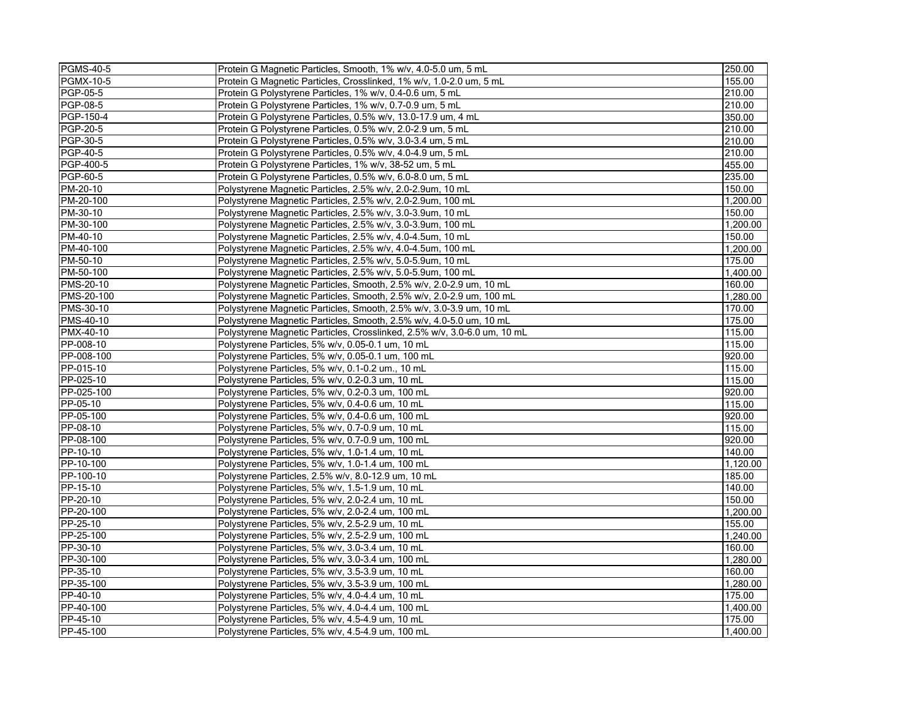| | | |
|---|---|---|
| PGMS-40-5 | Protein G Magnetic Particles, Smooth, 1% w/v, 4.0-5.0 um, 5 mL | 250.00 |
| PGMX-10-5 | Protein G Magnetic Particles, Crosslinked, 1% w/v, 1.0-2.0 um, 5 mL | 155.00 |
| PGP-05-5 | Protein G Polystyrene Particles, 1% w/v, 0.4-0.6 um, 5 mL | 210.00 |
| PGP-08-5 | Protein G Polystyrene Particles, 1% w/v, 0.7-0.9 um, 5 mL | 210.00 |
| PGP-150-4 | Protein G Polystyrene Particles, 0.5% w/v, 13.0-17.9 um, 4 mL | 350.00 |
| PGP-20-5 | Protein G Polystyrene Particles, 0.5% w/v, 2.0-2.9 um, 5 mL | 210.00 |
| PGP-30-5 | Protein G Polystyrene Particles, 0.5% w/v, 3.0-3.4 um, 5 mL | 210.00 |
| PGP-40-5 | Protein G Polystyrene Particles, 0.5% w/v, 4.0-4.9 um, 5 mL | 210.00 |
| PGP-400-5 | Protein G Polystyrene Particles, 1% w/v, 38-52 um, 5 mL | 455.00 |
| PGP-60-5 | Protein G Polystyrene Particles, 0.5% w/v, 6.0-8.0 um, 5 mL | 235.00 |
| PM-20-10 | Polystyrene Magnetic Particles, 2.5% w/v, 2.0-2.9um, 10 mL | 150.00 |
| PM-20-100 | Polystyrene Magnetic Particles, 2.5% w/v, 2.0-2.9um, 100 mL | 1,200.00 |
| PM-30-10 | Polystyrene Magnetic Particles, 2.5% w/v, 3.0-3.9um, 10 mL | 150.00 |
| PM-30-100 | Polystyrene Magnetic Particles, 2.5% w/v, 3.0-3.9um, 100 mL | 1,200.00 |
| PM-40-10 | Polystyrene Magnetic Particles, 2.5% w/v, 4.0-4.5um, 10 mL | 150.00 |
| PM-40-100 | Polystyrene Magnetic Particles, 2.5% w/v, 4.0-4.5um, 100 mL | 1,200.00 |
| PM-50-10 | Polystyrene Magnetic Particles, 2.5% w/v, 5.0-5.9um, 10 mL | 175.00 |
| PM-50-100 | Polystyrene Magnetic Particles, 2.5% w/v, 5.0-5.9um, 100 mL | 1,400.00 |
| PMS-20-10 | Polystyrene Magnetic Particles, Smooth, 2.5% w/v, 2.0-2.9 um, 10 mL | 160.00 |
| PMS-20-100 | Polystyrene Magnetic Particles, Smooth, 2.5% w/v, 2.0-2.9 um, 100 mL | 1,280.00 |
| PMS-30-10 | Polystyrene Magnetic Particles, Smooth, 2.5% w/v, 3.0-3.9 um, 10 mL | 170.00 |
| PMS-40-10 | Polystyrene Magnetic Particles, Smooth, 2.5% w/v, 4.0-5.0 um, 10 mL | 175.00 |
| PMX-40-10 | Polystyrene Magnetic Particles, Crosslinked, 2.5% w/v, 3.0-6.0 um, 10 mL | 115.00 |
| PP-008-10 | Polystyrene Particles, 5% w/v, 0.05-0.1 um, 10 mL | 115.00 |
| PP-008-100 | Polystyrene Particles, 5% w/v, 0.05-0.1 um, 100 mL | 920.00 |
| PP-015-10 | Polystyrene Particles, 5% w/v, 0.1-0.2 um., 10 mL | 115.00 |
| PP-025-10 | Polystyrene Particles, 5% w/v, 0.2-0.3 um, 10 mL | 115.00 |
| PP-025-100 | Polystyrene Particles, 5% w/v, 0.2-0.3 um, 100 mL | 920.00 |
| PP-05-10 | Polystyrene Particles, 5% w/v, 0.4-0.6 um, 10 mL | 115.00 |
| PP-05-100 | Polystyrene Particles, 5% w/v, 0.4-0.6 um, 100 mL | 920.00 |
| PP-08-10 | Polystyrene Particles, 5% w/v, 0.7-0.9 um, 10 mL | 115.00 |
| PP-08-100 | Polystyrene Particles, 5% w/v, 0.7-0.9 um, 100 mL | 920.00 |
| PP-10-10 | Polystyrene Particles, 5% w/v, 1.0-1.4 um, 10 mL | 140.00 |
| PP-10-100 | Polystyrene Particles, 5% w/v, 1.0-1.4 um, 100 mL | 1,120.00 |
| PP-100-10 | Polystyrene Particles, 2.5% w/v, 8.0-12.9 um, 10 mL | 185.00 |
| PP-15-10 | Polystyrene Particles, 5% w/v, 1.5-1.9 um, 10 mL | 140.00 |
| PP-20-10 | Polystyrene Particles, 5% w/v, 2.0-2.4 um, 10 mL | 150.00 |
| PP-20-100 | Polystyrene Particles, 5% w/v, 2.0-2.4 um, 100 mL | 1,200.00 |
| PP-25-10 | Polystyrene Particles, 5% w/v, 2.5-2.9 um, 10 mL | 155.00 |
| PP-25-100 | Polystyrene Particles, 5% w/v, 2.5-2.9 um, 100 mL | 1,240.00 |
| PP-30-10 | Polystyrene Particles, 5% w/v, 3.0-3.4 um, 10 mL | 160.00 |
| PP-30-100 | Polystyrene Particles, 5% w/v, 3.0-3.4 um, 100 mL | 1,280.00 |
| PP-35-10 | Polystyrene Particles, 5% w/v, 3.5-3.9 um, 10 mL | 160.00 |
| PP-35-100 | Polystyrene Particles, 5% w/v, 3.5-3.9 um, 100 mL | 1,280.00 |
| PP-40-10 | Polystyrene Particles, 5% w/v, 4.0-4.4 um, 10 mL | 175.00 |
| PP-40-100 | Polystyrene Particles, 5% w/v, 4.0-4.4 um, 100 mL | 1,400.00 |
| PP-45-10 | Polystyrene Particles, 5% w/v, 4.5-4.9 um, 10 mL | 175.00 |
| PP-45-100 | Polystyrene Particles, 5% w/v, 4.5-4.9 um, 100 mL | 1,400.00 |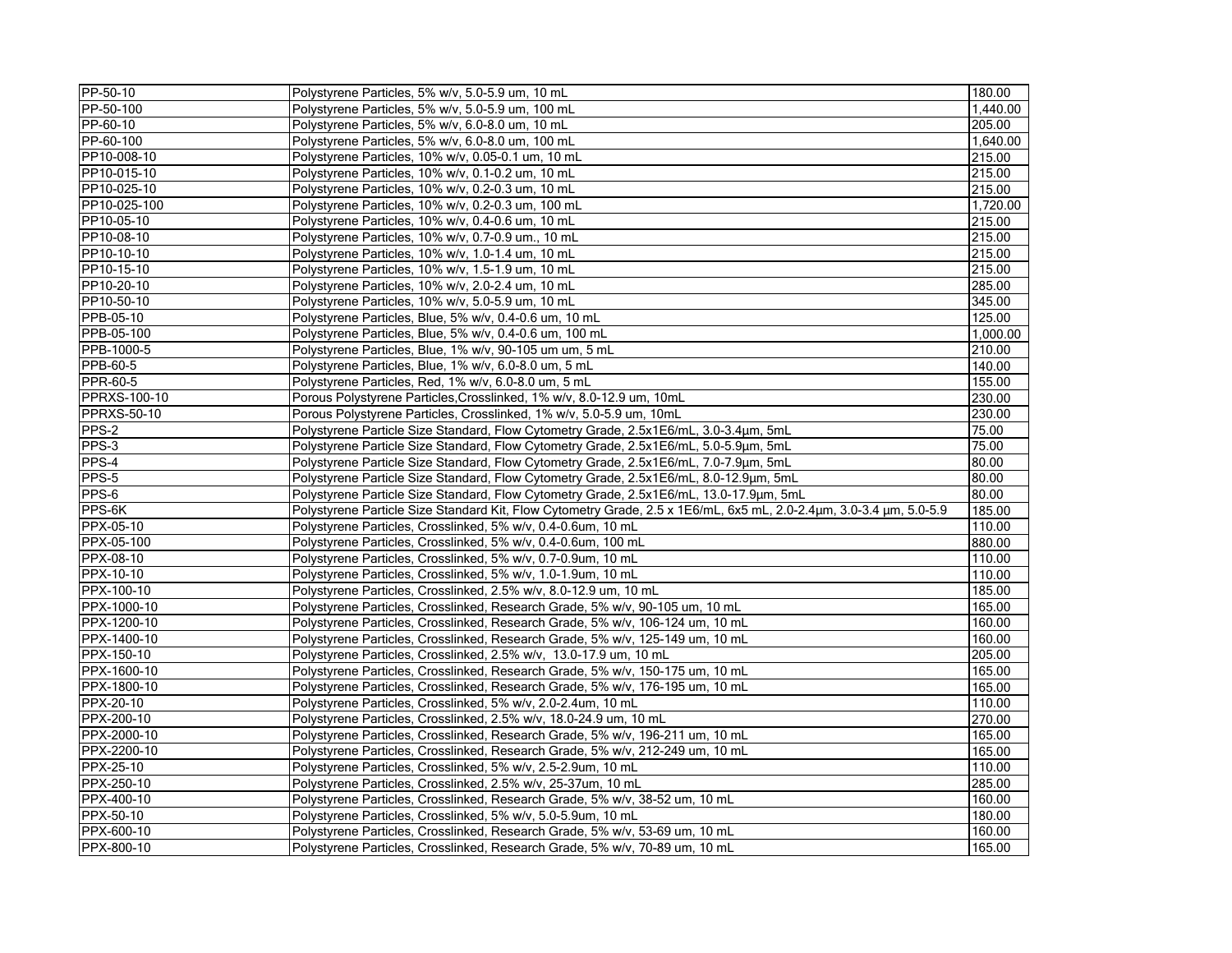| | | |
|---|---|---|
| PP-50-10 | Polystyrene Particles, 5% w/v, 5.0-5.9 um, 10 mL | 180.00 |
| PP-50-100 | Polystyrene Particles, 5% w/v, 5.0-5.9 um, 100 mL | 1,440.00 |
| PP-60-10 | Polystyrene Particles, 5% w/v, 6.0-8.0 um, 10 mL | 205.00 |
| PP-60-100 | Polystyrene Particles, 5% w/v, 6.0-8.0 um, 100 mL | 1,640.00 |
| PP10-008-10 | Polystyrene Particles, 10% w/v, 0.05-0.1 um, 10 mL | 215.00 |
| PP10-015-10 | Polystyrene Particles, 10% w/v, 0.1-0.2 um, 10 mL | 215.00 |
| PP10-025-10 | Polystyrene Particles, 10% w/v, 0.2-0.3 um, 10 mL | 215.00 |
| PP10-025-100 | Polystyrene Particles, 10% w/v, 0.2-0.3 um, 100 mL | 1,720.00 |
| PP10-05-10 | Polystyrene Particles, 10% w/v, 0.4-0.6 um, 10 mL | 215.00 |
| PP10-08-10 | Polystyrene Particles, 10% w/v, 0.7-0.9 um., 10 mL | 215.00 |
| PP10-10-10 | Polystyrene Particles, 10% w/v, 1.0-1.4 um, 10 mL | 215.00 |
| PP10-15-10 | Polystyrene Particles, 10% w/v, 1.5-1.9 um, 10 mL | 215.00 |
| PP10-20-10 | Polystyrene Particles, 10% w/v, 2.0-2.4 um, 10 mL | 285.00 |
| PP10-50-10 | Polystyrene Particles, 10% w/v, 5.0-5.9 um, 10 mL | 345.00 |
| PPB-05-10 | Polystyrene Particles, Blue, 5% w/v, 0.4-0.6 um, 10 mL | 125.00 |
| PPB-05-100 | Polystyrene Particles, Blue, 5% w/v, 0.4-0.6 um, 100 mL | 1,000.00 |
| PPB-1000-5 | Polystyrene Particles, Blue, 1% w/v, 90-105 um um, 5 mL | 210.00 |
| PPB-60-5 | Polystyrene Particles, Blue, 1% w/v, 6.0-8.0 um, 5 mL | 140.00 |
| PPR-60-5 | Polystyrene Particles, Red, 1% w/v, 6.0-8.0 um, 5 mL | 155.00 |
| PPRXS-100-10 | Porous Polystyrene Particles,Crosslinked, 1% w/v, 8.0-12.9 um, 10mL | 230.00 |
| PPRXS-50-10 | Porous Polystyrene Particles, Crosslinked, 1% w/v, 5.0-5.9 um, 10mL | 230.00 |
| PPS-2 | Polystyrene Particle Size Standard, Flow Cytometry Grade, 2.5x1E6/mL, 3.0-3.4µm, 5mL | 75.00 |
| PPS-3 | Polystyrene Particle Size Standard, Flow Cytometry Grade, 2.5x1E6/mL, 5.0-5.9µm, 5mL | 75.00 |
| PPS-4 | Polystyrene Particle Size Standard, Flow Cytometry Grade, 2.5x1E6/mL, 7.0-7.9µm, 5mL | 80.00 |
| PPS-5 | Polystyrene Particle Size Standard, Flow Cytometry Grade, 2.5x1E6/mL, 8.0-12.9µm, 5mL | 80.00 |
| PPS-6 | Polystyrene Particle Size Standard, Flow Cytometry Grade, 2.5x1E6/mL, 13.0-17.9µm, 5mL | 80.00 |
| PPS-6K | Polystyrene Particle Size Standard Kit, Flow Cytometry Grade, 2.5 x 1E6/mL, 6x5 mL, 2.0-2.4µm, 3.0-3.4 µm, 5.0-5.9 | 185.00 |
| PPX-05-10 | Polystyrene Particles, Crosslinked, 5% w/v, 0.4-0.6um, 10 mL | 110.00 |
| PPX-05-100 | Polystyrene Particles, Crosslinked, 5% w/v, 0.4-0.6um, 100 mL | 880.00 |
| PPX-08-10 | Polystyrene Particles, Crosslinked, 5% w/v, 0.7-0.9um, 10 mL | 110.00 |
| PPX-10-10 | Polystyrene Particles, Crosslinked, 5% w/v, 1.0-1.9um, 10 mL | 110.00 |
| PPX-100-10 | Polystyrene Particles, Crosslinked, 2.5% w/v, 8.0-12.9 um, 10 mL | 185.00 |
| PPX-1000-10 | Polystyrene Particles, Crosslinked, Research Grade, 5% w/v, 90-105 um, 10 mL | 165.00 |
| PPX-1200-10 | Polystyrene Particles, Crosslinked, Research Grade, 5% w/v, 106-124 um, 10 mL | 160.00 |
| PPX-1400-10 | Polystyrene Particles, Crosslinked, Research Grade, 5% w/v, 125-149 um, 10 mL | 160.00 |
| PPX-150-10 | Polystyrene Particles, Crosslinked, 2.5% w/v, 13.0-17.9 um, 10 mL | 205.00 |
| PPX-1600-10 | Polystyrene Particles, Crosslinked, Research Grade, 5% w/v, 150-175 um, 10 mL | 165.00 |
| PPX-1800-10 | Polystyrene Particles, Crosslinked, Research Grade, 5% w/v, 176-195 um, 10 mL | 165.00 |
| PPX-20-10 | Polystyrene Particles, Crosslinked, 5% w/v, 2.0-2.4um, 10 mL | 110.00 |
| PPX-200-10 | Polystyrene Particles, Crosslinked, 2.5% w/v, 18.0-24.9 um, 10 mL | 270.00 |
| PPX-2000-10 | Polystyrene Particles, Crosslinked, Research Grade, 5% w/v, 196-211 um, 10 mL | 165.00 |
| PPX-2200-10 | Polystyrene Particles, Crosslinked, Research Grade, 5% w/v, 212-249 um, 10 mL | 165.00 |
| PPX-25-10 | Polystyrene Particles, Crosslinked, 5% w/v, 2.5-2.9um, 10 mL | 110.00 |
| PPX-250-10 | Polystyrene Particles, Crosslinked, 2.5% w/v, 25-37um, 10 mL | 285.00 |
| PPX-400-10 | Polystyrene Particles, Crosslinked, Research Grade, 5% w/v, 38-52 um, 10 mL | 160.00 |
| PPX-50-10 | Polystyrene Particles, Crosslinked, 5% w/v, 5.0-5.9um, 10 mL | 180.00 |
| PPX-600-10 | Polystyrene Particles, Crosslinked, Research Grade, 5% w/v, 53-69 um, 10 mL | 160.00 |
| PPX-800-10 | Polystyrene Particles, Crosslinked, Research Grade, 5% w/v, 70-89 um, 10 mL | 165.00 |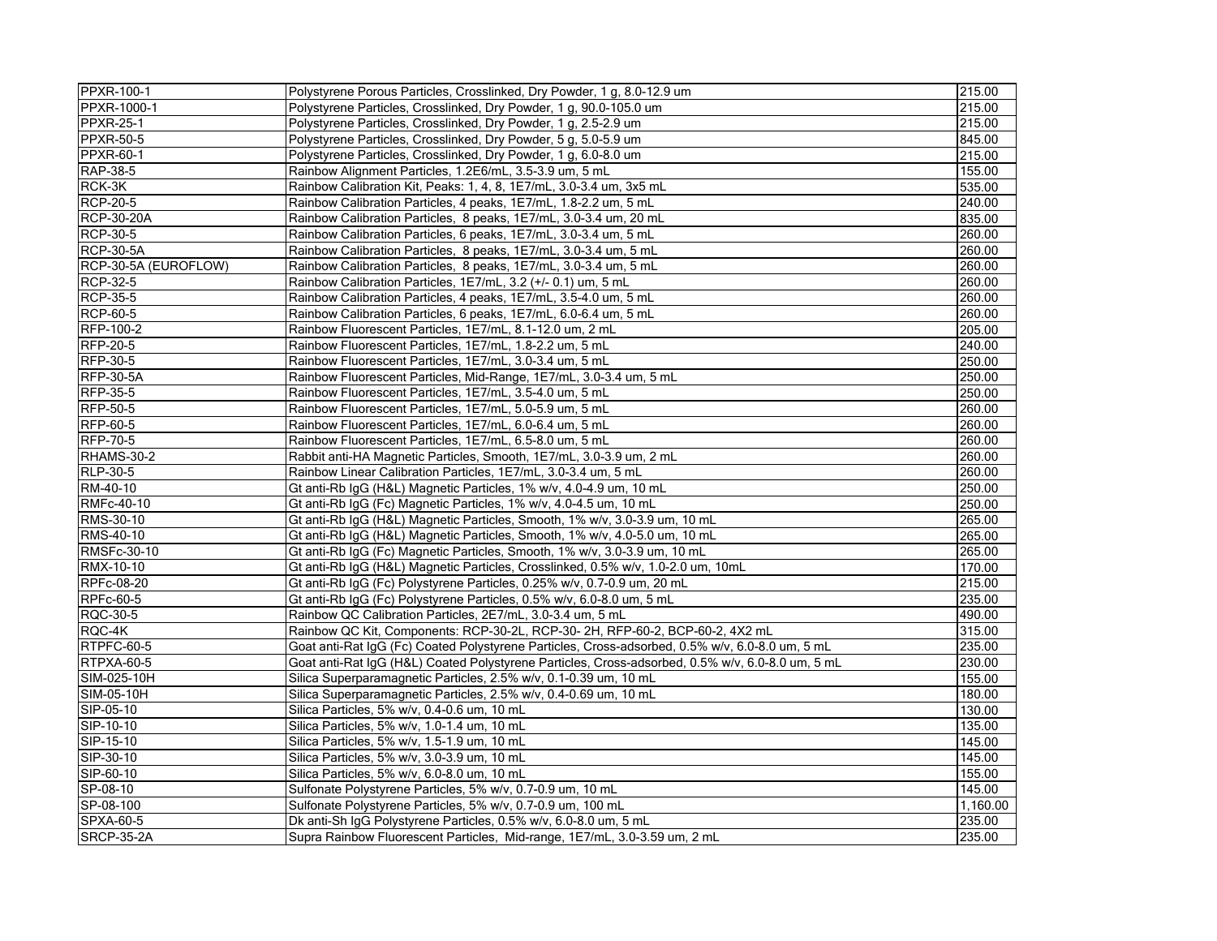| PPXR-100-1 | Polystyrene Porous Particles, Crosslinked, Dry Powder, 1 g, 8.0-12.9 um | 215.00 |
|---|---|---|
| PPXR-1000-1 | Polystyrene Particles, Crosslinked, Dry Powder, 1 g, 90.0-105.0 um | 215.00 |
| PPXR-25-1 | Polystyrene Particles, Crosslinked, Dry Powder, 1 g, 2.5-2.9 um | 215.00 |
| PPXR-50-5 | Polystyrene Particles, Crosslinked, Dry Powder, 5 g, 5.0-5.9 um | 845.00 |
| PPXR-60-1 | Polystyrene Particles, Crosslinked, Dry Powder, 1 g, 6.0-8.0 um | 215.00 |
| RAP-38-5 | Rainbow Alignment Particles, 1.2E6/mL, 3.5-3.9 um, 5 mL | 155.00 |
| RCK-3K | Rainbow Calibration Kit, Peaks: 1, 4, 8, 1E7/mL, 3.0-3.4 um, 3x5 mL | 535.00 |
| RCP-20-5 | Rainbow Calibration Particles, 4 peaks, 1E7/mL, 1.8-2.2 um, 5 mL | 240.00 |
| RCP-30-20A | Rainbow Calibration Particles, 8 peaks, 1E7/mL, 3.0-3.4 um, 20 mL | 835.00 |
| RCP-30-5 | Rainbow Calibration Particles, 6 peaks, 1E7/mL, 3.0-3.4 um, 5 mL | 260.00 |
| RCP-30-5A | Rainbow Calibration Particles, 8 peaks, 1E7/mL, 3.0-3.4 um, 5 mL | 260.00 |
| RCP-30-5A (EUROFLOW) | Rainbow Calibration Particles, 8 peaks, 1E7/mL, 3.0-3.4 um, 5 mL | 260.00 |
| RCP-32-5 | Rainbow Calibration Particles, 1E7/mL, 3.2 (+/- 0.1) um, 5 mL | 260.00 |
| RCP-35-5 | Rainbow Calibration Particles, 4 peaks, 1E7/mL, 3.5-4.0 um, 5 mL | 260.00 |
| RCP-60-5 | Rainbow Calibration Particles, 6 peaks, 1E7/mL, 6.0-6.4 um, 5 mL | 260.00 |
| RFP-100-2 | Rainbow Fluorescent Particles, 1E7/mL, 8.1-12.0 um, 2 mL | 205.00 |
| RFP-20-5 | Rainbow Fluorescent Particles, 1E7/mL, 1.8-2.2 um, 5 mL | 240.00 |
| RFP-30-5 | Rainbow Fluorescent Particles, 1E7/mL, 3.0-3.4 um, 5 mL | 250.00 |
| RFP-30-5A | Rainbow Fluorescent Particles, Mid-Range, 1E7/mL, 3.0-3.4 um, 5 mL | 250.00 |
| RFP-35-5 | Rainbow Fluorescent Particles, 1E7/mL, 3.5-4.0 um, 5 mL | 250.00 |
| RFP-50-5 | Rainbow Fluorescent Particles, 1E7/mL, 5.0-5.9 um, 5 mL | 260.00 |
| RFP-60-5 | Rainbow Fluorescent Particles, 1E7/mL, 6.0-6.4 um, 5 mL | 260.00 |
| RFP-70-5 | Rainbow Fluorescent Particles, 1E7/mL, 6.5-8.0 um, 5 mL | 260.00 |
| RHAMS-30-2 | Rabbit anti-HA Magnetic Particles, Smooth, 1E7/mL, 3.0-3.9 um, 2 mL | 260.00 |
| RLP-30-5 | Rainbow Linear Calibration Particles, 1E7/mL, 3.0-3.4 um, 5 mL | 260.00 |
| RM-40-10 | Gt anti-Rb IgG (H&L) Magnetic Particles, 1% w/v, 4.0-4.9 um, 10 mL | 250.00 |
| RMFc-40-10 | Gt anti-Rb IgG (Fc) Magnetic Particles, 1% w/v, 4.0-4.5 um, 10 mL | 250.00 |
| RMS-30-10 | Gt anti-Rb IgG (H&L) Magnetic Particles, Smooth, 1% w/v, 3.0-3.9 um, 10 mL | 265.00 |
| RMS-40-10 | Gt anti-Rb IgG (H&L) Magnetic Particles, Smooth, 1% w/v, 4.0-5.0 um, 10 mL | 265.00 |
| RMSFc-30-10 | Gt anti-Rb IgG (Fc) Magnetic Particles, Smooth, 1% w/v, 3.0-3.9 um, 10 mL | 265.00 |
| RMX-10-10 | Gt anti-Rb IgG (H&L) Magnetic Particles, Crosslinked, 0.5% w/v, 1.0-2.0 um, 10mL | 170.00 |
| RPFc-08-20 | Gt anti-Rb IgG (Fc) Polystyrene Particles, 0.25% w/v, 0.7-0.9 um, 20 mL | 215.00 |
| RPFc-60-5 | Gt anti-Rb IgG (Fc) Polystyrene Particles, 0.5% w/v, 6.0-8.0 um, 5 mL | 235.00 |
| RQC-30-5 | Rainbow QC Calibration Particles, 2E7/mL, 3.0-3.4 um, 5 mL | 490.00 |
| RQC-4K | Rainbow QC Kit, Components: RCP-30-2L, RCP-30- 2H, RFP-60-2, BCP-60-2, 4X2 mL | 315.00 |
| RTPFC-60-5 | Goat anti-Rat IgG (Fc) Coated Polystyrene Particles, Cross-adsorbed, 0.5% w/v, 6.0-8.0 um, 5 mL | 235.00 |
| RTPXA-60-5 | Goat anti-Rat IgG (H&L) Coated Polystyrene Particles, Cross-adsorbed, 0.5% w/v, 6.0-8.0 um, 5 mL | 230.00 |
| SIM-025-10H | Silica Superparamagnetic Particles, 2.5% w/v, 0.1-0.39 um, 10 mL | 155.00 |
| SIM-05-10H | Silica Superparamagnetic Particles, 2.5% w/v, 0.4-0.69 um, 10 mL | 180.00 |
| SIP-05-10 | Silica Particles, 5% w/v, 0.4-0.6 um, 10 mL | 130.00 |
| SIP-10-10 | Silica Particles, 5% w/v, 1.0-1.4 um, 10 mL | 135.00 |
| SIP-15-10 | Silica Particles, 5% w/v, 1.5-1.9 um, 10 mL | 145.00 |
| SIP-30-10 | Silica Particles, 5% w/v, 3.0-3.9 um, 10 mL | 145.00 |
| SIP-60-10 | Silica Particles, 5% w/v, 6.0-8.0 um, 10 mL | 155.00 |
| SP-08-10 | Sulfonate Polystyrene Particles, 5% w/v, 0.7-0.9 um, 10 mL | 145.00 |
| SP-08-100 | Sulfonate Polystyrene Particles, 5% w/v, 0.7-0.9 um, 100 mL | 1,160.00 |
| SPXA-60-5 | Dk anti-Sh IgG Polystyrene Particles, 0.5% w/v, 6.0-8.0 um, 5 mL | 235.00 |
| SRCP-35-2A | Supra Rainbow Fluorescent Particles, Mid-range, 1E7/mL, 3.0-3.59 um, 2 mL | 235.00 |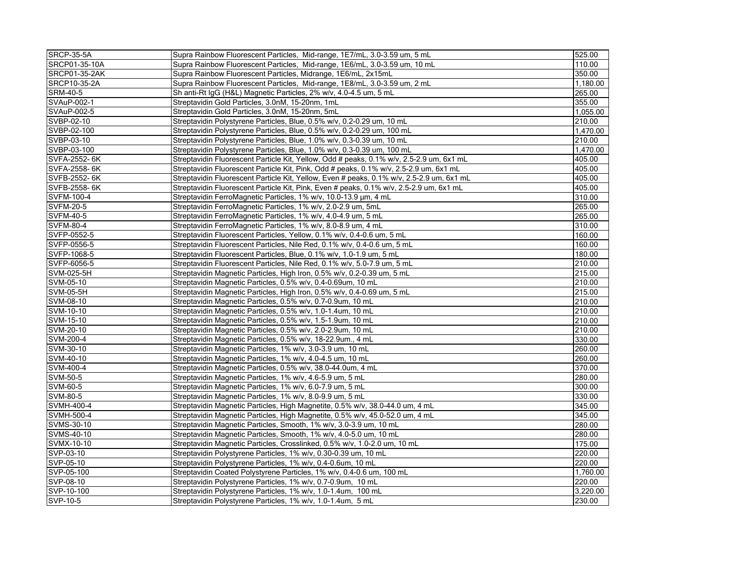| | | |
|---|---|---|
| SRCP-35-5A | Supra Rainbow Fluorescent Particles, Mid-range, 1E7/mL, 3.0-3.59 um, 5 mL | 525.00 |
| SRCP01-35-10A | Supra Rainbow Fluorescent Particles, Mid-range, 1E6/mL, 3.0-3.59 um, 10 mL | 110.00 |
| SRCP01-35-2AK | Supra Rainbow Fluorescent Particles, Midrange, 1E6/mL, 2x15mL | 350.00 |
| SRCP10-35-2A | Supra Rainbow Fluorescent Particles, Mid-range, 1E8/mL, 3.0-3.59 um, 2 mL | 1,180.00 |
| SRM-40-5 | Sh anti-Rt IgG (H&L) Magnetic Particles, 2% w/v, 4.0-4.5 um, 5 mL | 265.00 |
| SVAuP-002-1 | Streptavidin Gold Particles, 3.0nM, 15-20nm, 1mL | 355.00 |
| SVAuP-002-5 | Streptavidin Gold Particles, 3.0nM, 15-20nm, 5mL | 1,055.00 |
| SVBP-02-10 | Streptavidin Polystyrene Particles, Blue, 0.5% w/v, 0.2-0.29 um, 10 mL | 210.00 |
| SVBP-02-100 | Streptavidin Polystyrene Particles, Blue, 0.5% w/v, 0.2-0.29 um, 100 mL | 1,470.00 |
| SVBP-03-10 | Streptavidin Polystyrene Particles, Blue, 1.0% w/v, 0.3-0.39 um, 10 mL | 210.00 |
| SVBP-03-100 | Streptavidin Polystyrene Particles, Blue, 1.0% w/v, 0.3-0.39 um, 100 mL | 1,470.00 |
| SVFA-2552- 6K | Streptavidin Fluorescent Particle Kit, Yellow, Odd # peaks, 0.1% w/v, 2.5-2.9 um, 6x1 mL | 405.00 |
| SVFA-2558- 6K | Streptavidin Fluorescent Particle Kit, Pink, Odd # peaks, 0.1% w/v, 2.5-2.9 um, 6x1 mL | 405.00 |
| SVFB-2552- 6K | Streptavidin Fluorescent Particle Kit, Yellow, Even # peaks, 0.1% w/v, 2.5-2.9 um, 6x1 mL | 405.00 |
| SVFB-2558- 6K | Streptavidin Fluorescent Particle Kit, Pink, Even # peaks, 0.1% w/v, 2.5-2.9 um, 6x1 mL | 405.00 |
| SVFM-100-4 | Streptavidin FerroMagnetic Particles, 1% w/v, 10.0-13.9 µm, 4 mL | 310.00 |
| SVFM-20-5 | Streptavidin FerroMagnetic Particles, 1% w/v, 2.0-2.9 um, 5mL | 265.00 |
| SVFM-40-5 | Streptavidin FerroMagnetic Particles, 1% w/v, 4.0-4.9 um, 5 mL | 265.00 |
| SVFM-80-4 | Streptavidin FerroMagnetic Particles, 1% w/v, 8.0-8.9 um, 4 mL | 310.00 |
| SVFP-0552-5 | Streptavidin Fluorescent Particles, Yellow, 0.1% w/v, 0.4-0.6 um, 5 mL | 160.00 |
| SVFP-0556-5 | Streptavidin Fluorescent Particles, Nile Red, 0.1% w/v, 0.4-0.6 um, 5 mL | 160.00 |
| SVFP-1068-5 | Streptavidin Fluorescent Particles, Blue, 0.1% w/v, 1.0-1.9 um, 5 mL | 180.00 |
| SVFP-6056-5 | Streptavidin Fluorescent Particles, Nile Red, 0.1% w/v, 5.0-7.9 um, 5 mL | 210.00 |
| SVM-025-5H | Streptavidin Magnetic Particles, High Iron, 0.5% w/v, 0.2-0.39 um, 5 mL | 215.00 |
| SVM-05-10 | Streptavidin Magnetic Particles, 0.5% w/v, 0.4-0.69um, 10 mL | 210.00 |
| SVM-05-5H | Streptavidin Magnetic Particles, High Iron, 0.5% w/v, 0.4-0.69 um, 5 mL | 215.00 |
| SVM-08-10 | Streptavidin Magnetic Particles, 0.5% w/v, 0.7-0.9um, 10 mL | 210.00 |
| SVM-10-10 | Streptavidin Magnetic Particles, 0.5% w/v, 1.0-1.4um, 10 mL | 210.00 |
| SVM-15-10 | Streptavidin Magnetic Particles, 0.5% w/v, 1.5-1.9um, 10 mL | 210.00 |
| SVM-20-10 | Streptavidin Magnetic Particles, 0.5% w/v, 2.0-2.9um, 10 mL | 210.00 |
| SVM-200-4 | Streptavidin Magnetic Particles, 0.5% w/v, 18-22.9um., 4 mL | 330.00 |
| SVM-30-10 | Streptavidin Magnetic Particles, 1% w/v, 3.0-3.9 um, 10 mL | 260.00 |
| SVM-40-10 | Streptavidin Magnetic Particles, 1% w/v, 4.0-4.5 um, 10 mL | 260.00 |
| SVM-400-4 | Streptavidin Magnetic Particles, 0.5% w/v, 38.0-44.0um, 4 mL | 370.00 |
| SVM-50-5 | Streptavidin Magnetic Particles, 1% w/v, 4.6-5.9 um, 5 mL | 280.00 |
| SVM-60-5 | Streptavidin Magnetic Particles, 1% w/v, 6.0-7.9 um, 5 mL | 300.00 |
| SVM-80-5 | Streptavidin Magnetic Particles, 1% w/v, 8.0-9.9 um, 5 mL | 330.00 |
| SVMH-400-4 | Streptavidin Magnetic Particles, High Magnetite, 0.5% w/v, 38.0-44.0 um, 4 mL | 345.00 |
| SVMH-500-4 | Streptavidin Magnetic Particles, High Magnetite, 0.5% w/v, 45.0-52.0 um, 4 mL | 345.00 |
| SVMS-30-10 | Streptavidin Magnetic Particles, Smooth, 1% w/v, 3.0-3.9 um, 10 mL | 280.00 |
| SVMS-40-10 | Streptavidin Magnetic Particles, Smooth, 1% w/v, 4.0-5.0 um, 10 mL | 280.00 |
| SVMX-10-10 | Streptavidin Magnetic Particles, Crosslinked, 0.5% w/v, 1.0-2.0 um, 10 mL | 175.00 |
| SVP-03-10 | Streptavidin Polystyrene Particles, 1% w/v, 0.30-0.39 um, 10 mL | 220.00 |
| SVP-05-10 | Streptavidin Polystyrene Particles, 1% w/v, 0.4-0.6um, 10 mL | 220.00 |
| SVP-05-100 | Streptavidin Coated Polystyrene Particles, 1% w/v, 0.4-0.6 um, 100 mL | 1,760.00 |
| SVP-08-10 | Streptavidin Polystyrene Particles, 1% w/v, 0.7-0.9um, 10 mL | 220.00 |
| SVP-10-100 | Streptavidin Polystyrene Particles, 1% w/v, 1.0-1.4um, 100 mL | 3,220.00 |
| SVP-10-5 | Streptavidin Polystyrene Particles, 1% w/v, 1.0-1.4um, 5 mL | 230.00 |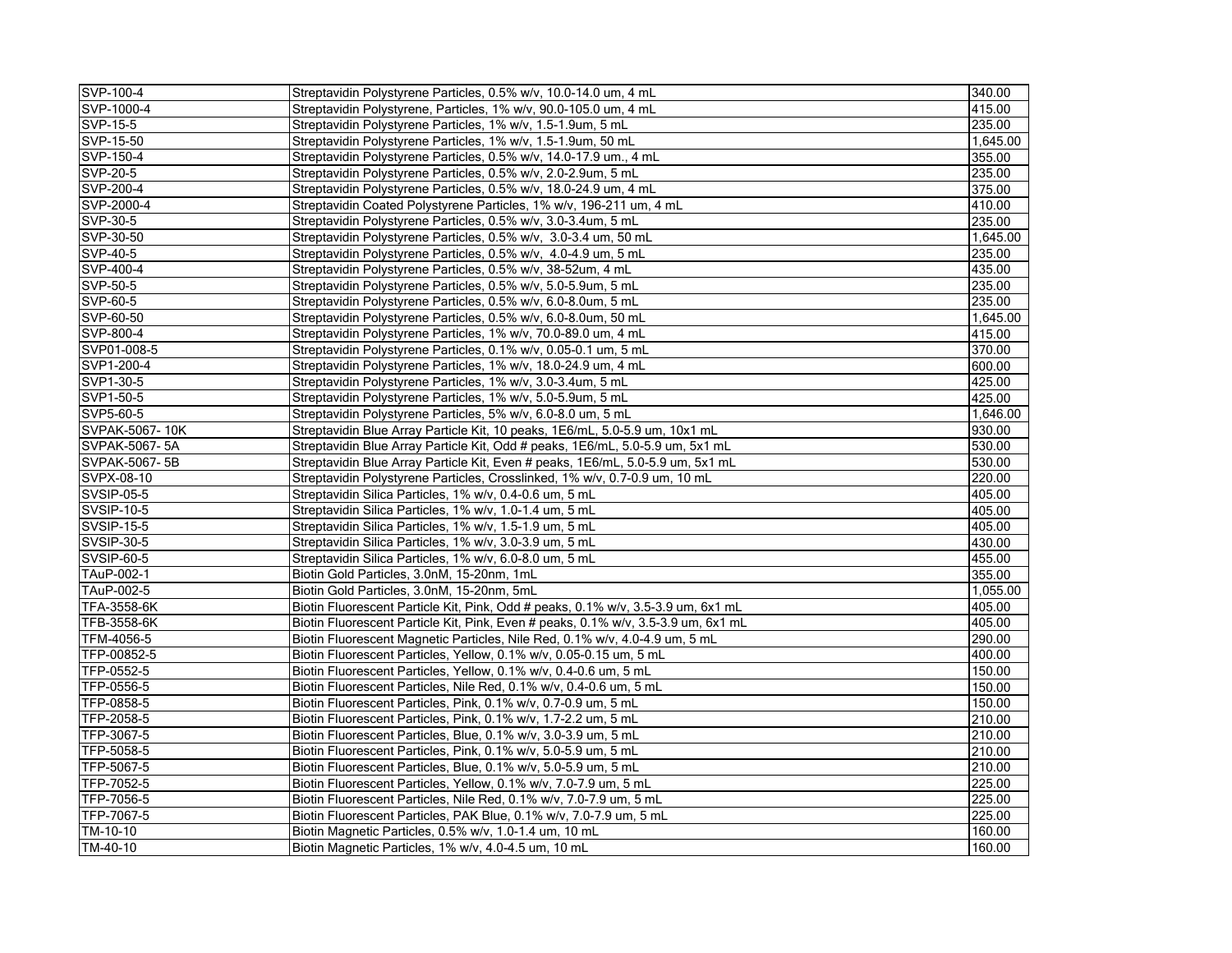| | | |
|---|---|---|
| SVP-100-4 | Streptavidin Polystyrene Particles, 0.5% w/v, 10.0-14.0 um, 4 mL | 340.00 |
| SVP-1000-4 | Streptavidin Polystyrene, Particles, 1% w/v, 90.0-105.0 um, 4 mL | 415.00 |
| SVP-15-5 | Streptavidin Polystyrene Particles, 1% w/v, 1.5-1.9um, 5 mL | 235.00 |
| SVP-15-50 | Streptavidin Polystyrene Particles, 1% w/v, 1.5-1.9um, 50 mL | 1,645.00 |
| SVP-150-4 | Streptavidin Polystyrene Particles, 0.5% w/v, 14.0-17.9 um., 4 mL | 355.00 |
| SVP-20-5 | Streptavidin Polystyrene Particles, 0.5% w/v, 2.0-2.9um, 5 mL | 235.00 |
| SVP-200-4 | Streptavidin Polystyrene Particles, 0.5% w/v, 18.0-24.9 um, 4 mL | 375.00 |
| SVP-2000-4 | Streptavidin Coated Polystyrene Particles, 1% w/v, 196-211 um, 4 mL | 410.00 |
| SVP-30-5 | Streptavidin Polystyrene Particles, 0.5% w/v, 3.0-3.4um, 5 mL | 235.00 |
| SVP-30-50 | Streptavidin Polystyrene Particles, 0.5% w/v, 3.0-3.4 um, 50 mL | 1,645.00 |
| SVP-40-5 | Streptavidin Polystyrene Particles, 0.5% w/v, 4.0-4.9 um, 5 mL | 235.00 |
| SVP-400-4 | Streptavidin Polystyrene Particles, 0.5% w/v, 38-52um, 4 mL | 435.00 |
| SVP-50-5 | Streptavidin Polystyrene Particles, 0.5% w/v, 5.0-5.9um, 5 mL | 235.00 |
| SVP-60-5 | Streptavidin Polystyrene Particles, 0.5% w/v, 6.0-8.0um, 5 mL | 235.00 |
| SVP-60-50 | Streptavidin Polystyrene Particles, 0.5% w/v, 6.0-8.0um, 50 mL | 1,645.00 |
| SVP-800-4 | Streptavidin Polystyrene Particles, 1% w/v, 70.0-89.0 um, 4 mL | 415.00 |
| SVP01-008-5 | Streptavidin Polystyrene Particles, 0.1% w/v, 0.05-0.1 um, 5 mL | 370.00 |
| SVP1-200-4 | Streptavidin Polystyrene Particles, 1% w/v, 18.0-24.9 um, 4 mL | 600.00 |
| SVP1-30-5 | Streptavidin Polystyrene Particles, 1% w/v, 3.0-3.4um, 5 mL | 425.00 |
| SVP1-50-5 | Streptavidin Polystyrene Particles, 1% w/v, 5.0-5.9um, 5 mL | 425.00 |
| SVP5-60-5 | Streptavidin Polystyrene Particles, 5% w/v, 6.0-8.0 um, 5 mL | 1,646.00 |
| SVPAK-5067- 10K | Streptavidin Blue Array Particle Kit, 10 peaks, 1E6/mL, 5.0-5.9 um, 10x1 mL | 930.00 |
| SVPAK-5067- 5A | Streptavidin Blue Array Particle Kit, Odd # peaks, 1E6/mL, 5.0-5.9 um, 5x1 mL | 530.00 |
| SVPAK-5067- 5B | Streptavidin Blue Array Particle Kit, Even # peaks, 1E6/mL, 5.0-5.9 um, 5x1 mL | 530.00 |
| SVPX-08-10 | Streptavidin Polystyrene Particles, Crosslinked, 1% w/v, 0.7-0.9 um, 10 mL | 220.00 |
| SVSIP-05-5 | Streptavidin Silica Particles, 1% w/v, 0.4-0.6 um, 5 mL | 405.00 |
| SVSIP-10-5 | Streptavidin Silica Particles, 1% w/v, 1.0-1.4 um, 5 mL | 405.00 |
| SVSIP-15-5 | Streptavidin Silica Particles, 1% w/v, 1.5-1.9 um, 5 mL | 405.00 |
| SVSIP-30-5 | Streptavidin Silica Particles, 1% w/v, 3.0-3.9 um, 5 mL | 430.00 |
| SVSIP-60-5 | Streptavidin Silica Particles, 1% w/v, 6.0-8.0 um, 5 mL | 455.00 |
| TAuP-002-1 | Biotin Gold Particles, 3.0nM, 15-20nm, 1mL | 355.00 |
| TAuP-002-5 | Biotin Gold Particles, 3.0nM, 15-20nm, 5mL | 1,055.00 |
| TFA-3558-6K | Biotin Fluorescent Particle Kit, Pink, Odd # peaks, 0.1% w/v, 3.5-3.9 um, 6x1 mL | 405.00 |
| TFB-3558-6K | Biotin Fluorescent Particle Kit, Pink, Even # peaks, 0.1% w/v, 3.5-3.9 um, 6x1 mL | 405.00 |
| TFM-4056-5 | Biotin Fluorescent Magnetic Particles, Nile Red, 0.1% w/v, 4.0-4.9 um, 5 mL | 290.00 |
| TFP-00852-5 | Biotin Fluorescent Particles, Yellow, 0.1% w/v, 0.05-0.15 um, 5 mL | 400.00 |
| TFP-0552-5 | Biotin Fluorescent Particles, Yellow, 0.1% w/v, 0.4-0.6 um, 5 mL | 150.00 |
| TFP-0556-5 | Biotin Fluorescent Particles, Nile Red, 0.1% w/v, 0.4-0.6 um, 5 mL | 150.00 |
| TFP-0858-5 | Biotin Fluorescent Particles, Pink, 0.1% w/v, 0.7-0.9 um, 5 mL | 150.00 |
| TFP-2058-5 | Biotin Fluorescent Particles, Pink, 0.1% w/v, 1.7-2.2 um, 5 mL | 210.00 |
| TFP-3067-5 | Biotin Fluorescent Particles, Blue, 0.1% w/v, 3.0-3.9 um, 5 mL | 210.00 |
| TFP-5058-5 | Biotin Fluorescent Particles, Pink, 0.1% w/v, 5.0-5.9 um, 5 mL | 210.00 |
| TFP-5067-5 | Biotin Fluorescent Particles, Blue, 0.1% w/v, 5.0-5.9 um, 5 mL | 210.00 |
| TFP-7052-5 | Biotin Fluorescent Particles, Yellow, 0.1% w/v, 7.0-7.9 um, 5 mL | 225.00 |
| TFP-7056-5 | Biotin Fluorescent Particles, Nile Red, 0.1% w/v, 7.0-7.9 um, 5 mL | 225.00 |
| TFP-7067-5 | Biotin Fluorescent Particles, PAK Blue, 0.1% w/v, 7.0-7.9 um, 5 mL | 225.00 |
| TM-10-10 | Biotin Magnetic Particles, 0.5% w/v, 1.0-1.4 um, 10 mL | 160.00 |
| TM-40-10 | Biotin Magnetic Particles, 1% w/v, 4.0-4.5 um, 10 mL | 160.00 |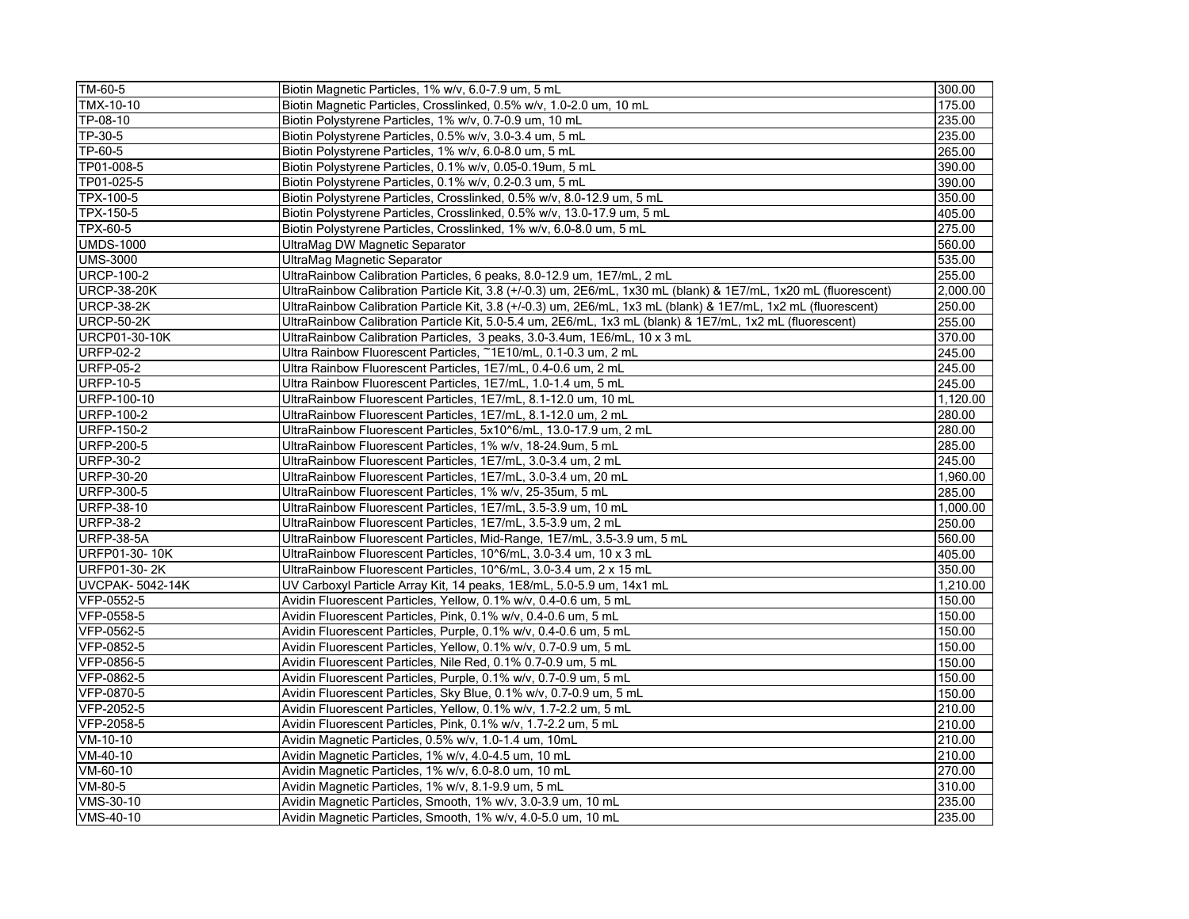| TM-60-5 | Biotin Magnetic Particles, 1% w/v, 6.0-7.9 um, 5 mL | 300.00 |
|---|---|---|
| TMX-10-10 | Biotin Magnetic Particles, Crosslinked, 0.5% w/v, 1.0-2.0 um, 10 mL | 175.00 |
| TP-08-10 | Biotin Polystyrene Particles, 1% w/v, 0.7-0.9 um, 10 mL | 235.00 |
| TP-30-5 | Biotin Polystyrene Particles, 0.5% w/v, 3.0-3.4 um, 5 mL | 235.00 |
| TP-60-5 | Biotin Polystyrene Particles, 1% w/v, 6.0-8.0 um, 5 mL | 265.00 |
| TP01-008-5 | Biotin Polystyrene Particles, 0.1% w/v, 0.05-0.19um, 5 mL | 390.00 |
| TP01-025-5 | Biotin Polystyrene Particles, 0.1% w/v, 0.2-0.3 um, 5 mL | 390.00 |
| TPX-100-5 | Biotin Polystyrene Particles, Crosslinked, 0.5% w/v, 8.0-12.9 um, 5 mL | 350.00 |
| TPX-150-5 | Biotin Polystyrene Particles, Crosslinked, 0.5% w/v, 13.0-17.9 um, 5 mL | 405.00 |
| TPX-60-5 | Biotin Polystyrene Particles, Crosslinked, 1% w/v, 6.0-8.0 um, 5 mL | 275.00 |
| UMDS-1000 | UltraMag DW Magnetic Separator | 560.00 |
| UMS-3000 | UltraMag Magnetic Separator | 535.00 |
| URCP-100-2 | UltraRainbow Calibration Particles, 6 peaks, 8.0-12.9 um, 1E7/mL, 2 mL | 255.00 |
| URCP-38-20K | UltraRainbow Calibration Particle Kit, 3.8 (+/-0.3) um, 2E6/mL, 1x30 mL (blank) & 1E7/mL, 1x20 mL (fluorescent) | 2,000.00 |
| URCP-38-2K | UltraRainbow Calibration Particle Kit, 3.8 (+/-0.3) um, 2E6/mL, 1x3 mL (blank) & 1E7/mL, 1x2 mL (fluorescent) | 250.00 |
| URCP-50-2K | UltraRainbow Calibration Particle Kit, 5.0-5.4 um, 2E6/mL, 1x3 mL (blank) & 1E7/mL, 1x2 mL (fluorescent) | 255.00 |
| URCP01-30-10K | UltraRainbow Calibration Particles, 3 peaks, 3.0-3.4um, 1E6/mL, 10 x 3 mL | 370.00 |
| URFP-02-2 | Ultra Rainbow Fluorescent Particles, ~1E10/mL, 0.1-0.3 um, 2 mL | 245.00 |
| URFP-05-2 | Ultra Rainbow Fluorescent Particles, 1E7/mL, 0.4-0.6 um, 2 mL | 245.00 |
| URFP-10-5 | Ultra Rainbow Fluorescent Particles, 1E7/mL, 1.0-1.4 um, 5 mL | 245.00 |
| URFP-100-10 | UltraRainbow Fluorescent Particles, 1E7/mL, 8.1-12.0 um, 10 mL | 1,120.00 |
| URFP-100-2 | UltraRainbow Fluorescent Particles, 1E7/mL, 8.1-12.0 um, 2 mL | 280.00 |
| URFP-150-2 | UltraRainbow Fluorescent Particles, 5x10^6/mL, 13.0-17.9 um, 2 mL | 280.00 |
| URFP-200-5 | UltraRainbow Fluorescent Particles, 1% w/v, 18-24.9um, 5 mL | 285.00 |
| URFP-30-2 | UltraRainbow Fluorescent Particles, 1E7/mL, 3.0-3.4 um, 2 mL | 245.00 |
| URFP-30-20 | UltraRainbow Fluorescent Particles, 1E7/mL, 3.0-3.4 um, 20 mL | 1,960.00 |
| URFP-300-5 | UltraRainbow Fluorescent Particles, 1% w/v, 25-35um, 5 mL | 285.00 |
| URFP-38-10 | UltraRainbow Fluorescent Particles, 1E7/mL, 3.5-3.9 um, 10 mL | 1,000.00 |
| URFP-38-2 | UltraRainbow Fluorescent Particles, 1E7/mL, 3.5-3.9 um, 2 mL | 250.00 |
| URFP-38-5A | UltraRainbow Fluorescent Particles, Mid-Range, 1E7/mL, 3.5-3.9 um, 5 mL | 560.00 |
| URFP01-30- 10K | UltraRainbow Fluorescent Particles, 10^6/mL, 3.0-3.4 um, 10 x 3 mL | 405.00 |
| URFP01-30- 2K | UltraRainbow Fluorescent Particles, 10^6/mL, 3.0-3.4 um, 2 x 15 mL | 350.00 |
| UVCPAK- 5042-14K | UV Carboxyl Particle Array Kit, 14 peaks, 1E8/mL, 5.0-5.9 um, 14x1 mL | 1,210.00 |
| VFP-0552-5 | Avidin Fluorescent Particles, Yellow, 0.1% w/v, 0.4-0.6 um, 5 mL | 150.00 |
| VFP-0558-5 | Avidin Fluorescent Particles, Pink, 0.1% w/v, 0.4-0.6 um, 5 mL | 150.00 |
| VFP-0562-5 | Avidin Fluorescent Particles, Purple, 0.1% w/v, 0.4-0.6 um, 5 mL | 150.00 |
| VFP-0852-5 | Avidin Fluorescent Particles, Yellow, 0.1% w/v, 0.7-0.9 um, 5 mL | 150.00 |
| VFP-0856-5 | Avidin Fluorescent Particles, Nile Red, 0.1% 0.7-0.9 um, 5 mL | 150.00 |
| VFP-0862-5 | Avidin Fluorescent Particles, Purple, 0.1% w/v, 0.7-0.9 um, 5 mL | 150.00 |
| VFP-0870-5 | Avidin Fluorescent Particles, Sky Blue, 0.1% w/v, 0.7-0.9 um, 5 mL | 150.00 |
| VFP-2052-5 | Avidin Fluorescent Particles, Yellow, 0.1% w/v, 1.7-2.2 um, 5 mL | 210.00 |
| VFP-2058-5 | Avidin Fluorescent Particles, Pink, 0.1% w/v, 1.7-2.2 um, 5 mL | 210.00 |
| VM-10-10 | Avidin Magnetic Particles, 0.5% w/v, 1.0-1.4 um, 10mL | 210.00 |
| VM-40-10 | Avidin Magnetic Particles, 1% w/v, 4.0-4.5 um, 10 mL | 210.00 |
| VM-60-10 | Avidin Magnetic Particles, 1% w/v, 6.0-8.0 um, 10 mL | 270.00 |
| VM-80-5 | Avidin Magnetic Particles, 1% w/v, 8.1-9.9 um, 5 mL | 310.00 |
| VMS-30-10 | Avidin Magnetic Particles, Smooth, 1% w/v, 3.0-3.9 um, 10 mL | 235.00 |
| VMS-40-10 | Avidin Magnetic Particles, Smooth, 1% w/v, 4.0-5.0 um, 10 mL | 235.00 |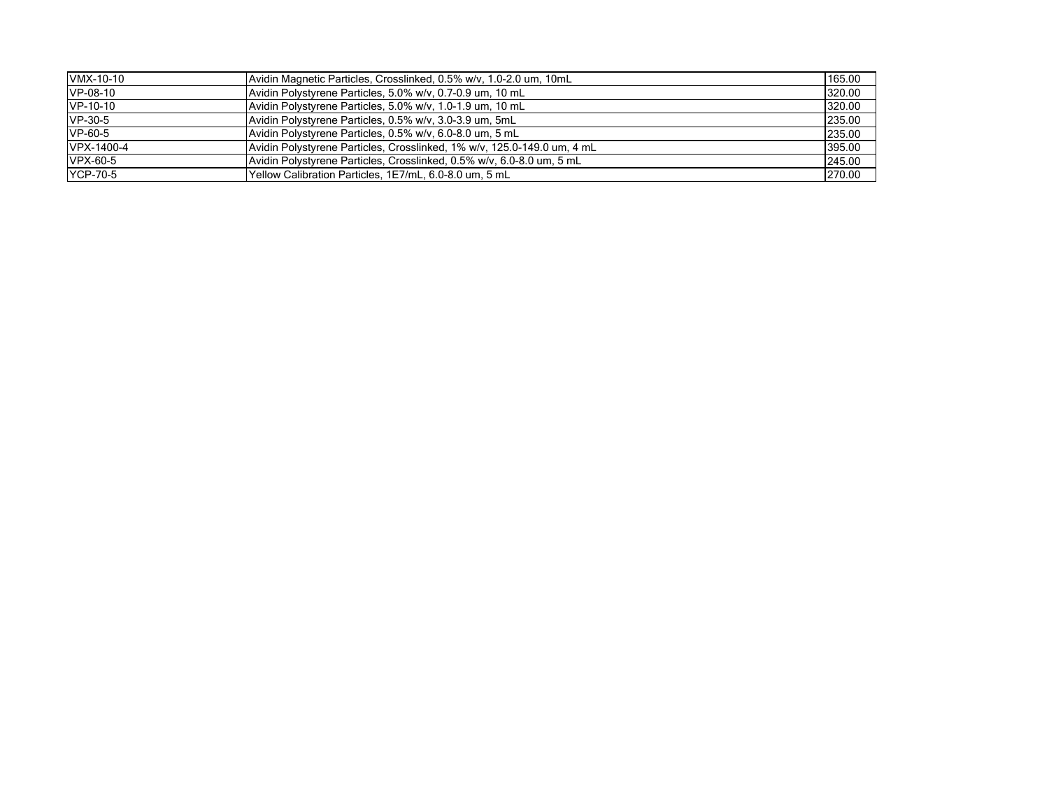| | | |
|---|---|---|
| VMX-10-10 | Avidin Magnetic Particles, Crosslinked, 0.5% w/v, 1.0-2.0 um, 10mL | 165.00 |
| VP-08-10 | Avidin Polystyrene Particles, 5.0% w/v, 0.7-0.9 um, 10 mL | 320.00 |
| VP-10-10 | Avidin Polystyrene Particles, 5.0% w/v, 1.0-1.9 um, 10 mL | 320.00 |
| VP-30-5 | Avidin Polystyrene Particles, 0.5% w/v, 3.0-3.9 um, 5mL | 235.00 |
| VP-60-5 | Avidin Polystyrene Particles, 0.5% w/v, 6.0-8.0 um, 5 mL | 235.00 |
| VPX-1400-4 | Avidin Polystyrene Particles, Crosslinked, 1% w/v, 125.0-149.0 um, 4 mL | 395.00 |
| VPX-60-5 | Avidin Polystyrene Particles, Crosslinked, 0.5% w/v, 6.0-8.0 um, 5 mL | 245.00 |
| YCP-70-5 | Yellow Calibration Particles, 1E7/mL, 6.0-8.0 um, 5 mL | 270.00 |